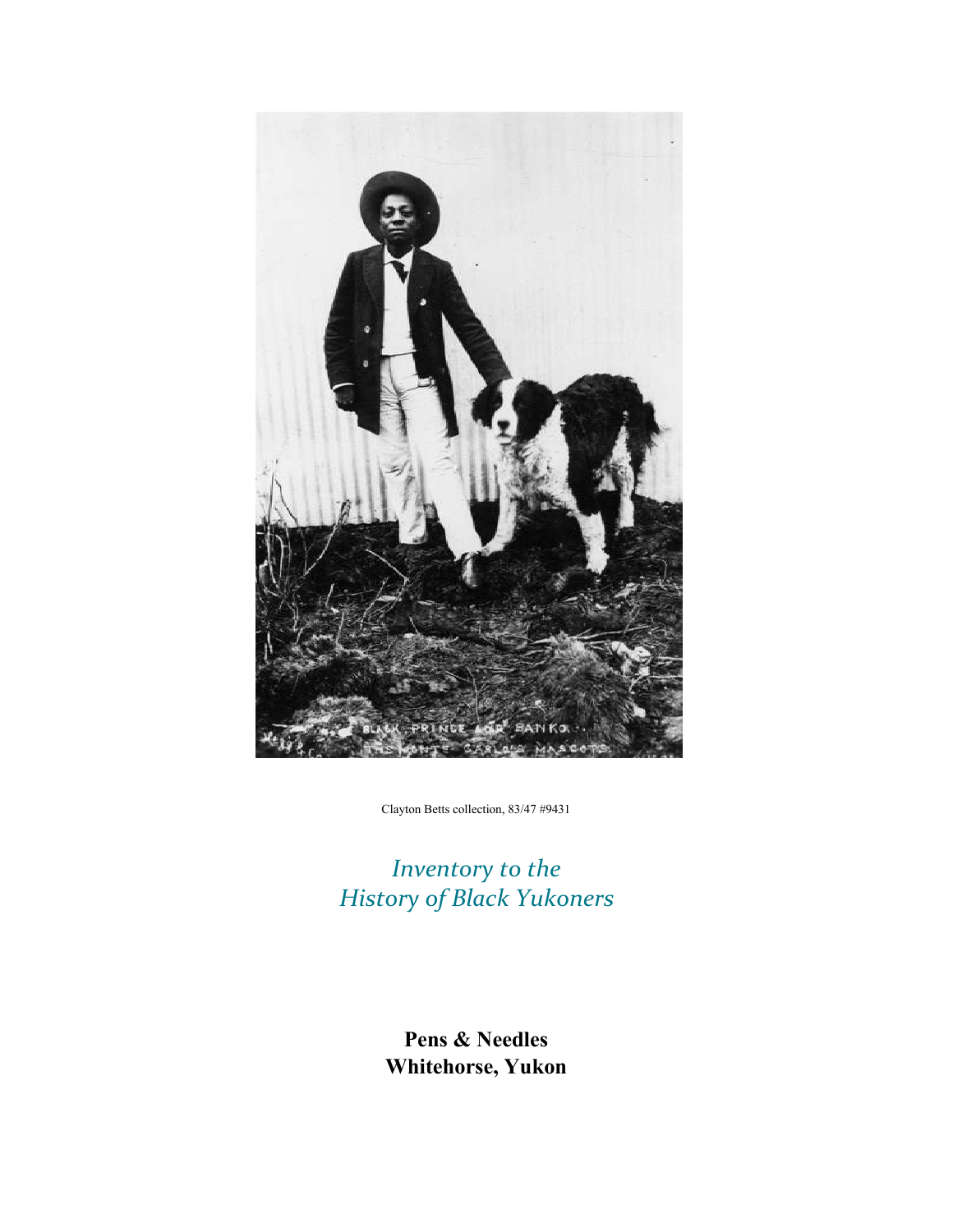Clayton Betts collection, 83/47 #9431

# *Inventory to the History of Black Yukoners*

**Pens & Needles**
**Whitehorse, Yukon**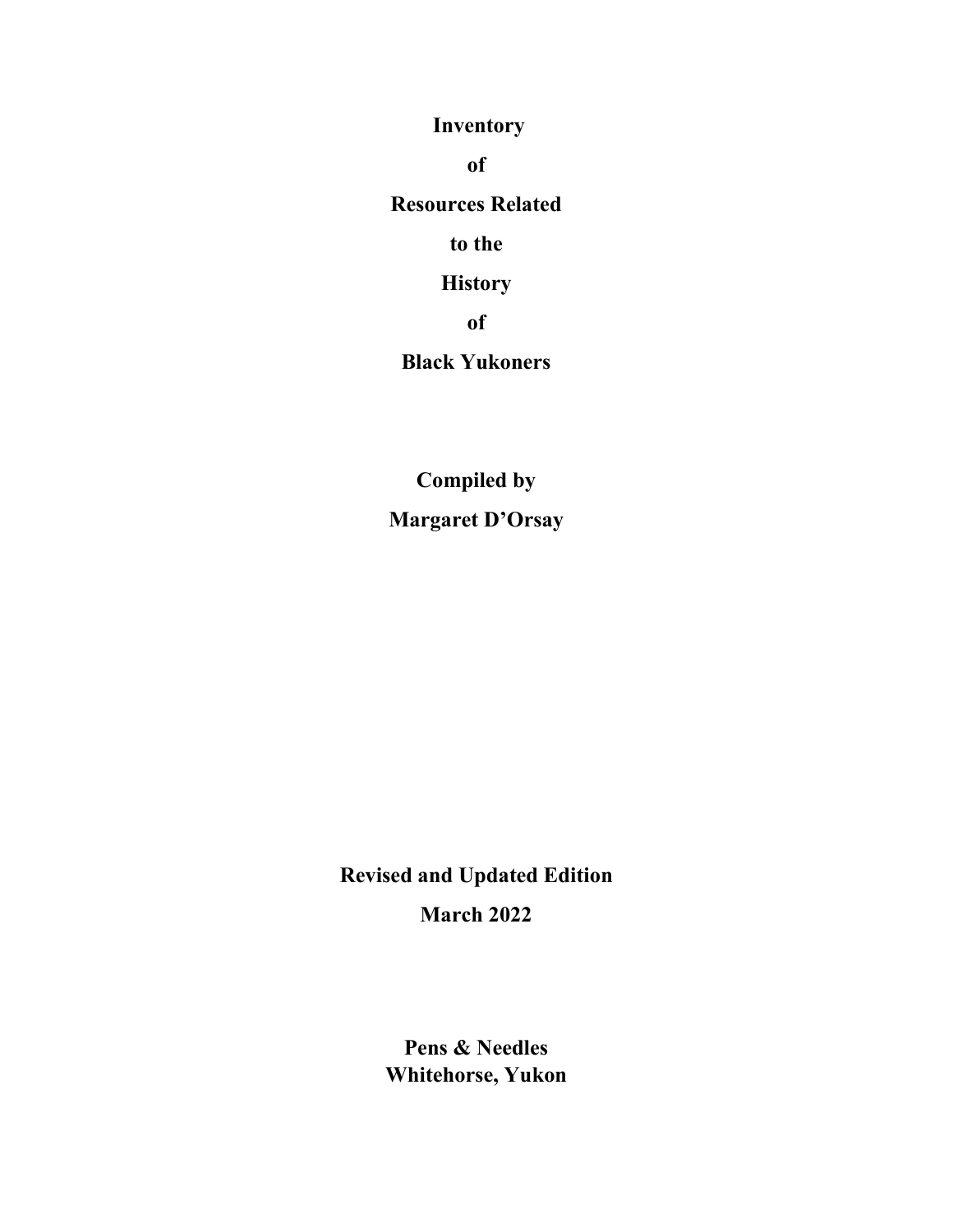# Inventory of Resources Related to the History of Black Yukoners

**Compiled by**

**Margaret D'Orsay**

**Revised and Updated Edition**

**March 2022**

**Pens & Needles**
**Whitehorse, Yukon**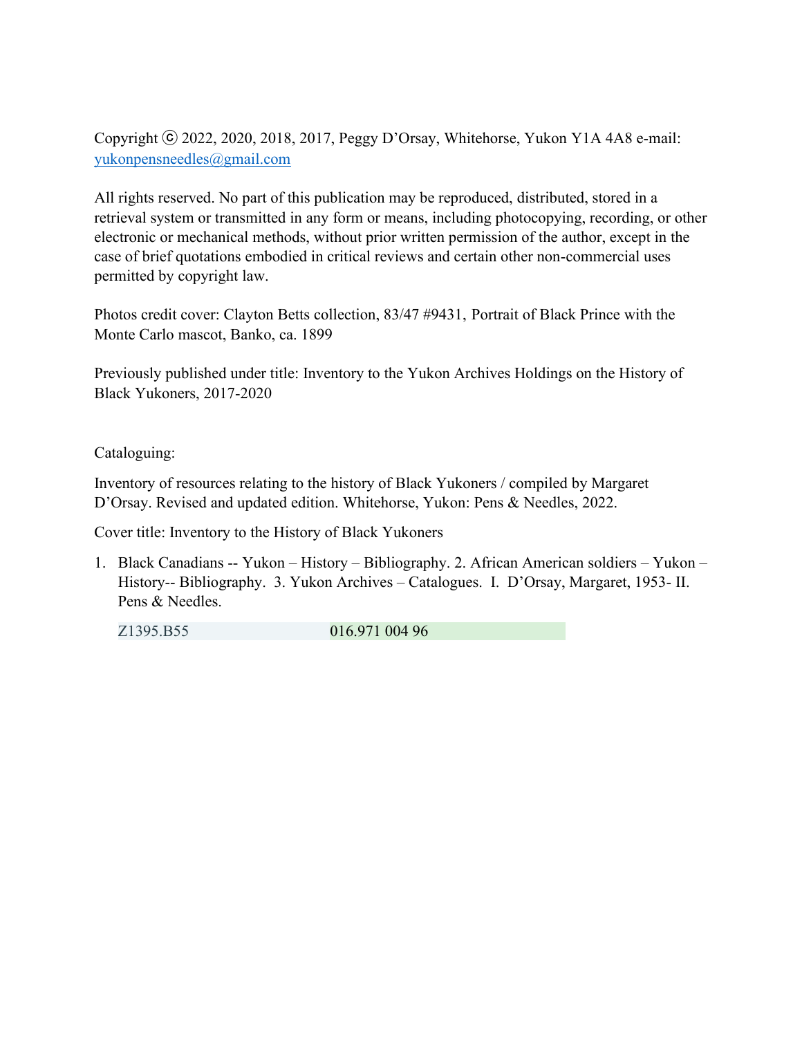Copyright ⓒ 2022, 2020, 2018, 2017, Peggy D'Orsay, Whitehorse, Yukon Y1A 4A8 e-mail: yukonpensneedles@gmail.com

All rights reserved. No part of this publication may be reproduced, distributed, stored in a retrieval system or transmitted in any form or means, including photocopying, recording, or other electronic or mechanical methods, without prior written permission of the author, except in the case of brief quotations embodied in critical reviews and certain other non-commercial uses permitted by copyright law.

Photos credit cover: Clayton Betts collection, 83/47 #9431, Portrait of Black Prince with the Monte Carlo mascot, Banko, ca. 1899

Previously published under title: Inventory to the Yukon Archives Holdings on the History of Black Yukoners, 2017-2020

Cataloguing:

Inventory of resources relating to the history of Black Yukoners / compiled by Margaret D'Orsay. Revised and updated edition. Whitehorse, Yukon: Pens & Needles, 2022.

Cover title: Inventory to the History of Black Yukoners

1. Black Canadians -- Yukon – History – Bibliography. 2. African American soldiers – Yukon – History-- Bibliography. 3. Yukon Archives – Catalogues. I. D'Orsay, Margaret, 1953- II. Pens & Needles.

| Z1395.B55 | 016.971 004 96 |
|---|---|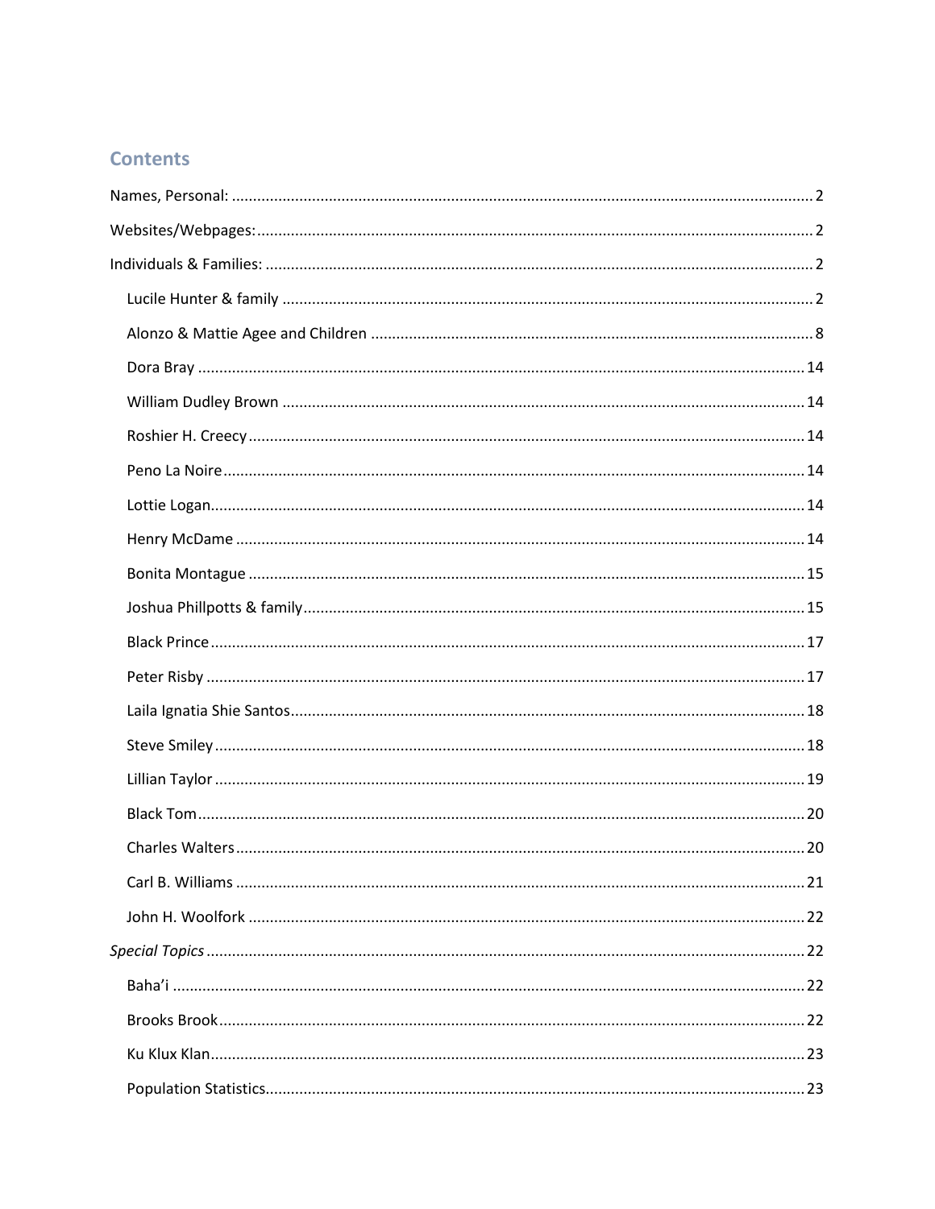## Contents

Names, Personal: ........ 2

Websites/Webpages: ........ 2

Individuals & Families: ........ 2

- Lucile Hunter & family ........ 2
- Alonzo & Mattie Agee and Children ........ 8
- Dora Bray ........ 14
- William Dudley Brown ........ 14
- Roshier H. Creecy ........ 14
- Peno La Noire ........ 14
- Lottie Logan ........ 14
- Henry McDame ........ 14
- Bonita Montague ........ 15
- Joshua Phillpotts & family ........ 15
- Black Prince ........ 17
- Peter Risby ........ 17
- Laila Ignatia Shie Santos ........ 18
- Steve Smiley ........ 18
- Lillian Taylor ........ 19
- Black Tom ........ 20
- Charles Walters ........ 20
- Carl B. Williams ........ 21
- John H. Woolfork ........ 22

*Special Topics* ........ 22

- Baha'i ........ 22
- Brooks Brook ........ 22
- Ku Klux Klan ........ 23
- Population Statistics ........ 23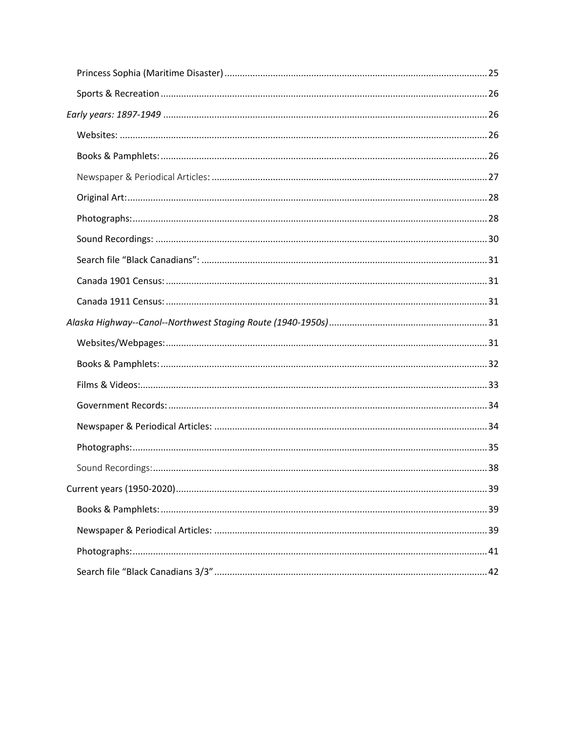Princess Sophia (Maritime Disaster) ....................................................................................................... 25

Sports & Recreation ............................................................................................................................ 26

*Early years: 1897-1949* ........................................................................................................................... 26

Websites: ............................................................................................................................................ 26

Books & Pamphlets: ............................................................................................................................ 26

Newspaper & Periodical Articles: ........................................................................................................ 27

Original Art: ......................................................................................................................................... 28

Photographs: ....................................................................................................................................... 28

Sound Recordings: .............................................................................................................................. 30

Search file "Black Canadians": ............................................................................................................ 31

Canada 1901 Census: .......................................................................................................................... 31

Canada 1911 Census: .......................................................................................................................... 31

*Alaska Highway--Canol--Northwest Staging Route (1940-1950s)* ............................................................ 31

Websites/Webpages: .......................................................................................................................... 31

Books & Pamphlets: ............................................................................................................................ 32

Films & Videos: ................................................................................................................................... 33

Government Records: ......................................................................................................................... 34

Newspaper & Periodical Articles: ........................................................................................................ 34

Photographs: ....................................................................................................................................... 35

Sound Recordings: .............................................................................................................................. 38

Current years (1950-2020) ....................................................................................................................... 39

Books & Pamphlets: ............................................................................................................................ 39

Newspaper & Periodical Articles: ........................................................................................................ 39

Photographs: ....................................................................................................................................... 41

Search file "Black Canadians 3/3" ....................................................................................................... 42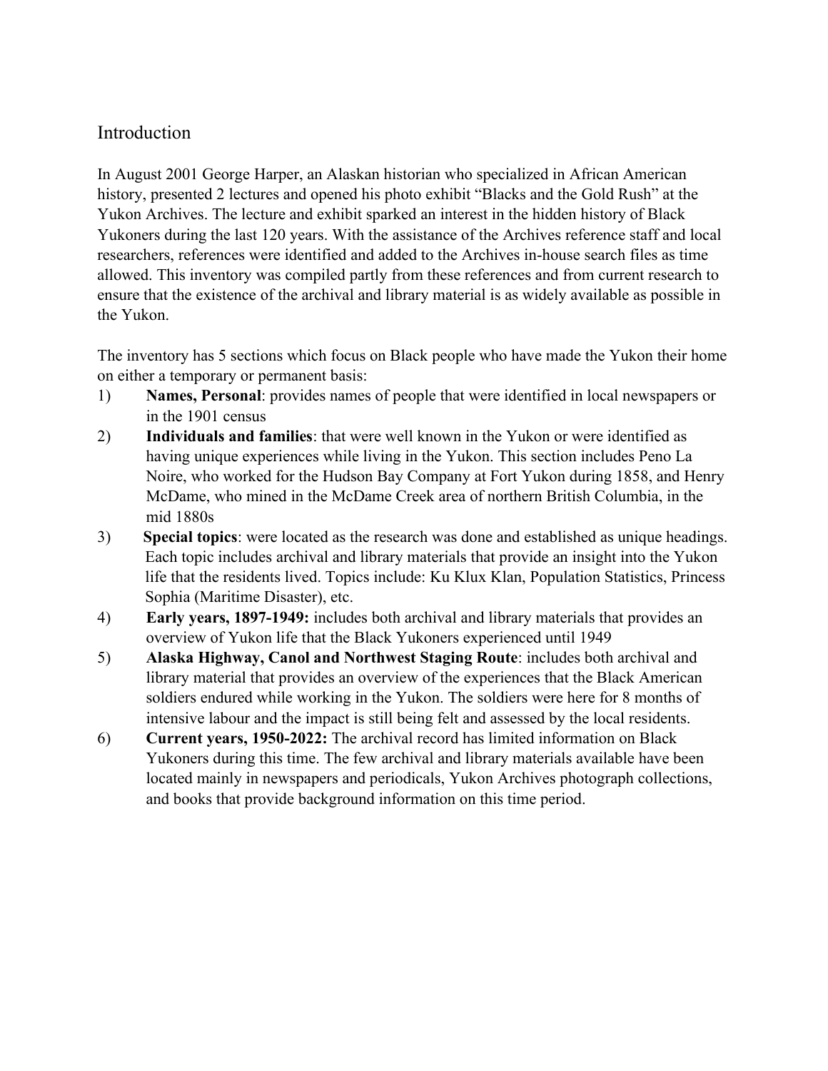## Introduction

In August 2001 George Harper, an Alaskan historian who specialized in African American history, presented 2 lectures and opened his photo exhibit "Blacks and the Gold Rush" at the Yukon Archives. The lecture and exhibit sparked an interest in the hidden history of Black Yukoners during the last 120 years. With the assistance of the Archives reference staff and local researchers, references were identified and added to the Archives in-house search files as time allowed. This inventory was compiled partly from these references and from current research to ensure that the existence of the archival and library material is as widely available as possible in the Yukon.

The inventory has 5 sections which focus on Black people who have made the Yukon their home on either a temporary or permanent basis:

1) **Names, Personal**: provides names of people that were identified in local newspapers or in the 1901 census
2) **Individuals and families**: that were well known in the Yukon or were identified as having unique experiences while living in the Yukon. This section includes Peno La Noire, who worked for the Hudson Bay Company at Fort Yukon during 1858, and Henry McDame, who mined in the McDame Creek area of northern British Columbia, in the mid 1880s
3) **Special topics**: were located as the research was done and established as unique headings. Each topic includes archival and library materials that provide an insight into the Yukon life that the residents lived. Topics include: Ku Klux Klan, Population Statistics, Princess Sophia (Maritime Disaster), etc.
4) **Early years, 1897-1949:** includes both archival and library materials that provides an overview of Yukon life that the Black Yukoners experienced until 1949
5) **Alaska Highway, Canol and Northwest Staging Route**: includes both archival and library material that provides an overview of the experiences that the Black American soldiers endured while working in the Yukon. The soldiers were here for 8 months of intensive labour and the impact is still being felt and assessed by the local residents.
6) **Current years, 1950-2022:** The archival record has limited information on Black Yukoners during this time. The few archival and library materials available have been located mainly in newspapers and periodicals, Yukon Archives photograph collections, and books that provide background information on this time period.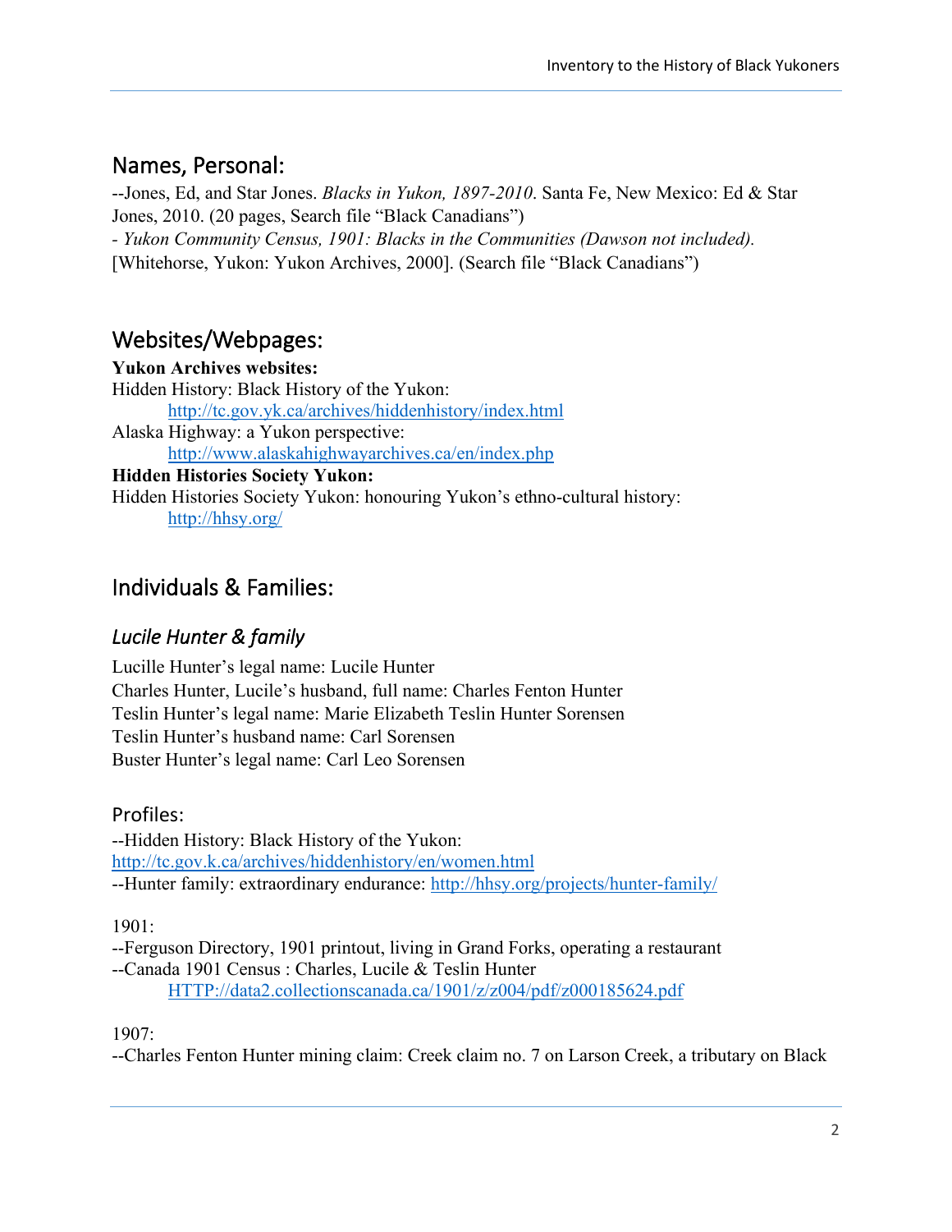## Names, Personal:

--Jones, Ed, and Star Jones. *Blacks in Yukon, 1897-2010*. Santa Fe, New Mexico: Ed & Star Jones, 2010. (20 pages, Search file "Black Canadians")

- *Yukon Community Census, 1901: Blacks in the Communities (Dawson not included).* [Whitehorse, Yukon: Yukon Archives, 2000]. (Search file "Black Canadians")

## Websites/Webpages:

**Yukon Archives websites:**

Hidden History: Black History of the Yukon:
    http://tc.gov.yk.ca/archives/hiddenhistory/index.html

Alaska Highway: a Yukon perspective:
    http://www.alaskahighwayarchives.ca/en/index.php

**Hidden Histories Society Yukon:**

Hidden Histories Society Yukon: honouring Yukon's ethno-cultural history:
    http://hhsy.org/

## Individuals & Families:

### *Lucile Hunter & family*

Lucille Hunter's legal name: Lucile Hunter
Charles Hunter, Lucile's husband, full name: Charles Fenton Hunter
Teslin Hunter's legal name: Marie Elizabeth Teslin Hunter Sorensen
Teslin Hunter's husband name: Carl Sorensen
Buster Hunter's legal name: Carl Leo Sorensen

#### Profiles:

--Hidden History: Black History of the Yukon:
http://tc.gov.k.ca/archives/hiddenhistory/en/women.html
--Hunter family: extraordinary endurance: http://hhsy.org/projects/hunter-family/

1901:

--Ferguson Directory, 1901 printout, living in Grand Forks, operating a restaurant
--Canada 1901 Census : Charles, Lucile & Teslin Hunter
    HTTP://data2.collectionscanada.ca/1901/z/z004/pdf/z000185624.pdf

1907:

--Charles Fenton Hunter mining claim: Creek claim no. 7 on Larson Creek, a tributary on Black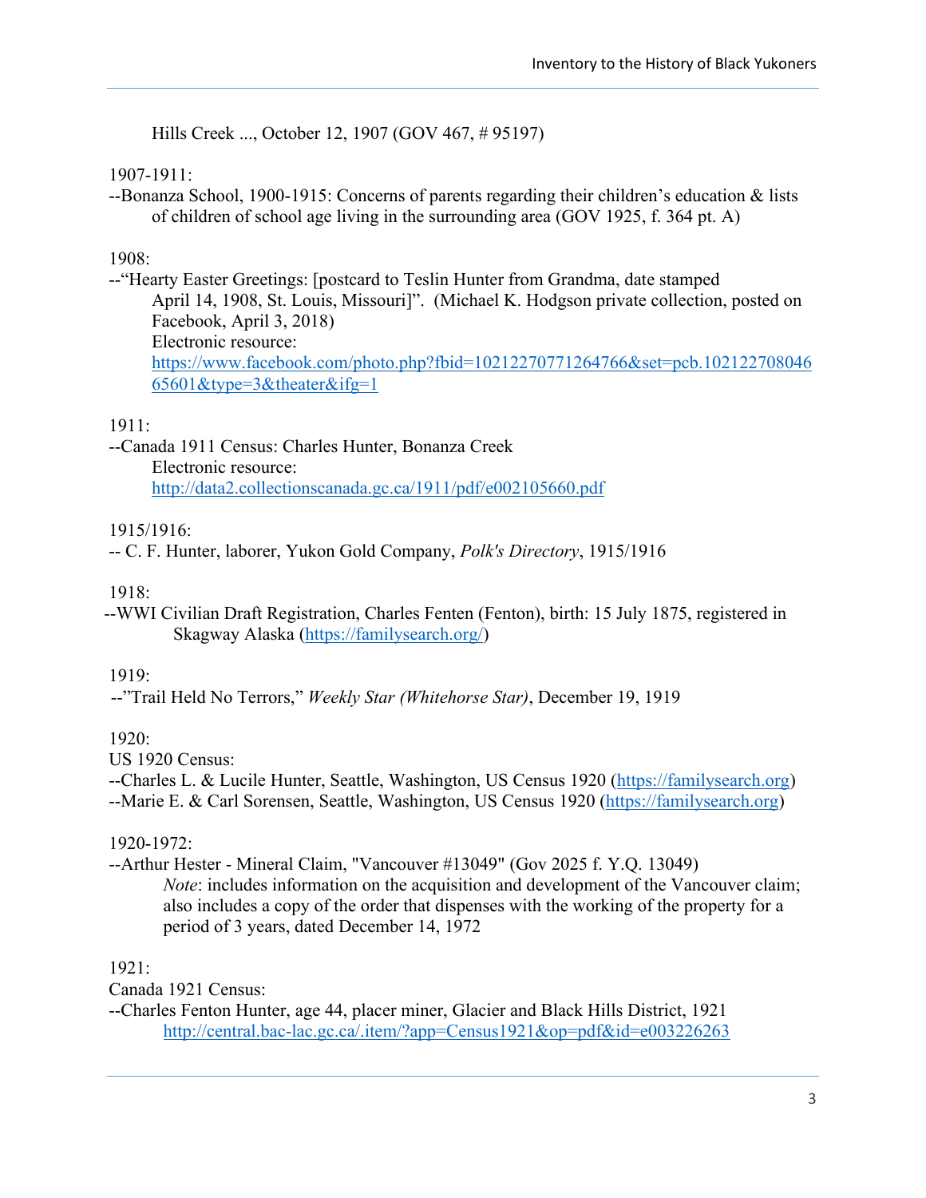Hills Creek ..., October 12, 1907 (GOV 467, # 95197)

1907-1911:

--Bonanza School, 1900-1915: Concerns of parents regarding their children's education & lists of children of school age living in the surrounding area (GOV 1925, f. 364 pt. A)

1908:

--"Hearty Easter Greetings: [postcard to Teslin Hunter from Grandma, date stamped April 14, 1908, St. Louis, Missouri]". (Michael K. Hodgson private collection, posted on Facebook, April 3, 2018)
Electronic resource:
https://www.facebook.com/photo.php?fbid=10212270771264766&set=pcb.10212270804665601&type=3&theater&ifg=1

1911:

--Canada 1911 Census: Charles Hunter, Bonanza Creek
Electronic resource:
http://data2.collectionscanada.gc.ca/1911/pdf/e002105660.pdf

1915/1916:

-- C. F. Hunter, laborer, Yukon Gold Company, *Polk's Directory*, 1915/1916

1918:

--WWI Civilian Draft Registration, Charles Fenten (Fenton), birth: 15 July 1875, registered in Skagway Alaska (https://familysearch.org/)

1919:

--"Trail Held No Terrors," *Weekly Star (Whitehorse Star)*, December 19, 1919

1920:

US 1920 Census:

--Charles L. & Lucile Hunter, Seattle, Washington, US Census 1920 (https://familysearch.org)

--Marie E. & Carl Sorensen, Seattle, Washington, US Census 1920 (https://familysearch.org)

1920-1972:

--Arthur Hester - Mineral Claim, "Vancouver #13049" (Gov 2025 f. Y.Q. 13049)
*Note*: includes information on the acquisition and development of the Vancouver claim; also includes a copy of the order that dispenses with the working of the property for a period of 3 years, dated December 14, 1972

1921:

Canada 1921 Census:

--Charles Fenton Hunter, age 44, placer miner, Glacier and Black Hills District, 1921
http://central.bac-lac.gc.ca/.item/?app=Census1921&op=pdf&id=e003226263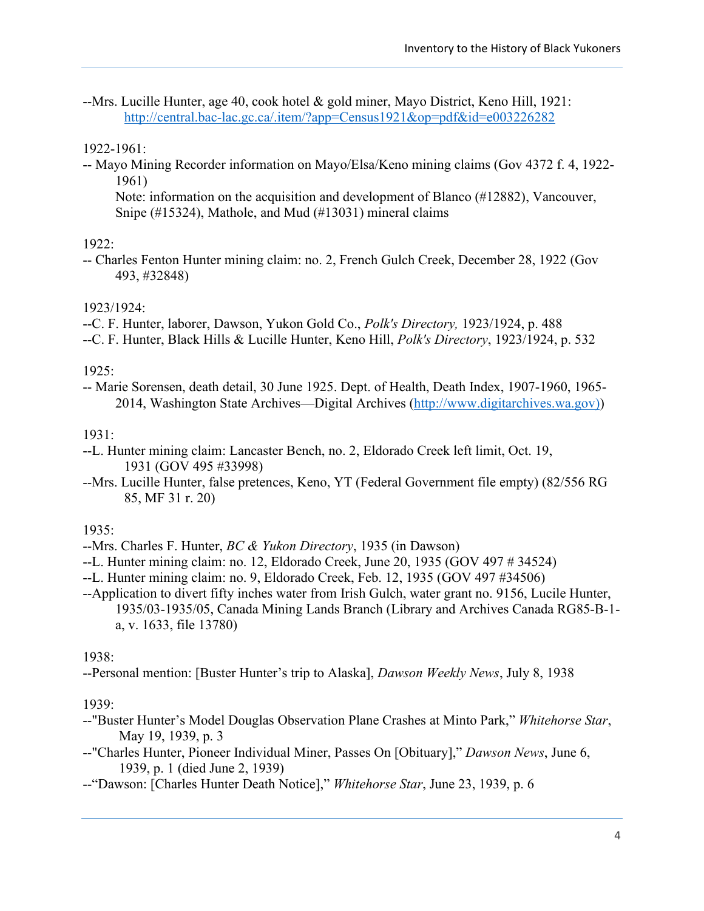--Mrs. Lucille Hunter, age 40, cook hotel & gold miner, Mayo District, Keno Hill, 1921: http://central.bac-lac.gc.ca/.item/?app=Census1921&op=pdf&id=e003226282

1922-1961:

-- Mayo Mining Recorder information on Mayo/Elsa/Keno mining claims (Gov 4372 f. 4, 1922-1961)
Note: information on the acquisition and development of Blanco (#12882), Vancouver, Snipe (#15324), Mathole, and Mud (#13031) mineral claims

1922:

-- Charles Fenton Hunter mining claim: no. 2, French Gulch Creek, December 28, 1922 (Gov 493, #32848)

1923/1924:

--C. F. Hunter, laborer, Dawson, Yukon Gold Co., *Polk's Directory,* 1923/1924, p. 488
--C. F. Hunter, Black Hills & Lucille Hunter, Keno Hill, *Polk's Directory*, 1923/1924, p. 532

1925:

-- Marie Sorensen, death detail, 30 June 1925. Dept. of Health, Death Index, 1907-1960, 1965-2014, Washington State Archives—Digital Archives (http://www.digitarchives.wa.gov))

1931:

--L. Hunter mining claim: Lancaster Bench, no. 2, Eldorado Creek left limit, Oct. 19, 1931 (GOV 495 #33998)
--Mrs. Lucille Hunter, false pretences, Keno, YT (Federal Government file empty) (82/556 RG 85, MF 31 r. 20)

1935:

--Mrs. Charles F. Hunter, *BC & Yukon Directory*, 1935 (in Dawson)
--L. Hunter mining claim: no. 12, Eldorado Creek, June 20, 1935 (GOV 497 # 34524)
--L. Hunter mining claim: no. 9, Eldorado Creek, Feb. 12, 1935 (GOV 497 #34506)
--Application to divert fifty inches water from Irish Gulch, water grant no. 9156, Lucile Hunter, 1935/03-1935/05, Canada Mining Lands Branch (Library and Archives Canada RG85-B-1-a, v. 1633, file 13780)

1938:

--Personal mention: [Buster Hunter's trip to Alaska], *Dawson Weekly News*, July 8, 1938

1939:

--"Buster Hunter's Model Douglas Observation Plane Crashes at Minto Park," *Whitehorse Star*, May 19, 1939, p. 3
--"Charles Hunter, Pioneer Individual Miner, Passes On [Obituary]," *Dawson News*, June 6, 1939, p. 1 (died June 2, 1939)
--"Dawson: [Charles Hunter Death Notice]," *Whitehorse Star*, June 23, 1939, p. 6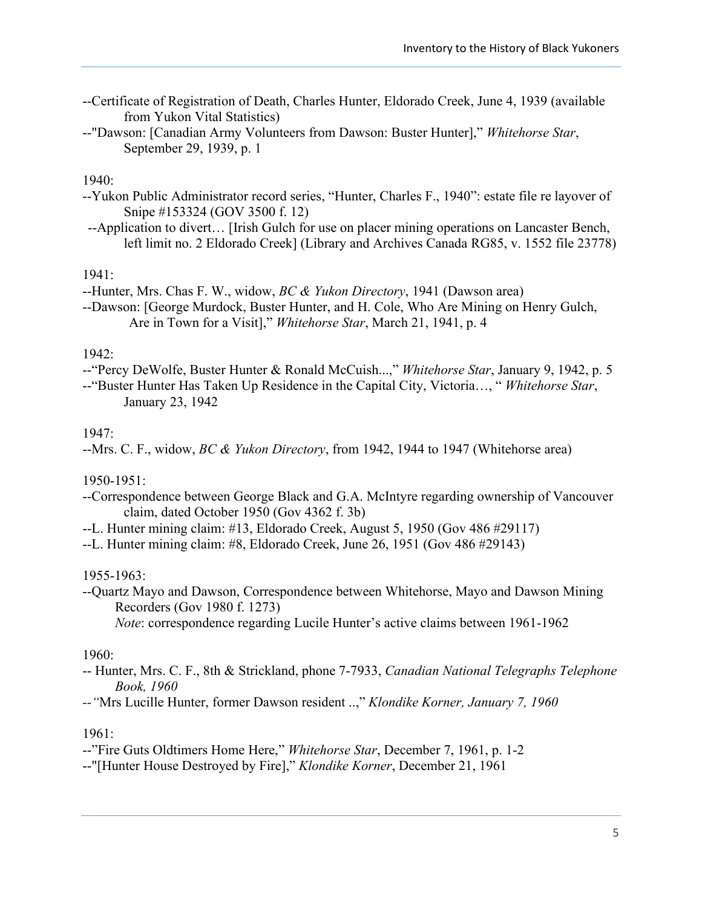--Certificate of Registration of Death, Charles Hunter, Eldorado Creek, June 4, 1939 (available from Yukon Vital Statistics)

--"Dawson: [Canadian Army Volunteers from Dawson: Buster Hunter]," *Whitehorse Star*, September 29, 1939, p. 1

1940:

--Yukon Public Administrator record series, "Hunter, Charles F., 1940": estate file re layover of Snipe #153324 (GOV 3500 f. 12)

--Application to divert… [Irish Gulch for use on placer mining operations on Lancaster Bench, left limit no. 2 Eldorado Creek] (Library and Archives Canada RG85, v. 1552 file 23778)

1941:

--Hunter, Mrs. Chas F. W., widow, *BC & Yukon Directory*, 1941 (Dawson area)

--Dawson: [George Murdock, Buster Hunter, and H. Cole, Who Are Mining on Henry Gulch, Are in Town for a Visit]," *Whitehorse Star*, March 21, 1941, p. 4

1942:

--"Percy DeWolfe, Buster Hunter & Ronald McCuish...," *Whitehorse Star*, January 9, 1942, p. 5

--"Buster Hunter Has Taken Up Residence in the Capital City, Victoria…, " *Whitehorse Star*, January 23, 1942

1947:

--Mrs. C. F., widow, *BC & Yukon Directory*, from 1942, 1944 to 1947 (Whitehorse area)

1950-1951:

--Correspondence between George Black and G.A. McIntyre regarding ownership of Vancouver claim, dated October 1950 (Gov 4362 f. 3b)

--L. Hunter mining claim: #13, Eldorado Creek, August 5, 1950 (Gov 486 #29117)

--L. Hunter mining claim: #8, Eldorado Creek, June 26, 1951 (Gov 486 #29143)

1955-1963:

--Quartz Mayo and Dawson, Correspondence between Whitehorse, Mayo and Dawson Mining Recorders (Gov 1980 f. 1273)
*Note*: correspondence regarding Lucile Hunter's active claims between 1961-1962

1960:

-- Hunter, Mrs. C. F., 8th & Strickland, phone 7-7933, *Canadian National Telegraphs Telephone Book, 1960*

--"Mrs Lucille Hunter, former Dawson resident ..," *Klondike Korner, January 7, 1960*

1961:

--"Fire Guts Oldtimers Home Here," *Whitehorse Star*, December 7, 1961, p. 1-2

--"[Hunter House Destroyed by Fire]," *Klondike Korner*, December 21, 1961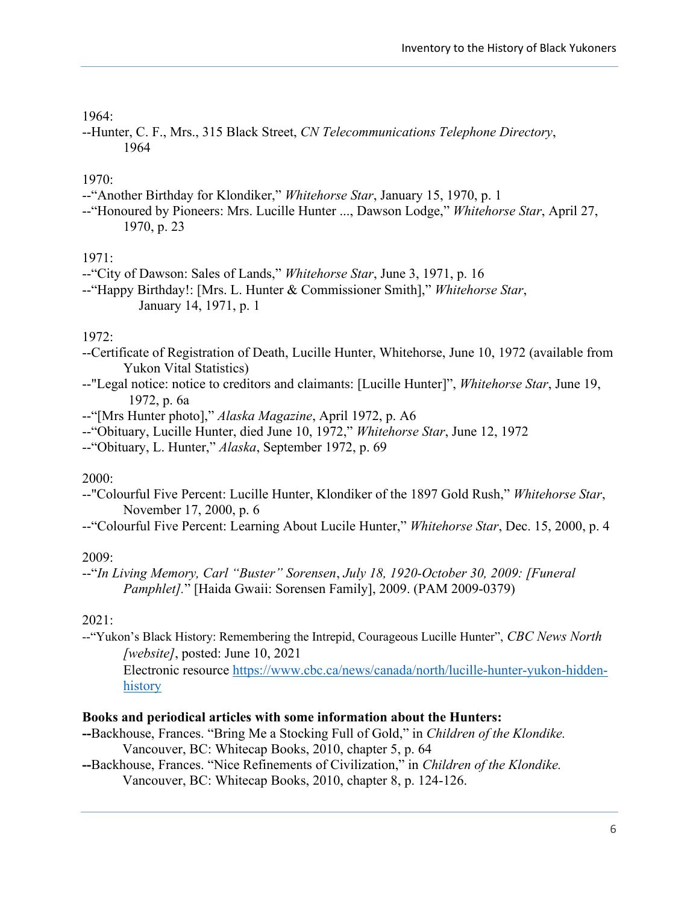1964:

--Hunter, C. F., Mrs., 315 Black Street, *CN Telecommunications Telephone Directory*, 1964

1970:

--"Another Birthday for Klondiker," *Whitehorse Star*, January 15, 1970, p. 1

--"Honoured by Pioneers: Mrs. Lucille Hunter ..., Dawson Lodge," *Whitehorse Star*, April 27, 1970, p. 23

1971:

--"City of Dawson: Sales of Lands," *Whitehorse Star*, June 3, 1971, p. 16

--"Happy Birthday!: [Mrs. L. Hunter & Commissioner Smith]," *Whitehorse Star*, January 14, 1971, p. 1

1972:

--Certificate of Registration of Death, Lucille Hunter, Whitehorse, June 10, 1972 (available from Yukon Vital Statistics)

--"Legal notice: notice to creditors and claimants: [Lucille Hunter]", *Whitehorse Star*, June 19, 1972, p. 6a

--"[Mrs Hunter photo]," *Alaska Magazine*, April 1972, p. A6

--"Obituary, Lucille Hunter, died June 10, 1972," *Whitehorse Star*, June 12, 1972

--"Obituary, L. Hunter," *Alaska*, September 1972, p. 69

2000:

--"Colourful Five Percent: Lucille Hunter, Klondiker of the 1897 Gold Rush," *Whitehorse Star*, November 17, 2000, p. 6

--"Colourful Five Percent: Learning About Lucile Hunter," *Whitehorse Star*, Dec. 15, 2000, p. 4

2009:

--"*In Living Memory, Carl "Buster" Sorensen*, *July 18, 1920-October 30, 2009: [Funeral Pamphlet].*" [Haida Gwaii: Sorensen Family], 2009. (PAM 2009-0379)

2021:

--"Yukon's Black History: Remembering the Intrepid, Courageous Lucille Hunter", *CBC News North [website]*, posted: June 10, 2021
Electronic resource https://www.cbc.ca/news/canada/north/lucille-hunter-yukon-hidden-history

**Books and periodical articles with some information about the Hunters:**

**--**Backhouse, Frances. "Bring Me a Stocking Full of Gold," in *Children of the Klondike.* Vancouver, BC: Whitecap Books, 2010, chapter 5, p. 64

**--**Backhouse, Frances. "Nice Refinements of Civilization," in *Children of the Klondike.* Vancouver, BC: Whitecap Books, 2010, chapter 8, p. 124-126.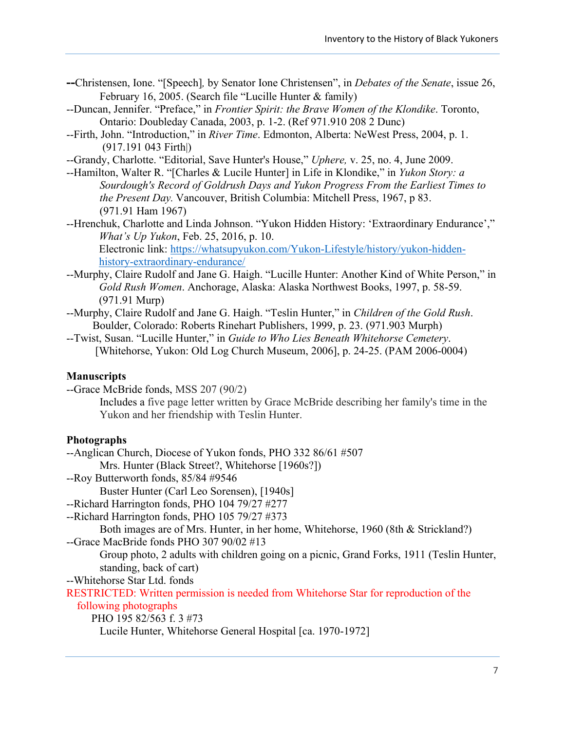--Christensen, Ione. "[Speech], by Senator Ione Christensen", in *Debates of the Senate*, issue 26, February 16, 2005. (Search file "Lucille Hunter & family)

--Duncan, Jennifer. "Preface," in *Frontier Spirit: the Brave Women of the Klondike*. Toronto, Ontario: Doubleday Canada, 2003, p. 1-2. (Ref 971.910 208 2 Dunc)

--Firth, John. "Introduction," in *River Time*. Edmonton, Alberta: NeWest Press, 2004, p. 1. (917.191 043 Firth|)

--Grandy, Charlotte. "Editorial, Save Hunter's House," *Uphere,* v. 25, no. 4, June 2009.

--Hamilton, Walter R. "[Charles & Lucile Hunter] in Life in Klondike," in *Yukon Story: a Sourdough's Record of Goldrush Days and Yukon Progress From the Earliest Times to the Present Day.* Vancouver, British Columbia: Mitchell Press, 1967, p 83. (971.91 Ham 1967)

--Hrenchuk, Charlotte and Linda Johnson. "Yukon Hidden History: 'Extraordinary Endurance'," *What's Up Yukon*, Feb. 25, 2016, p. 10.
Electronic link: https://whatsupyukon.com/Yukon-Lifestyle/history/yukon-hidden-history-extraordinary-endurance/

--Murphy, Claire Rudolf and Jane G. Haigh. "Lucille Hunter: Another Kind of White Person," in *Gold Rush Women*. Anchorage, Alaska: Alaska Northwest Books, 1997, p. 58-59. (971.91 Murp)

--Murphy, Claire Rudolf and Jane G. Haigh. "Teslin Hunter," in *Children of the Gold Rush*. Boulder, Colorado: Roberts Rinehart Publishers, 1999, p. 23. (971.903 Murph)

--Twist, Susan. "Lucille Hunter," in *Guide to Who Lies Beneath Whitehorse Cemetery*. [Whitehorse, Yukon: Old Log Church Museum, 2006], p. 24-25. (PAM 2006-0004)

**Manuscripts**

--Grace McBride fonds, MSS 207 (90/2)
Includes a five page letter written by Grace McBride describing her family's time in the Yukon and her friendship with Teslin Hunter.

**Photographs**

--Anglican Church, Diocese of Yukon fonds, PHO 332 86/61 #507
Mrs. Hunter (Black Street?, Whitehorse [1960s?])

--Roy Butterworth fonds, 85/84 #9546
Buster Hunter (Carl Leo Sorensen), [1940s]

--Richard Harrington fonds, PHO 104 79/27 #277

--Richard Harrington fonds, PHO 105 79/27 #373
Both images are of Mrs. Hunter, in her home, Whitehorse, 1960 (8th & Strickland?)

--Grace MacBride fonds PHO 307 90/02 #13
Group photo, 2 adults with children going on a picnic, Grand Forks, 1911 (Teslin Hunter, standing, back of cart)

--Whitehorse Star Ltd. fonds

RESTRICTED: Written permission is needed from Whitehorse Star for reproduction of the following photographs

PHO 195 82/563 f. 3 #73
Lucile Hunter, Whitehorse General Hospital [ca. 1970-1972]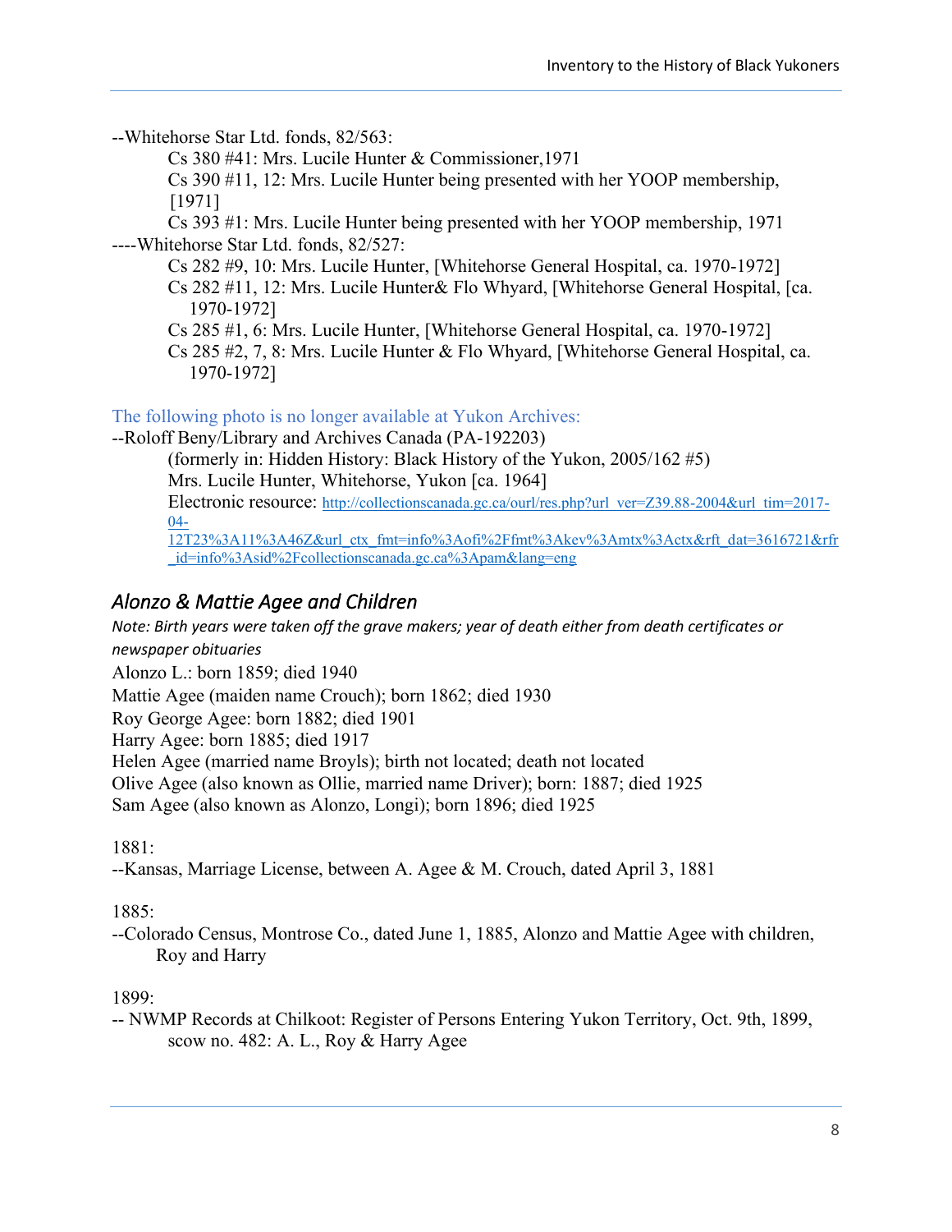--Whitehorse Star Ltd. fonds, 82/563:

Cs 380 #41: Mrs. Lucile Hunter & Commissioner,1971

Cs 390 #11, 12: Mrs. Lucile Hunter being presented with her YOOP membership, [1971]

Cs 393 #1: Mrs. Lucile Hunter being presented with her YOOP membership, 1971

----Whitehorse Star Ltd. fonds, 82/527:

Cs 282 #9, 10: Mrs. Lucile Hunter, [Whitehorse General Hospital, ca. 1970-1972]

Cs 282 #11, 12: Mrs. Lucile Hunter& Flo Whyard, [Whitehorse General Hospital, [ca. 1970-1972]

Cs 285 #1, 6: Mrs. Lucile Hunter, [Whitehorse General Hospital, ca. 1970-1972]

Cs 285 #2, 7, 8: Mrs. Lucile Hunter & Flo Whyard, [Whitehorse General Hospital, ca. 1970-1972]

The following photo is no longer available at Yukon Archives:

--Roloff Beny/Library and Archives Canada (PA-192203)

(formerly in: Hidden History: Black History of the Yukon, 2005/162 #5)

Mrs. Lucile Hunter, Whitehorse, Yukon [ca. 1964]

Electronic resource: http://collectionscanada.gc.ca/ourl/res.php?url_ver=Z39.88-2004&url_tim=2017-04-12T23%3A11%3A46Z&url_ctx_fmt=info%3Aofi%2Ffmt%3Akev%3Amtx%3Actx&rft_dat=3616721&rfr_id=info%3Asid%2Fcollectionscanada.gc.ca%3Apam&lang=eng

## *Alonzo & Mattie Agee and Children*

*Note: Birth years were taken off the grave makers; year of death either from death certificates or newspaper obituaries*

Alonzo L.: born 1859; died 1940

Mattie Agee (maiden name Crouch); born 1862; died 1930

Roy George Agee: born 1882; died 1901

Harry Agee: born 1885; died 1917

Helen Agee (married name Broyls); birth not located; death not located

Olive Agee (also known as Ollie, married name Driver); born: 1887; died 1925

Sam Agee (also known as Alonzo, Longi); born 1896; died 1925

1881:

--Kansas, Marriage License, between A. Agee & M. Crouch, dated April 3, 1881

1885:

--Colorado Census, Montrose Co., dated June 1, 1885, Alonzo and Mattie Agee with children, Roy and Harry

1899:

-- NWMP Records at Chilkoot: Register of Persons Entering Yukon Territory, Oct. 9th, 1899, scow no. 482: A. L., Roy & Harry Agee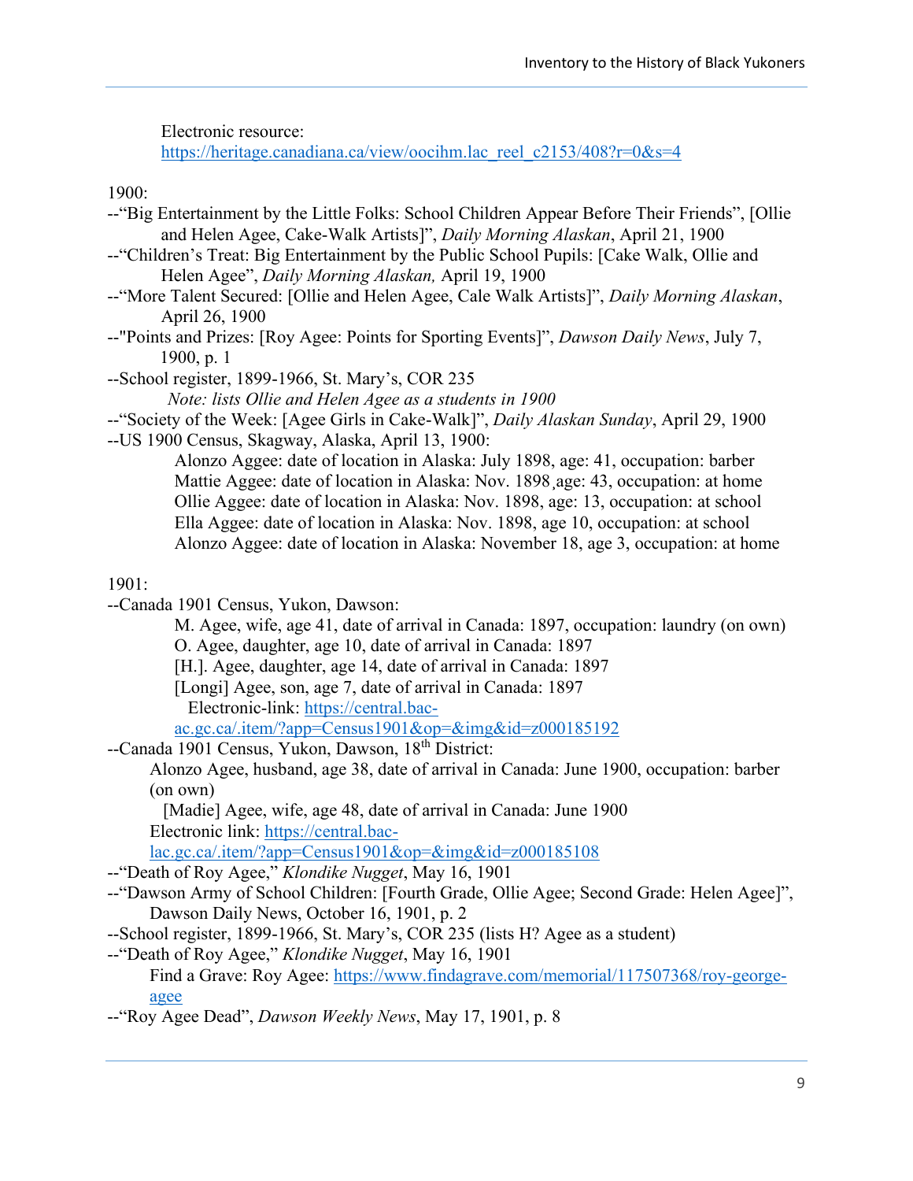Electronic resource: https://heritage.canadiana.ca/view/oocihm.lac_reel_c2153/408?r=0&s=4

1900:

--"Big Entertainment by the Little Folks: School Children Appear Before Their Friends", [Ollie and Helen Agee, Cake-Walk Artists]", *Daily Morning Alaskan*, April 21, 1900

--"Children's Treat: Big Entertainment by the Public School Pupils: [Cake Walk, Ollie and Helen Agee", *Daily Morning Alaskan,* April 19, 1900

--"More Talent Secured: [Ollie and Helen Agee, Cale Walk Artists]", *Daily Morning Alaskan*, April 26, 1900

--"Points and Prizes: [Roy Agee: Points for Sporting Events]", *Dawson Daily News*, July 7, 1900, p. 1

--School register, 1899-1966, St. Mary's, COR 235

*Note: lists Ollie and Helen Agee as a students in 1900*

--"Society of the Week: [Agee Girls in Cake-Walk]", *Daily Alaskan Sunday*, April 29, 1900

--US 1900 Census, Skagway, Alaska, April 13, 1900:

Alonzo Aggee: date of location in Alaska: July 1898, age: 41, occupation: barber
Mattie Aggee: date of location in Alaska: Nov. 1898, age: 43, occupation: at home
Ollie Aggee: date of location in Alaska: Nov. 1898, age: 13, occupation: at school
Ella Aggee: date of location in Alaska: Nov. 1898, age 10, occupation: at school
Alonzo Aggee: date of location in Alaska: November 18, age 3, occupation: at home

1901:

--Canada 1901 Census, Yukon, Dawson:

M. Agee, wife, age 41, date of arrival in Canada: 1897, occupation: laundry (on own)
O. Agee, daughter, age 10, date of arrival in Canada: 1897
[H.]. Agee, daughter, age 14, date of arrival in Canada: 1897
[Longi] Agee, son, age 7, date of arrival in Canada: 1897
Electronic-link: https://central.bac-ac.gc.ca/.item/?app=Census1901&op=&img&id=z000185192

--Canada 1901 Census, Yukon, Dawson, 18th District:

Alonzo Agee, husband, age 38, date of arrival in Canada: June 1900, occupation: barber (on own)
[Madie] Agee, wife, age 48, date of arrival in Canada: June 1900
Electronic link: https://central.bac-lac.gc.ca/.item/?app=Census1901&op=&img&id=z000185108

--"Death of Roy Agee," *Klondike Nugget*, May 16, 1901

--"Dawson Army of School Children: [Fourth Grade, Ollie Agee; Second Grade: Helen Agee]", Dawson Daily News, October 16, 1901, p. 2

--School register, 1899-1966, St. Mary's, COR 235 (lists H? Agee as a student)

--"Death of Roy Agee," *Klondike Nugget*, May 16, 1901

Find a Grave: Roy Agee: https://www.findagrave.com/memorial/117507368/roy-george-agee

--"Roy Agee Dead", *Dawson Weekly News*, May 17, 1901, p. 8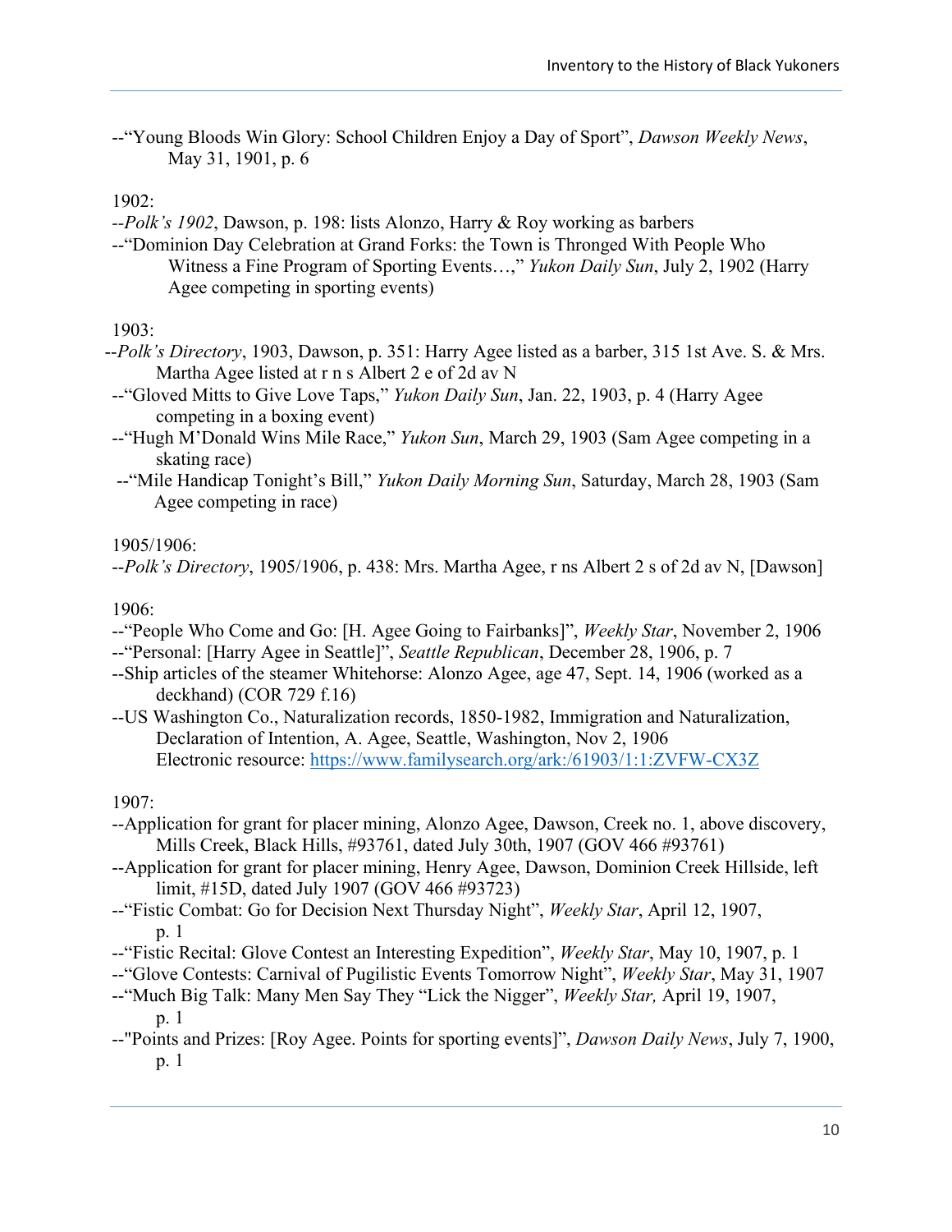--"Young Bloods Win Glory: School Children Enjoy a Day of Sport", *Dawson Weekly News*, May 31, 1901, p. 6

1902:

--*Polk's 1902*, Dawson, p. 198: lists Alonzo, Harry & Roy working as barbers

--"Dominion Day Celebration at Grand Forks: the Town is Thronged With People Who Witness a Fine Program of Sporting Events…," *Yukon Daily Sun*, July 2, 1902 (Harry Agee competing in sporting events)

1903:

--*Polk's Directory*, 1903, Dawson, p. 351: Harry Agee listed as a barber, 315 1st Ave. S. & Mrs. Martha Agee listed at r n s Albert 2 e of 2d av N

--"Gloved Mitts to Give Love Taps," *Yukon Daily Sun*, Jan. 22, 1903, p. 4 (Harry Agee competing in a boxing event)

--"Hugh M'Donald Wins Mile Race," *Yukon Sun*, March 29, 1903 (Sam Agee competing in a skating race)

--"Mile Handicap Tonight's Bill," *Yukon Daily Morning Sun*, Saturday, March 28, 1903 (Sam Agee competing in race)

1905/1906:

--*Polk's Directory*, 1905/1906, p. 438: Mrs. Martha Agee, r ns Albert 2 s of 2d av N, [Dawson]

1906:

--"People Who Come and Go: [H. Agee Going to Fairbanks]", *Weekly Star*, November 2, 1906

--"Personal: [Harry Agee in Seattle]", *Seattle Republican*, December 28, 1906, p. 7

--Ship articles of the steamer Whitehorse: Alonzo Agee, age 47, Sept. 14, 1906 (worked as a deckhand) (COR 729 f.16)

--US Washington Co., Naturalization records, 1850-1982, Immigration and Naturalization, Declaration of Intention, A. Agee, Seattle, Washington, Nov 2, 1906 Electronic resource: https://www.familysearch.org/ark:/61903/1:1:ZVFW-CX3Z

1907:

--Application for grant for placer mining, Alonzo Agee, Dawson, Creek no. 1, above discovery, Mills Creek, Black Hills, #93761, dated July 30th, 1907 (GOV 466 #93761)

--Application for grant for placer mining, Henry Agee, Dawson, Dominion Creek Hillside, left limit, #15D, dated July 1907 (GOV 466 #93723)

--"Fistic Combat: Go for Decision Next Thursday Night", *Weekly Star*, April 12, 1907, p. 1

--"Fistic Recital: Glove Contest an Interesting Expedition", *Weekly Star*, May 10, 1907, p. 1

--"Glove Contests: Carnival of Pugilistic Events Tomorrow Night", *Weekly Star*, May 31, 1907

--"Much Big Talk: Many Men Say They "Lick the Nigger", *Weekly Star,* April 19, 1907, p. 1

--"Points and Prizes: [Roy Agee. Points for sporting events]", *Dawson Daily News*, July 7, 1900, p. 1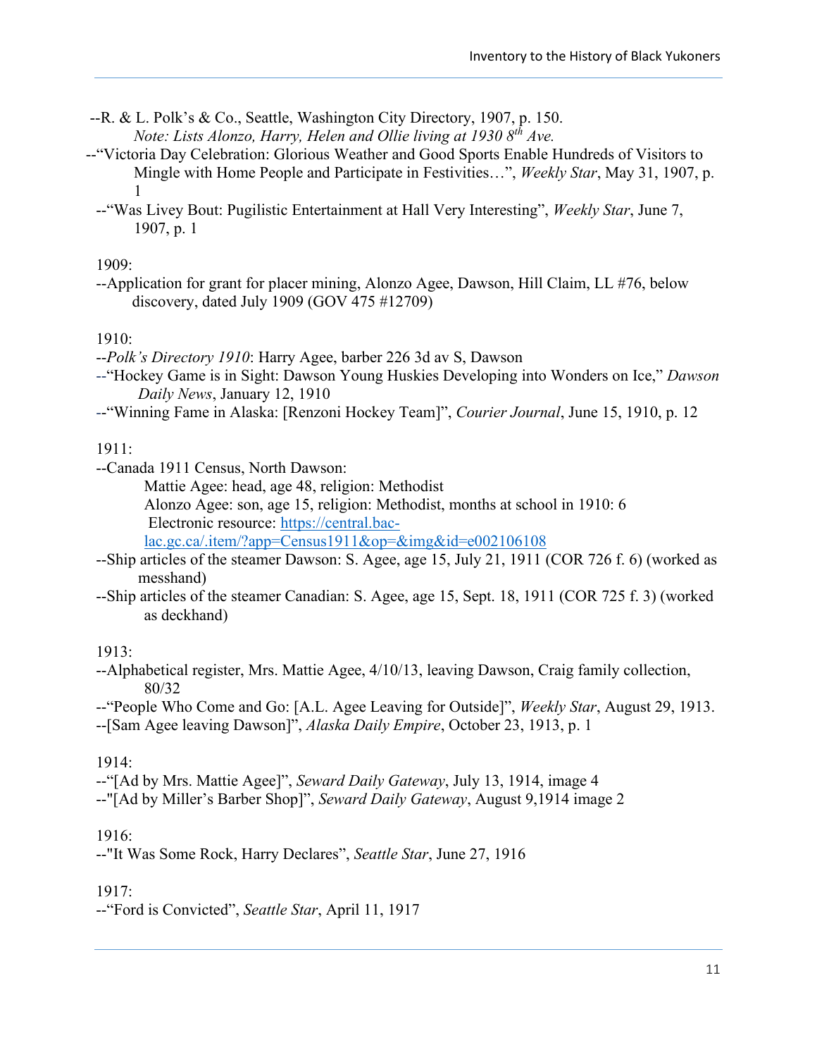--R. & L. Polk's & Co., Seattle, Washington City Directory, 1907, p. 150.
*Note: Lists Alonzo, Harry, Helen and Ollie living at 1930 8th Ave.*

--"Victoria Day Celebration: Glorious Weather and Good Sports Enable Hundreds of Visitors to Mingle with Home People and Participate in Festivities…", *Weekly Star*, May 31, 1907, p. 1

--"Was Livey Bout: Pugilistic Entertainment at Hall Very Interesting", *Weekly Star*, June 7, 1907, p. 1

1909:

--Application for grant for placer mining, Alonzo Agee, Dawson, Hill Claim, LL #76, below discovery, dated July 1909 (GOV 475 #12709)

1910:

--*Polk's Directory 1910*: Harry Agee, barber 226 3d av S, Dawson

--"Hockey Game is in Sight: Dawson Young Huskies Developing into Wonders on Ice," *Dawson Daily News*, January 12, 1910

--"Winning Fame in Alaska: [Renzoni Hockey Team]", *Courier Journal*, June 15, 1910, p. 12

1911:

--Canada 1911 Census, North Dawson:
Mattie Agee: head, age 48, religion: Methodist
Alonzo Agee: son, age 15, religion: Methodist, months at school in 1910: 6
Electronic resource: [https://central.bac-lac.gc.ca/.item/?app=Census1911&op=&img&id=e002106108](https://central.bac-lac.gc.ca/.item/?app=Census1911&op=&img&id=e002106108)

--Ship articles of the steamer Dawson: S. Agee, age 15, July 21, 1911 (COR 726 f. 6) (worked as messhand)

--Ship articles of the steamer Canadian: S. Agee, age 15, Sept. 18, 1911 (COR 725 f. 3) (worked as deckhand)

1913:

--Alphabetical register, Mrs. Mattie Agee, 4/10/13, leaving Dawson, Craig family collection, 80/32

--"People Who Come and Go: [A.L. Agee Leaving for Outside]", *Weekly Star*, August 29, 1913.

--[Sam Agee leaving Dawson]", *Alaska Daily Empire*, October 23, 1913, p. 1

1914:

--"[Ad by Mrs. Mattie Agee]", *Seward Daily Gateway*, July 13, 1914, image 4

--"[Ad by Miller's Barber Shop]", *Seward Daily Gateway*, August 9,1914 image 2

1916:

--"It Was Some Rock, Harry Declares", *Seattle Star*, June 27, 1916

1917:

--"Ford is Convicted", *Seattle Star*, April 11, 1917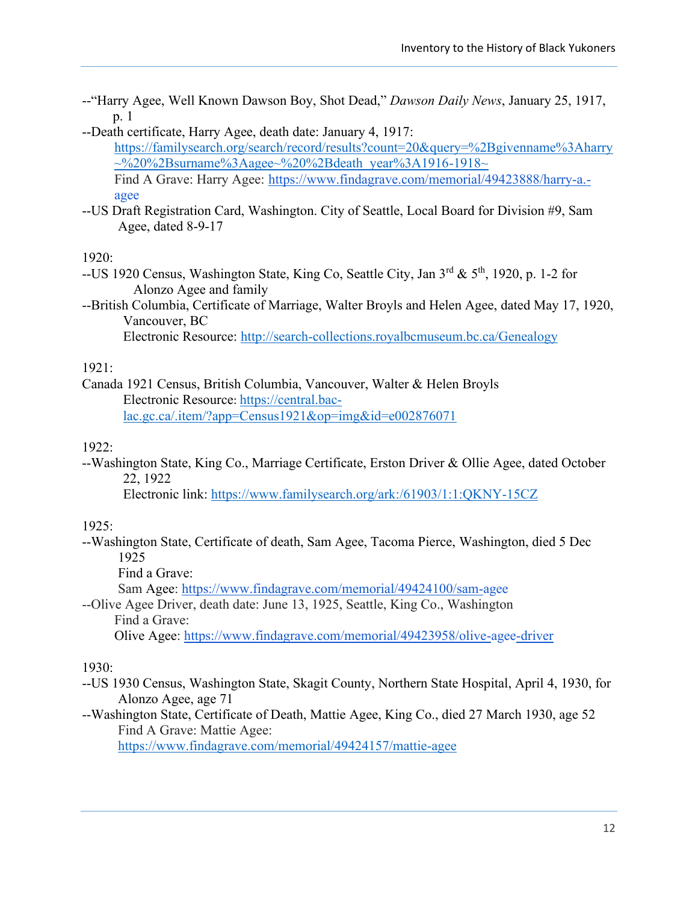--"Harry Agee, Well Known Dawson Boy, Shot Dead," *Dawson Daily News*, January 25, 1917, p. 1

--Death certificate, Harry Agee, death date: January 4, 1917: https://familysearch.org/search/record/results?count=20&query=%2Bgivenname%3Aharry~%20%2Bsurname%3Aagee~%20%2Bdeath_year%3A1916-1918~
Find A Grave: Harry Agee: https://www.findagrave.com/memorial/49423888/harry-a.-agee

--US Draft Registration Card, Washington. City of Seattle, Local Board for Division #9, Sam Agee, dated 8-9-17

1920:

--US 1920 Census, Washington State, King Co, Seattle City, Jan 3rd & 5th, 1920, p. 1-2 for Alonzo Agee and family

--British Columbia, Certificate of Marriage, Walter Broyls and Helen Agee, dated May 17, 1920, Vancouver, BC
Electronic Resource: http://search-collections.royalbcmuseum.bc.ca/Genealogy

1921:

Canada 1921 Census, British Columbia, Vancouver, Walter & Helen Broyls
Electronic Resource: https://central.bac-lac.gc.ca/.item/?app=Census1921&op=img&id=e002876071

1922:

--Washington State, King Co., Marriage Certificate, Erston Driver & Ollie Agee, dated October 22, 1922
Electronic link: https://www.familysearch.org/ark:/61903/1:1:QKNY-15CZ

1925:

--Washington State, Certificate of death, Sam Agee, Tacoma Pierce, Washington, died 5 Dec 1925
Find a Grave:
Sam Agee: https://www.findagrave.com/memorial/49424100/sam-agee

--Olive Agee Driver, death date: June 13, 1925, Seattle, King Co., Washington
Find a Grave:
Olive Agee: https://www.findagrave.com/memorial/49423958/olive-agee-driver

1930:

--US 1930 Census, Washington State, Skagit County, Northern State Hospital, April 4, 1930, for Alonzo Agee, age 71

--Washington State, Certificate of Death, Mattie Agee, King Co., died 27 March 1930, age 52
Find A Grave: Mattie Agee:
https://www.findagrave.com/memorial/49424157/mattie-agee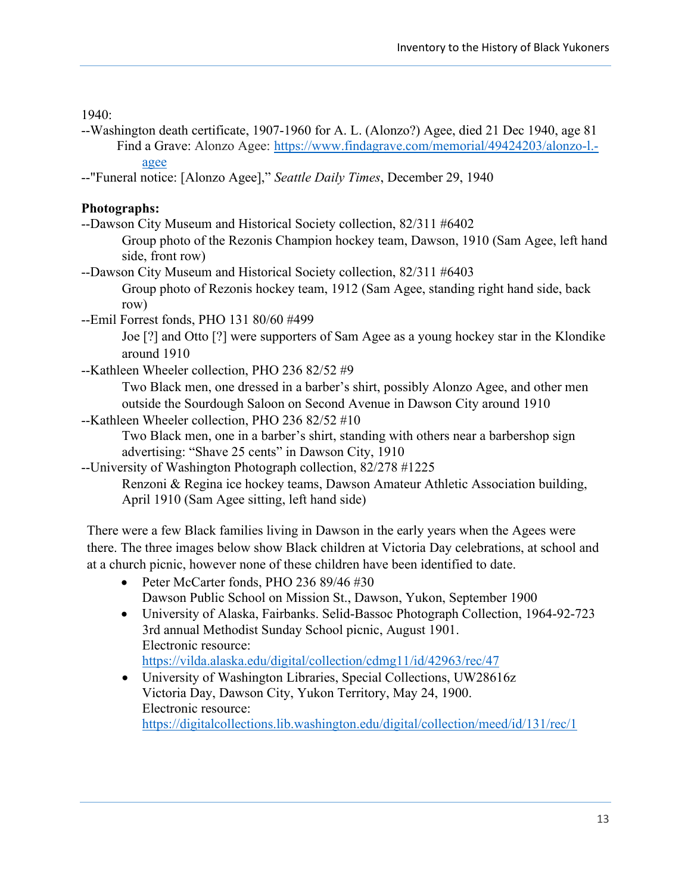1940:

--Washington death certificate, 1907-1960 for A. L. (Alonzo?) Agee, died 21 Dec 1940, age 81

Find a Grave: Alonzo Agee: https://www.findagrave.com/memorial/49424203/alonzo-l.-agee

--"Funeral notice: [Alonzo Agee]," *Seattle Daily Times*, December 29, 1940

**Photographs:**

--Dawson City Museum and Historical Society collection, 82/311 #6402

Group photo of the Rezonis Champion hockey team, Dawson, 1910 (Sam Agee, left hand side, front row)

--Dawson City Museum and Historical Society collection, 82/311 #6403

Group photo of Rezonis hockey team, 1912 (Sam Agee, standing right hand side, back row)

--Emil Forrest fonds, PHO 131 80/60 #499

Joe [?] and Otto [?] were supporters of Sam Agee as a young hockey star in the Klondike around 1910

--Kathleen Wheeler collection, PHO 236 82/52 #9

Two Black men, one dressed in a barber's shirt, possibly Alonzo Agee, and other men outside the Sourdough Saloon on Second Avenue in Dawson City around 1910

--Kathleen Wheeler collection, PHO 236 82/52 #10

Two Black men, one in a barber's shirt, standing with others near a barbershop sign advertising: "Shave 25 cents" in Dawson City, 1910

--University of Washington Photograph collection, 82/278 #1225

Renzoni & Regina ice hockey teams, Dawson Amateur Athletic Association building, April 1910 (Sam Agee sitting, left hand side)

There were a few Black families living in Dawson in the early years when the Agees were there. The three images below show Black children at Victoria Day celebrations, at school and at a church picnic, however none of these children have been identified to date.

- Peter McCarter fonds, PHO 236 89/46 #30
  Dawson Public School on Mission St., Dawson, Yukon, September 1900
- University of Alaska, Fairbanks. Selid-Bassoc Photograph Collection, 1964-92-723
  3rd annual Methodist Sunday School picnic, August 1901.
  Electronic resource:
  https://vilda.alaska.edu/digital/collection/cdmg11/id/42963/rec/47
- University of Washington Libraries, Special Collections, UW28616z
  Victoria Day, Dawson City, Yukon Territory, May 24, 1900.
  Electronic resource:
  https://digitalcollections.lib.washington.edu/digital/collection/meed/id/131/rec/1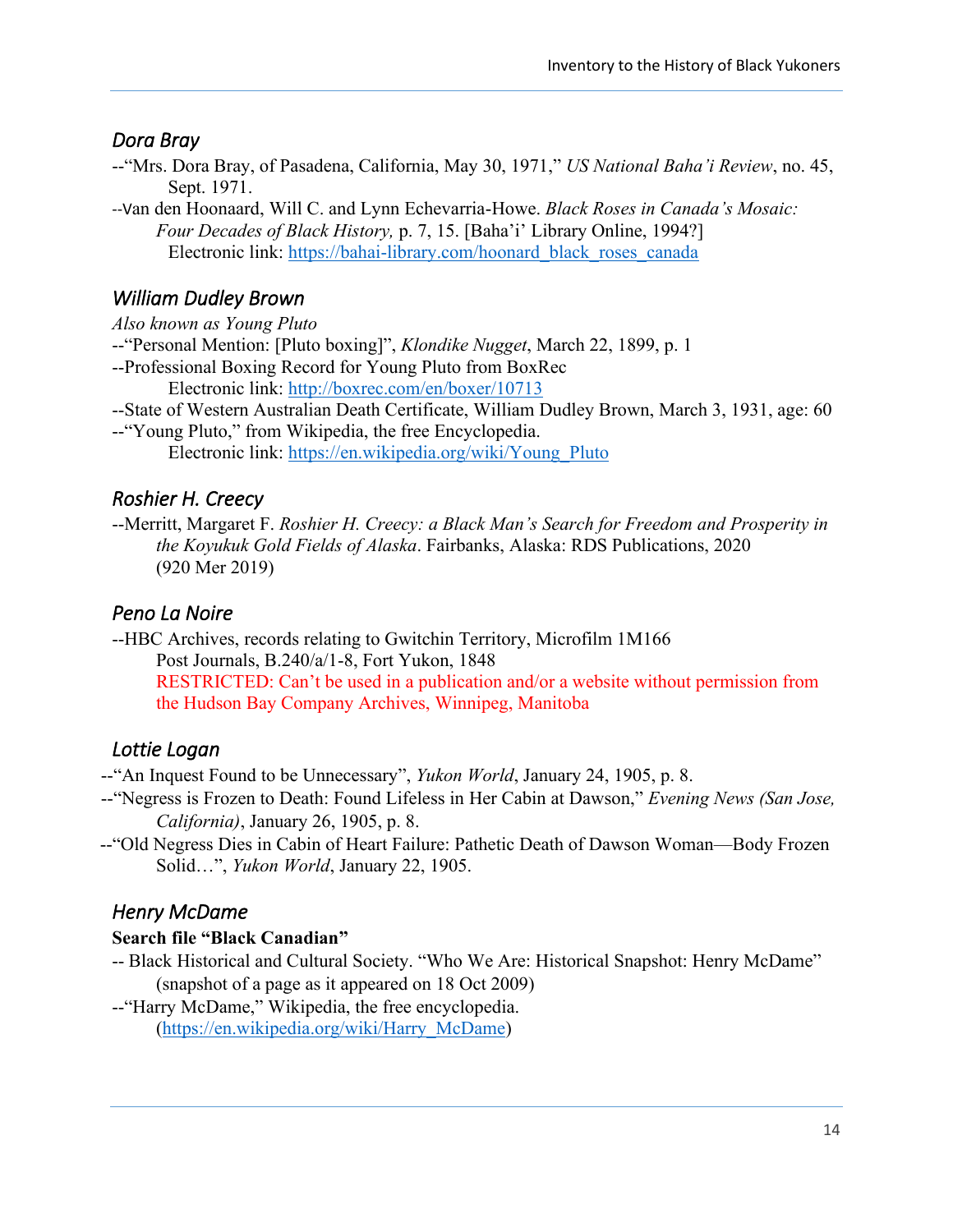## *Dora Bray*

--"Mrs. Dora Bray, of Pasadena, California, May 30, 1971," *US National Baha'i Review*, no. 45, Sept. 1971.

--Van den Hoonaard, Will C. and Lynn Echevarria-Howe. *Black Roses in Canada's Mosaic: Four Decades of Black History,* p. 7, 15. [Baha'i' Library Online, 1994?]
Electronic link: https://bahai-library.com/hoonard_black_roses_canada

## *William Dudley Brown*

*Also known as Young Pluto*

--"Personal Mention: [Pluto boxing]", *Klondike Nugget*, March 22, 1899, p. 1

--Professional Boxing Record for Young Pluto from BoxRec
Electronic link: http://boxrec.com/en/boxer/10713

--State of Western Australian Death Certificate, William Dudley Brown, March 3, 1931, age: 60

--"Young Pluto," from Wikipedia, the free Encyclopedia.
Electronic link: https://en.wikipedia.org/wiki/Young_Pluto

## *Roshier H. Creecy*

--Merritt, Margaret F. *Roshier H. Creecy: a Black Man's Search for Freedom and Prosperity in the Koyukuk Gold Fields of Alaska*. Fairbanks, Alaska: RDS Publications, 2020 (920 Mer 2019)

## *Peno La Noire*

--HBC Archives, records relating to Gwitchin Territory, Microfilm 1M166
Post Journals, B.240/a/1-8, Fort Yukon, 1848
RESTRICTED: Can't be used in a publication and/or a website without permission from the Hudson Bay Company Archives, Winnipeg, Manitoba

## *Lottie Logan*

--"An Inquest Found to be Unnecessary", *Yukon World*, January 24, 1905, p. 8.

--"Negress is Frozen to Death: Found Lifeless in Her Cabin at Dawson," *Evening News (San Jose, California)*, January 26, 1905, p. 8.

--"Old Negress Dies in Cabin of Heart Failure: Pathetic Death of Dawson Woman—Body Frozen Solid…", *Yukon World*, January 22, 1905.

## *Henry McDame*

**Search file "Black Canadian"**

-- Black Historical and Cultural Society. "Who We Are: Historical Snapshot: Henry McDame" (snapshot of a page as it appeared on 18 Oct 2009)

--"Harry McDame," Wikipedia, the free encyclopedia.
(https://en.wikipedia.org/wiki/Harry_McDame)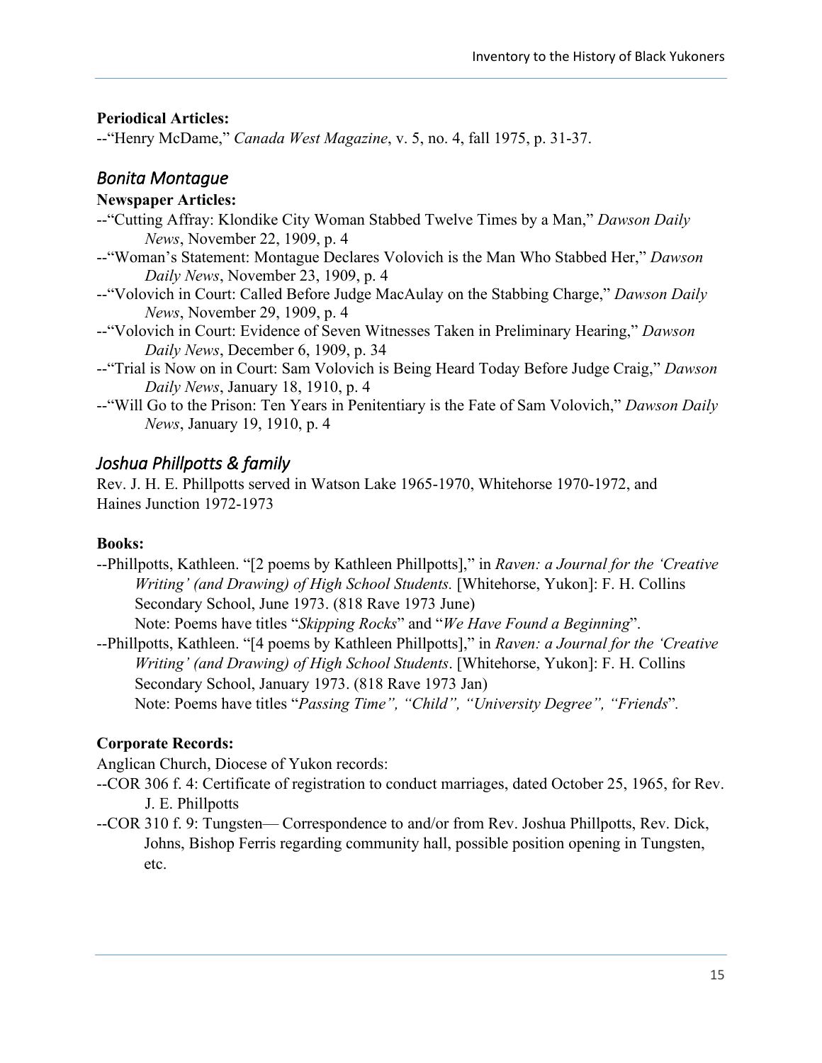**Periodical Articles:**

--"Henry McDame," *Canada West Magazine*, v. 5, no. 4, fall 1975, p. 31-37.

## *Bonita Montague*

**Newspaper Articles:**

--"Cutting Affray: Klondike City Woman Stabbed Twelve Times by a Man," *Dawson Daily News*, November 22, 1909, p. 4

--"Woman's Statement: Montague Declares Volovich is the Man Who Stabbed Her," *Dawson Daily News*, November 23, 1909, p. 4

--"Volovich in Court: Called Before Judge MacAulay on the Stabbing Charge," *Dawson Daily News*, November 29, 1909, p. 4

--"Volovich in Court: Evidence of Seven Witnesses Taken in Preliminary Hearing," *Dawson Daily News*, December 6, 1909, p. 34

--"Trial is Now on in Court: Sam Volovich is Being Heard Today Before Judge Craig," *Dawson Daily News*, January 18, 1910, p. 4

--"Will Go to the Prison: Ten Years in Penitentiary is the Fate of Sam Volovich," *Dawson Daily News*, January 19, 1910, p. 4

## *Joshua Phillpotts & family*

Rev. J. H. E. Phillpotts served in Watson Lake 1965-1970, Whitehorse 1970-1972, and Haines Junction 1972-1973

**Books:**

--Phillpotts, Kathleen. "[2 poems by Kathleen Phillpotts]," in *Raven: a Journal for the 'Creative Writing' (and Drawing) of High School Students.* [Whitehorse, Yukon]: F. H. Collins Secondary School, June 1973. (818 Rave 1973 June)
Note: Poems have titles "*Skipping Rocks*" and "*We Have Found a Beginning*".

--Phillpotts, Kathleen. "[4 poems by Kathleen Phillpotts]," in *Raven: a Journal for the 'Creative Writing' (and Drawing) of High School Students*. [Whitehorse, Yukon]: F. H. Collins Secondary School, January 1973. (818 Rave 1973 Jan)
Note: Poems have titles "*Passing Time", "Child", "University Degree", "Friends*".

**Corporate Records:**

Anglican Church, Diocese of Yukon records:

--COR 306 f. 4: Certificate of registration to conduct marriages, dated October 25, 1965, for Rev. J. E. Phillpotts

--COR 310 f. 9: Tungsten— Correspondence to and/or from Rev. Joshua Phillpotts, Rev. Dick, Johns, Bishop Ferris regarding community hall, possible position opening in Tungsten, etc.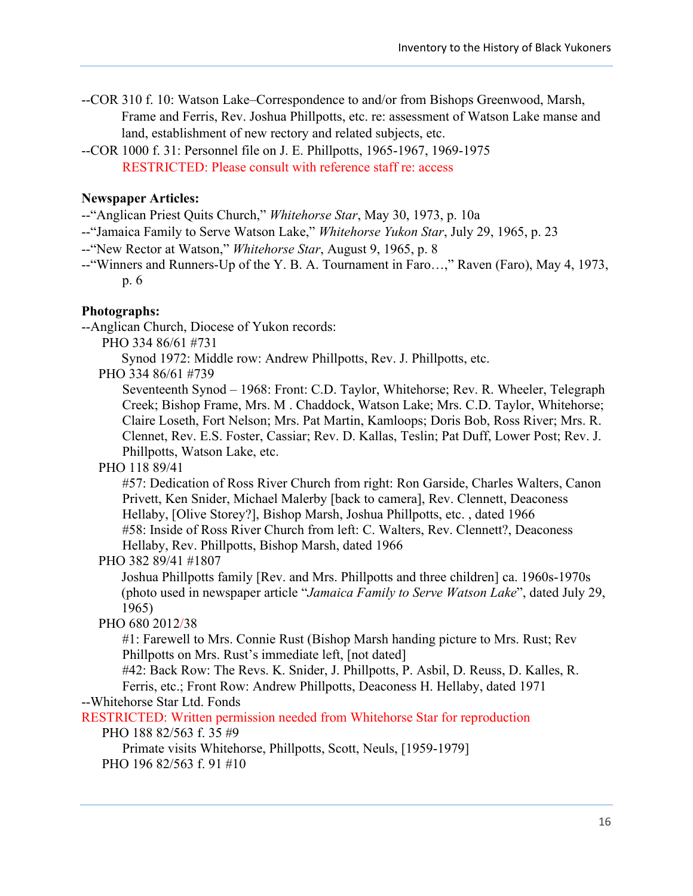--COR 310 f. 10: Watson Lake–Correspondence to and/or from Bishops Greenwood, Marsh, Frame and Ferris, Rev. Joshua Phillpotts, etc. re: assessment of Watson Lake manse and land, establishment of new rectory and related subjects, etc.

--COR 1000 f. 31: Personnel file on J. E. Phillpotts, 1965-1967, 1969-1975
RESTRICTED: Please consult with reference staff re: access

**Newspaper Articles:**

--"Anglican Priest Quits Church," *Whitehorse Star*, May 30, 1973, p. 10a

--"Jamaica Family to Serve Watson Lake," *Whitehorse Yukon Star*, July 29, 1965, p. 23

--"New Rector at Watson," *Whitehorse Star*, August 9, 1965, p. 8

--"Winners and Runners-Up of the Y. B. A. Tournament in Faro…," Raven (Faro), May 4, 1973, p. 6

**Photographs:**

--Anglican Church, Diocese of Yukon records:

PHO 334 86/61 #731
Synod 1972: Middle row: Andrew Phillpotts, Rev. J. Phillpotts, etc.

PHO 334 86/61 #739
Seventeenth Synod – 1968: Front: C.D. Taylor, Whitehorse; Rev. R. Wheeler, Telegraph Creek; Bishop Frame, Mrs. M . Chaddock, Watson Lake; Mrs. C.D. Taylor, Whitehorse; Claire Loseth, Fort Nelson; Mrs. Pat Martin, Kamloops; Doris Bob, Ross River; Mrs. R. Clennet, Rev. E.S. Foster, Cassiar; Rev. D. Kallas, Teslin; Pat Duff, Lower Post; Rev. J. Phillpotts, Watson Lake, etc.

PHO 118 89/41
#57: Dedication of Ross River Church from right: Ron Garside, Charles Walters, Canon Privett, Ken Snider, Michael Malerby [back to camera], Rev. Clennett, Deaconess Hellaby, [Olive Storey?], Bishop Marsh, Joshua Phillpotts, etc. , dated 1966
#58: Inside of Ross River Church from left: C. Walters, Rev. Clennett?, Deaconess Hellaby, Rev. Phillpotts, Bishop Marsh, dated 1966

PHO 382 89/41 #1807
Joshua Phillpotts family [Rev. and Mrs. Phillpotts and three children] ca. 1960s-1970s (photo used in newspaper article "*Jamaica Family to Serve Watson Lake*", dated July 29, 1965)

PHO 680 2012/38
#1: Farewell to Mrs. Connie Rust (Bishop Marsh handing picture to Mrs. Rust; Rev Phillpotts on Mrs. Rust's immediate left, [not dated]
#42: Back Row: The Revs. K. Snider, J. Phillpotts, P. Asbil, D. Reuss, D. Kalles, R. Ferris, etc.; Front Row: Andrew Phillpotts, Deaconess H. Hellaby, dated 1971

--Whitehorse Star Ltd. Fonds
RESTRICTED: Written permission needed from Whitehorse Star for reproduction

PHO 188 82/563 f. 35 #9
Primate visits Whitehorse, Phillpotts, Scott, Neuls, [1959-1979]

PHO 196 82/563 f. 91 #10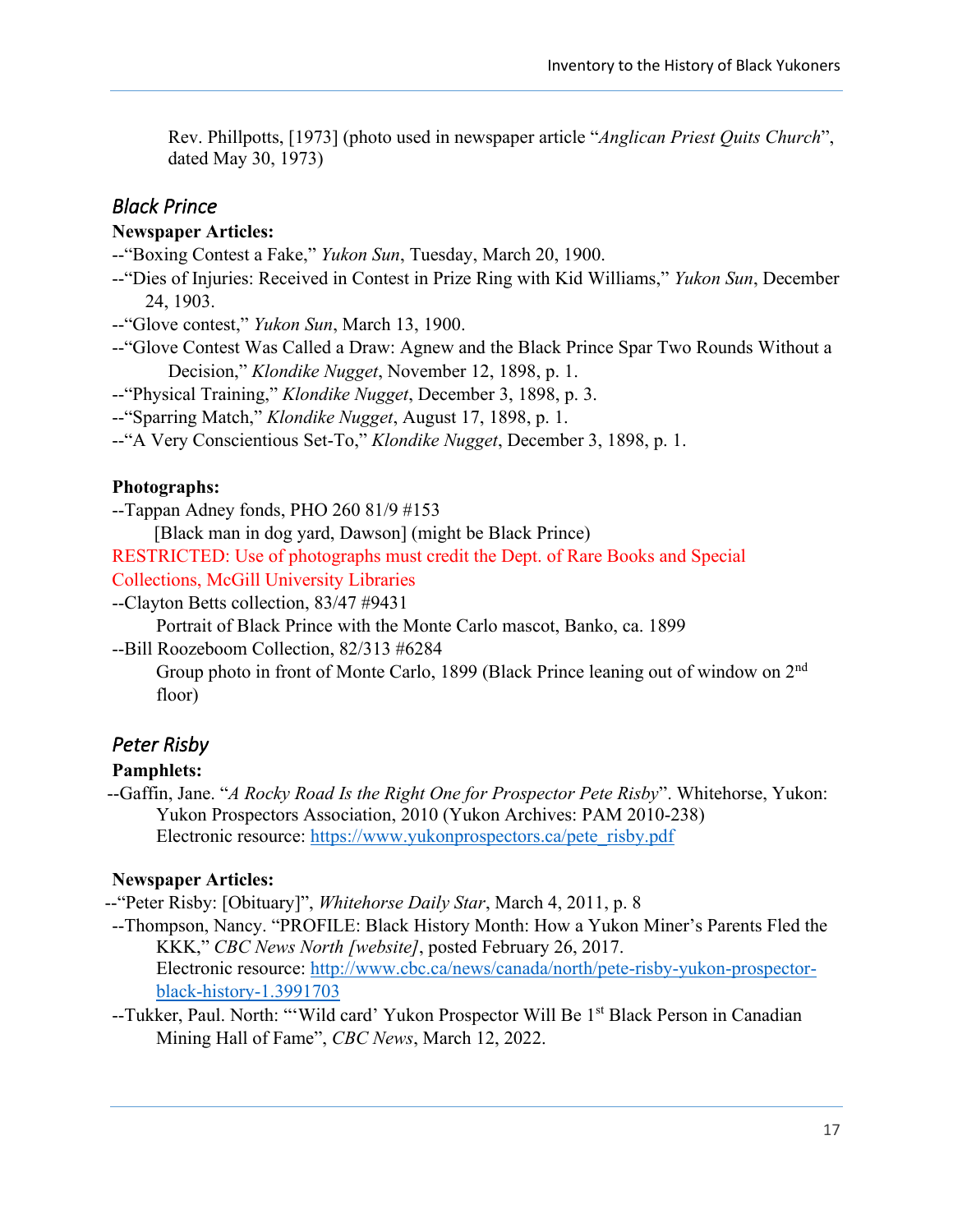Rev. Phillpotts, [1973] (photo used in newspaper article "*Anglican Priest Quits Church*", dated May 30, 1973)

## *Black Prince*

**Newspaper Articles:**

--"Boxing Contest a Fake," *Yukon Sun*, Tuesday, March 20, 1900.
--"Dies of Injuries: Received in Contest in Prize Ring with Kid Williams," *Yukon Sun*, December 24, 1903.
--"Glove contest," *Yukon Sun*, March 13, 1900.
--"Glove Contest Was Called a Draw: Agnew and the Black Prince Spar Two Rounds Without a Decision," *Klondike Nugget*, November 12, 1898, p. 1.
--"Physical Training," *Klondike Nugget*, December 3, 1898, p. 3.
--"Sparring Match," *Klondike Nugget*, August 17, 1898, p. 1.
--"A Very Conscientious Set-To," *Klondike Nugget*, December 3, 1898, p. 1.

**Photographs:**

--Tappan Adney fonds, PHO 260 81/9 #153
[Black man in dog yard, Dawson] (might be Black Prince)
RESTRICTED: Use of photographs must credit the Dept. of Rare Books and Special Collections, McGill University Libraries
--Clayton Betts collection, 83/47 #9431
Portrait of Black Prince with the Monte Carlo mascot, Banko, ca. 1899
--Bill Roozeboom Collection, 82/313 #6284
Group photo in front of Monte Carlo, 1899 (Black Prince leaning out of window on 2nd floor)

## *Peter Risby*

**Pamphlets:**

--Gaffin, Jane. "*A Rocky Road Is the Right One for Prospector Pete Risby*". Whitehorse, Yukon: Yukon Prospectors Association, 2010 (Yukon Archives: PAM 2010-238)
Electronic resource: https://www.yukonprospectors.ca/pete_risby.pdf

**Newspaper Articles:**

--"Peter Risby: [Obituary]", *Whitehorse Daily Star*, March 4, 2011, p. 8
--Thompson, Nancy. "PROFILE: Black History Month: How a Yukon Miner's Parents Fled the KKK," *CBC News North [website]*, posted February 26, 2017.
Electronic resource: http://www.cbc.ca/news/canada/north/pete-risby-yukon-prospector-black-history-1.3991703
--Tukker, Paul. North: "'Wild card' Yukon Prospector Will Be 1st Black Person in Canadian Mining Hall of Fame", *CBC News*, March 12, 2022.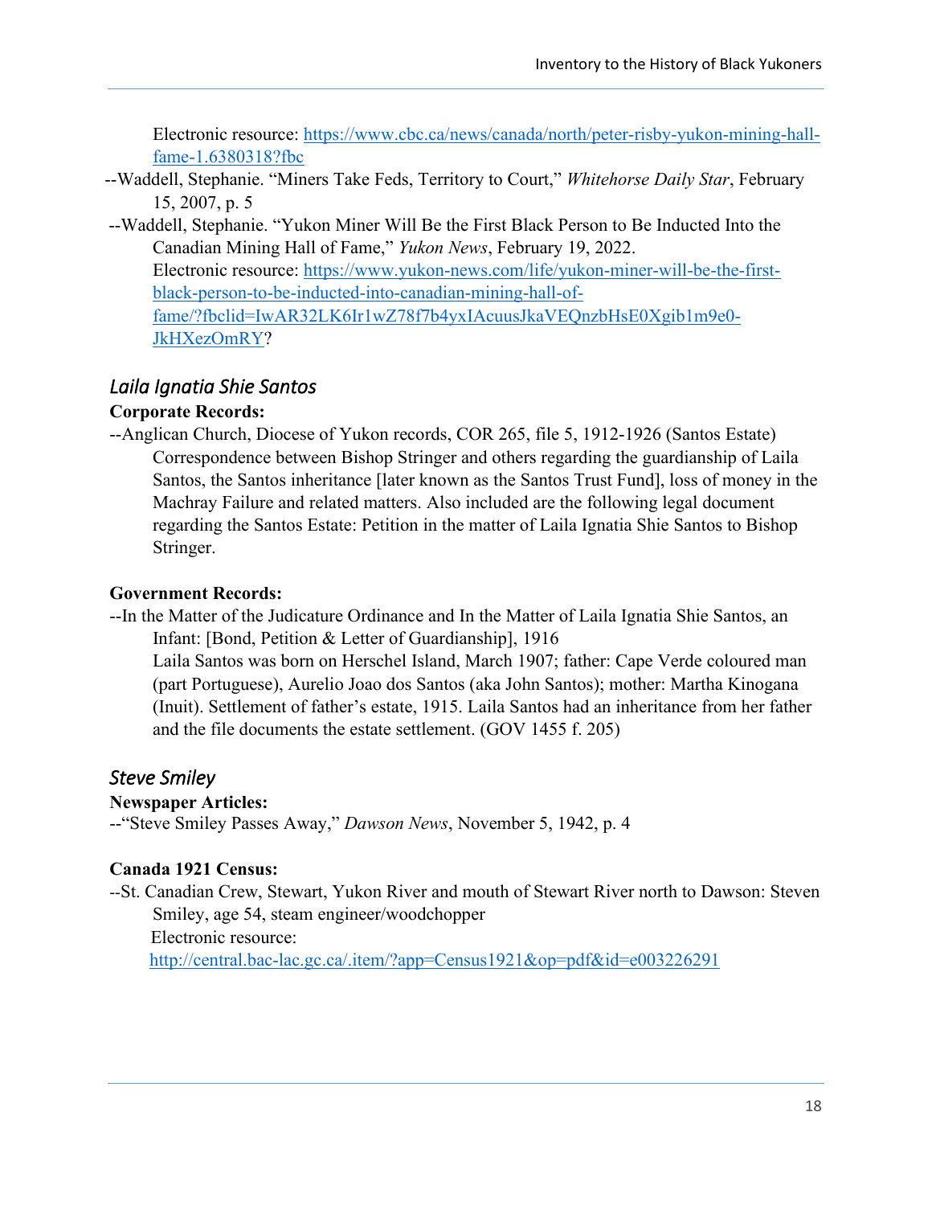Electronic resource: [https://www.cbc.ca/news/canada/north/peter-risby-yukon-mining-hall-fame-1.6380318?fbc](https://www.cbc.ca/news/canada/north/peter-risby-yukon-mining-hall-fame-1.6380318?fbc)

--Waddell, Stephanie. "Miners Take Feds, Territory to Court," *Whitehorse Daily Star*, February 15, 2007, p. 5

--Waddell, Stephanie. "Yukon Miner Will Be the First Black Person to Be Inducted Into the Canadian Mining Hall of Fame," *Yukon News*, February 19, 2022.
Electronic resource: [https://www.yukon-news.com/life/yukon-miner-will-be-the-first-black-person-to-be-inducted-into-canadian-mining-hall-of-fame/?fbclid=IwAR32LK6Ir1wZ78f7b4yxIAcuusJkaVEQnzbHsE0Xgib1m9e0-JkHXezOmRY](https://www.yukon-news.com/life/yukon-miner-will-be-the-first-black-person-to-be-inducted-into-canadian-mining-hall-of-fame/?fbclid=IwAR32LK6Ir1wZ78f7b4yxIAcuusJkaVEQnzbHsE0Xgib1m9e0-JkHXezOmRY)?

## *Laila Ignatia Shie Santos*

**Corporate Records:**

--Anglican Church, Diocese of Yukon records, COR 265, file 5, 1912-1926 (Santos Estate)
Correspondence between Bishop Stringer and others regarding the guardianship of Laila Santos, the Santos inheritance [later known as the Santos Trust Fund], loss of money in the Machray Failure and related matters. Also included are the following legal document regarding the Santos Estate: Petition in the matter of Laila Ignatia Shie Santos to Bishop Stringer.

**Government Records:**

--In the Matter of the Judicature Ordinance and In the Matter of Laila Ignatia Shie Santos, an Infant: [Bond, Petition & Letter of Guardianship], 1916
Laila Santos was born on Herschel Island, March 1907; father: Cape Verde coloured man (part Portuguese), Aurelio Joao dos Santos (aka John Santos); mother: Martha Kinogana (Inuit). Settlement of father's estate, 1915. Laila Santos had an inheritance from her father and the file documents the estate settlement. (GOV 1455 f. 205)

## *Steve Smiley*

**Newspaper Articles:**

--"Steve Smiley Passes Away," *Dawson News*, November 5, 1942, p. 4

**Canada 1921 Census:**

--St. Canadian Crew, Stewart, Yukon River and mouth of Stewart River north to Dawson: Steven Smiley, age 54, steam engineer/woodchopper
Electronic resource: [http://central.bac-lac.gc.ca/.item/?app=Census1921&op=pdf&id=e003226291](http://central.bac-lac.gc.ca/.item/?app=Census1921&op=pdf&id=e003226291)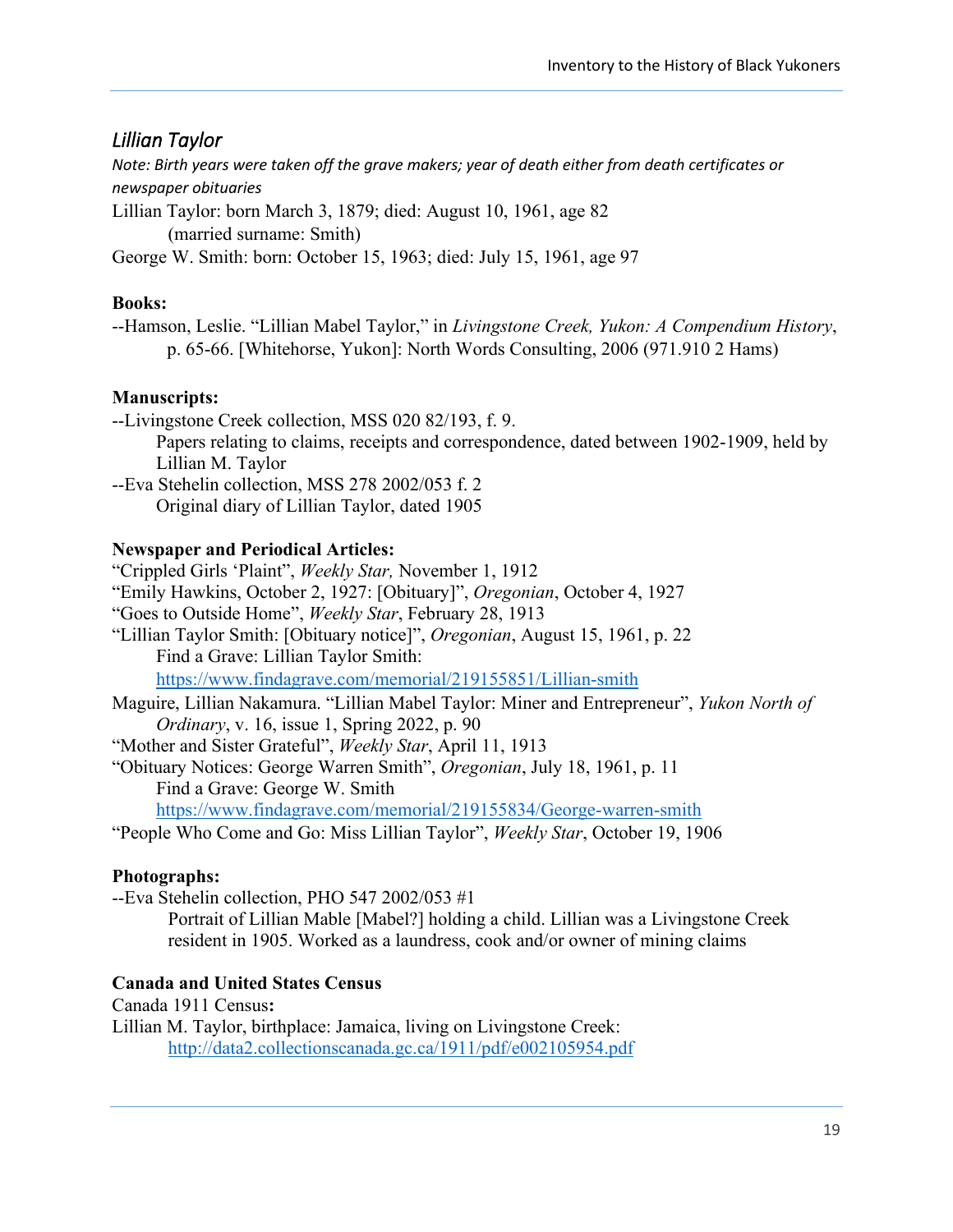## *Lillian Taylor*

*Note: Birth years were taken off the grave makers; year of death either from death certificates or newspaper obituaries*

Lillian Taylor: born March 3, 1879; died: August 10, 1961, age 82
 (married surname: Smith)

George W. Smith: born: October 15, 1963; died: July 15, 1961, age 97

**Books:**

--Hamson, Leslie. "Lillian Mabel Taylor," in *Livingstone Creek, Yukon: A Compendium History*, p. 65-66. [Whitehorse, Yukon]: North Words Consulting, 2006 (971.910 2 Hams)

**Manuscripts:**

--Livingstone Creek collection, MSS 020 82/193, f. 9.
 Papers relating to claims, receipts and correspondence, dated between 1902-1909, held by Lillian M. Taylor

--Eva Stehelin collection, MSS 278 2002/053 f. 2
 Original diary of Lillian Taylor, dated 1905

**Newspaper and Periodical Articles:**

"Crippled Girls 'Plaint", *Weekly Star,* November 1, 1912

"Emily Hawkins, October 2, 1927: [Obituary]", *Oregonian*, October 4, 1927

"Goes to Outside Home", *Weekly Star*, February 28, 1913

"Lillian Taylor Smith: [Obituary notice]", *Oregonian*, August 15, 1961, p. 22
 Find a Grave: Lillian Taylor Smith:
 https://www.findagrave.com/memorial/219155851/Lillian-smith

Maguire, Lillian Nakamura. "Lillian Mabel Taylor: Miner and Entrepreneur", *Yukon North of Ordinary*, v. 16, issue 1, Spring 2022, p. 90

"Mother and Sister Grateful", *Weekly Star*, April 11, 1913

"Obituary Notices: George Warren Smith", *Oregonian*, July 18, 1961, p. 11
 Find a Grave: George W. Smith
 https://www.findagrave.com/memorial/219155834/George-warren-smith

"People Who Come and Go: Miss Lillian Taylor", *Weekly Star*, October 19, 1906

**Photographs:**

--Eva Stehelin collection, PHO 547 2002/053 #1
 Portrait of Lillian Mable [Mabel?] holding a child. Lillian was a Livingstone Creek resident in 1905. Worked as a laundress, cook and/or owner of mining claims

**Canada and United States Census**

Canada 1911 Census**:**

Lillian M. Taylor, birthplace: Jamaica, living on Livingstone Creek:
 http://data2.collectionscanada.gc.ca/1911/pdf/e002105954.pdf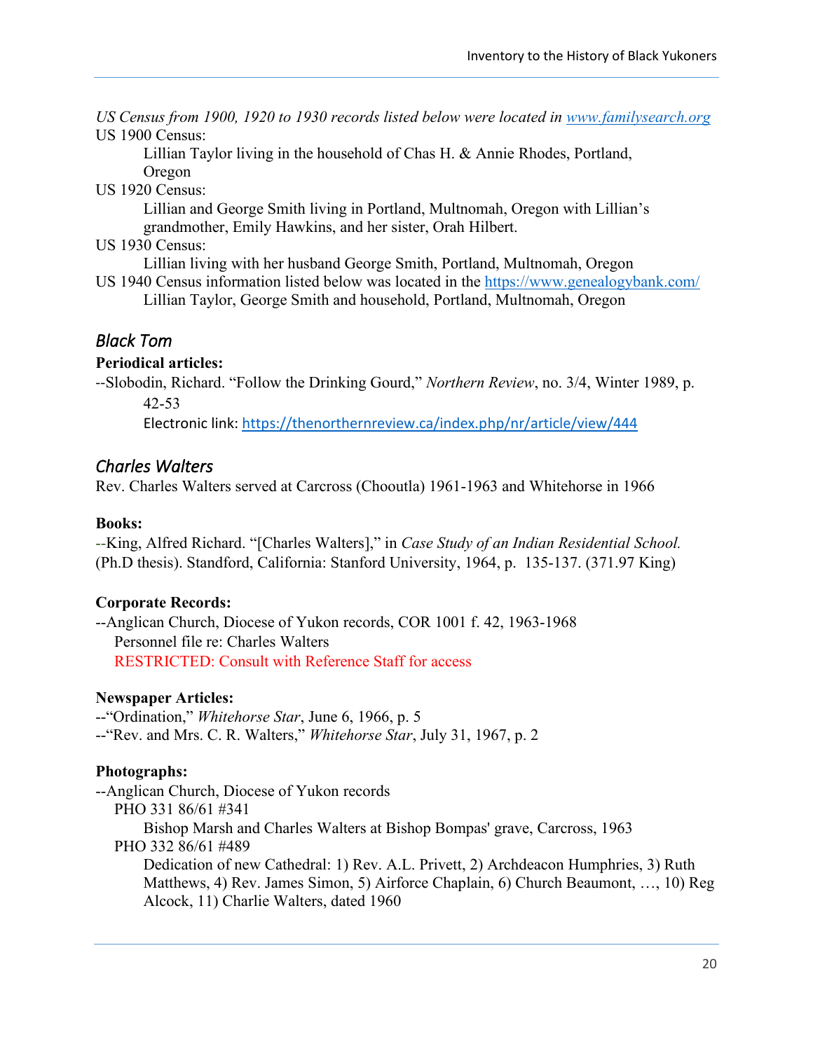*US Census from 1900, 1920 to 1930 records listed below were located in [www.familysearch.org](www.familysearch.org)*

US 1900 Census:

Lillian Taylor living in the household of Chas H. & Annie Rhodes, Portland, Oregon

US 1920 Census:

Lillian and George Smith living in Portland, Multnomah, Oregon with Lillian's grandmother, Emily Hawkins, and her sister, Orah Hilbert.

US 1930 Census:

Lillian living with her husband George Smith, Portland, Multnomah, Oregon

US 1940 Census information listed below was located in the [https://www.genealogybank.com/](https://www.genealogybank.com/)

Lillian Taylor, George Smith and household, Portland, Multnomah, Oregon

## *Black Tom*

**Periodical articles:**

--Slobodin, Richard. "Follow the Drinking Gourd," *Northern Review*, no. 3/4, Winter 1989, p. 42-53

Electronic link: [https://thenorthernreview.ca/index.php/nr/article/view/444](https://thenorthernreview.ca/index.php/nr/article/view/444)

## *Charles Walters*

Rev. Charles Walters served at Carcross (Chooutla) 1961-1963 and Whitehorse in 1966

**Books:**

--King, Alfred Richard. "[Charles Walters]," in *Case Study of an Indian Residential School.* (Ph.D thesis). Standford, California: Stanford University, 1964, p. 135-137. (371.97 King)

**Corporate Records:**

--Anglican Church, Diocese of Yukon records, COR 1001 f. 42, 1963-1968

Personnel file re: Charles Walters

RESTRICTED: Consult with Reference Staff for access

**Newspaper Articles:**

--"Ordination," *Whitehorse Star*, June 6, 1966, p. 5

--"Rev. and Mrs. C. R. Walters," *Whitehorse Star*, July 31, 1967, p. 2

**Photographs:**

--Anglican Church, Diocese of Yukon records

PHO 331 86/61 #341

Bishop Marsh and Charles Walters at Bishop Bompas' grave, Carcross, 1963

PHO 332 86/61 #489

Dedication of new Cathedral: 1) Rev. A.L. Privett, 2) Archdeacon Humphries, 3) Ruth Matthews, 4) Rev. James Simon, 5) Airforce Chaplain, 6) Church Beaumont, …, 10) Reg Alcock, 11) Charlie Walters, dated 1960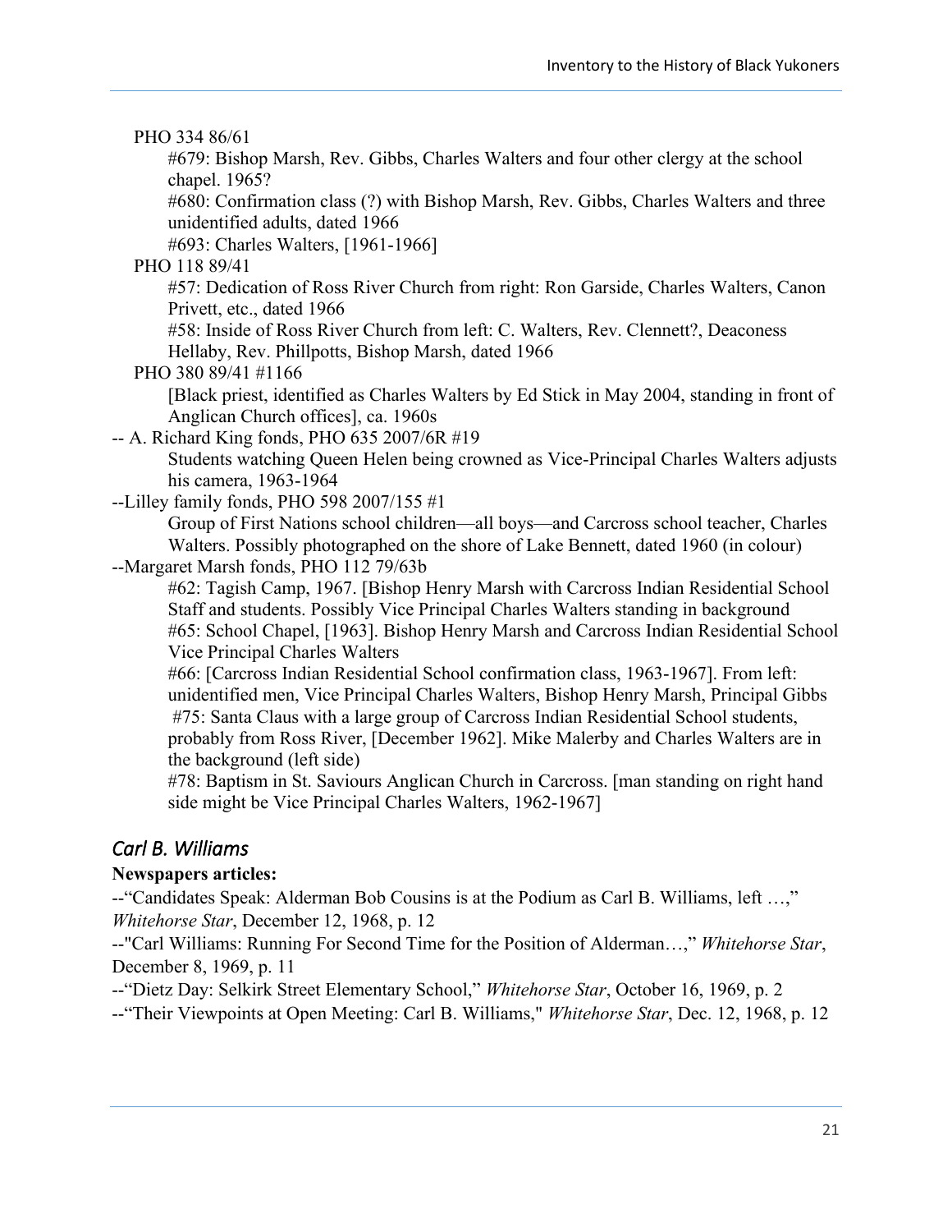PHO 334 86/61

#679: Bishop Marsh, Rev. Gibbs, Charles Walters and four other clergy at the school chapel. 1965?

#680: Confirmation class (?) with Bishop Marsh, Rev. Gibbs, Charles Walters and three unidentified adults, dated 1966

#693: Charles Walters, [1961-1966]

PHO 118 89/41

#57: Dedication of Ross River Church from right: Ron Garside, Charles Walters, Canon Privett, etc., dated 1966

#58: Inside of Ross River Church from left: C. Walters, Rev. Clennett?, Deaconess Hellaby, Rev. Phillpotts, Bishop Marsh, dated 1966

PHO 380 89/41 #1166

[Black priest, identified as Charles Walters by Ed Stick in May 2004, standing in front of Anglican Church offices], ca. 1960s

-- A. Richard King fonds, PHO 635 2007/6R #19

Students watching Queen Helen being crowned as Vice-Principal Charles Walters adjusts his camera, 1963-1964

--Lilley family fonds, PHO 598 2007/155 #1

Group of First Nations school children—all boys—and Carcross school teacher, Charles Walters. Possibly photographed on the shore of Lake Bennett, dated 1960 (in colour)

--Margaret Marsh fonds, PHO 112 79/63b

#62: Tagish Camp, 1967. [Bishop Henry Marsh with Carcross Indian Residential School Staff and students. Possibly Vice Principal Charles Walters standing in background

#65: School Chapel, [1963]. Bishop Henry Marsh and Carcross Indian Residential School Vice Principal Charles Walters

#66: [Carcross Indian Residential School confirmation class, 1963-1967]. From left: unidentified men, Vice Principal Charles Walters, Bishop Henry Marsh, Principal Gibbs

#75: Santa Claus with a large group of Carcross Indian Residential School students, probably from Ross River, [December 1962]. Mike Malerby and Charles Walters are in the background (left side)

#78: Baptism in St. Saviours Anglican Church in Carcross. [man standing on right hand side might be Vice Principal Charles Walters, 1962-1967]

## *Carl B. Williams*

**Newspapers articles:**

--"Candidates Speak: Alderman Bob Cousins is at the Podium as Carl B. Williams, left …," *Whitehorse Star*, December 12, 1968, p. 12

--"Carl Williams: Running For Second Time for the Position of Alderman…," *Whitehorse Star*, December 8, 1969, p. 11

--"Dietz Day: Selkirk Street Elementary School," *Whitehorse Star*, October 16, 1969, p. 2

--"Their Viewpoints at Open Meeting: Carl B. Williams," *Whitehorse Star*, Dec. 12, 1968, p. 12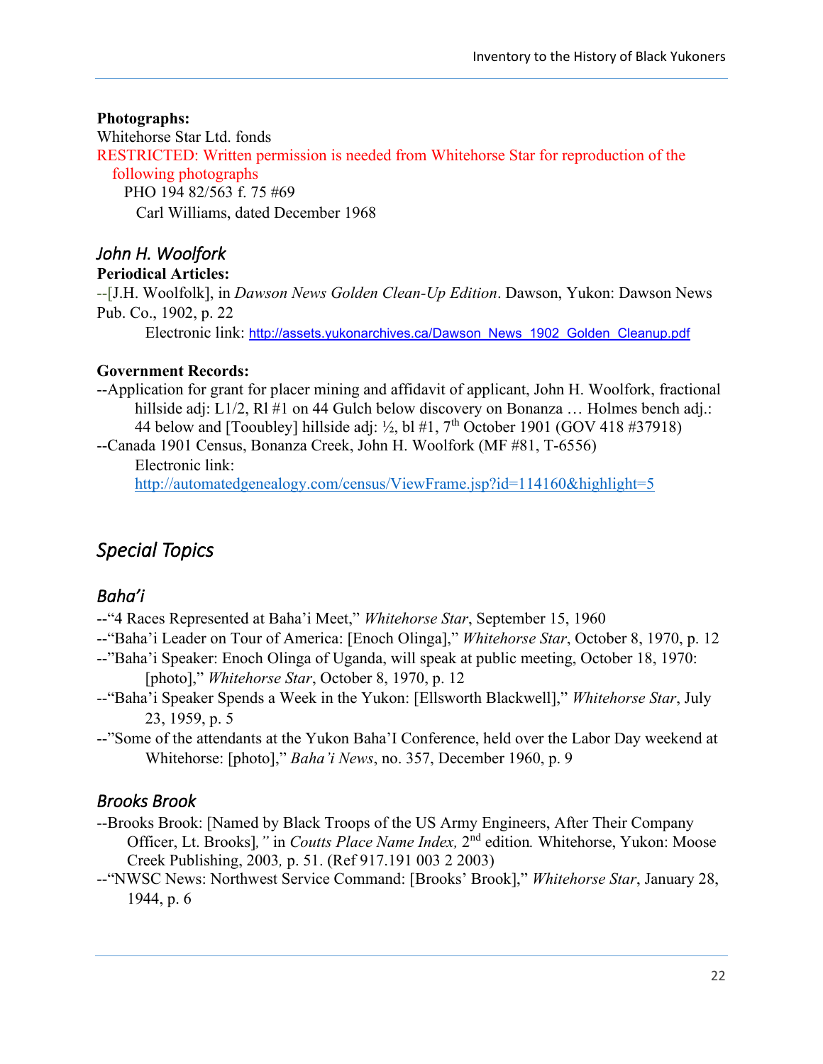**Photographs:**

Whitehorse Star Ltd. fonds

RESTRICTED: Written permission is needed from Whitehorse Star for reproduction of the following photographs

PHO 194 82/563 f. 75 #69

Carl Williams, dated December 1968

### *John H. Woolfork*

**Periodical Articles:**

--[J.H. Woolfolk], in *Dawson News Golden Clean-Up Edition*. Dawson, Yukon: Dawson News Pub. Co., 1902, p. 22

Electronic link: http://assets.yukonarchives.ca/Dawson_News_1902_Golden_Cleanup.pdf

**Government Records:**

--Application for grant for placer mining and affidavit of applicant, John H. Woolfork, fractional hillside adj: L1/2, Rl #1 on 44 Gulch below discovery on Bonanza … Holmes bench adj.: 44 below and [Tooubley] hillside adj: ½, bl #1, 7th October 1901 (GOV 418 #37918)

--Canada 1901 Census, Bonanza Creek, John H. Woolfork (MF #81, T-6556)

Electronic link: http://automatedgenealogy.com/census/ViewFrame.jsp?id=114160&highlight=5

## *Special Topics*

### *Baha'i*

--"4 Races Represented at Baha'i Meet," *Whitehorse Star*, September 15, 1960

--"Baha'i Leader on Tour of America: [Enoch Olinga]," *Whitehorse Star*, October 8, 1970, p. 12

--"Baha'i Speaker: Enoch Olinga of Uganda, will speak at public meeting, October 18, 1970: [photo]," *Whitehorse Star*, October 8, 1970, p. 12

--"Baha'i Speaker Spends a Week in the Yukon: [Ellsworth Blackwell]," *Whitehorse Star*, July 23, 1959, p. 5

--"Some of the attendants at the Yukon Baha'I Conference, held over the Labor Day weekend at Whitehorse: [photo]," *Baha'i News*, no. 357, December 1960, p. 9

### *Brooks Brook*

--Brooks Brook: [Named by Black Troops of the US Army Engineers, After Their Company Officer, Lt. Brooks]," in *Coutts Place Name Index,* 2nd edition*.* Whitehorse, Yukon: Moose Creek Publishing, 2003*,* p. 51. (Ref 917.191 003 2 2003)

--"NWSC News: Northwest Service Command: [Brooks' Brook]," *Whitehorse Star*, January 28, 1944, p. 6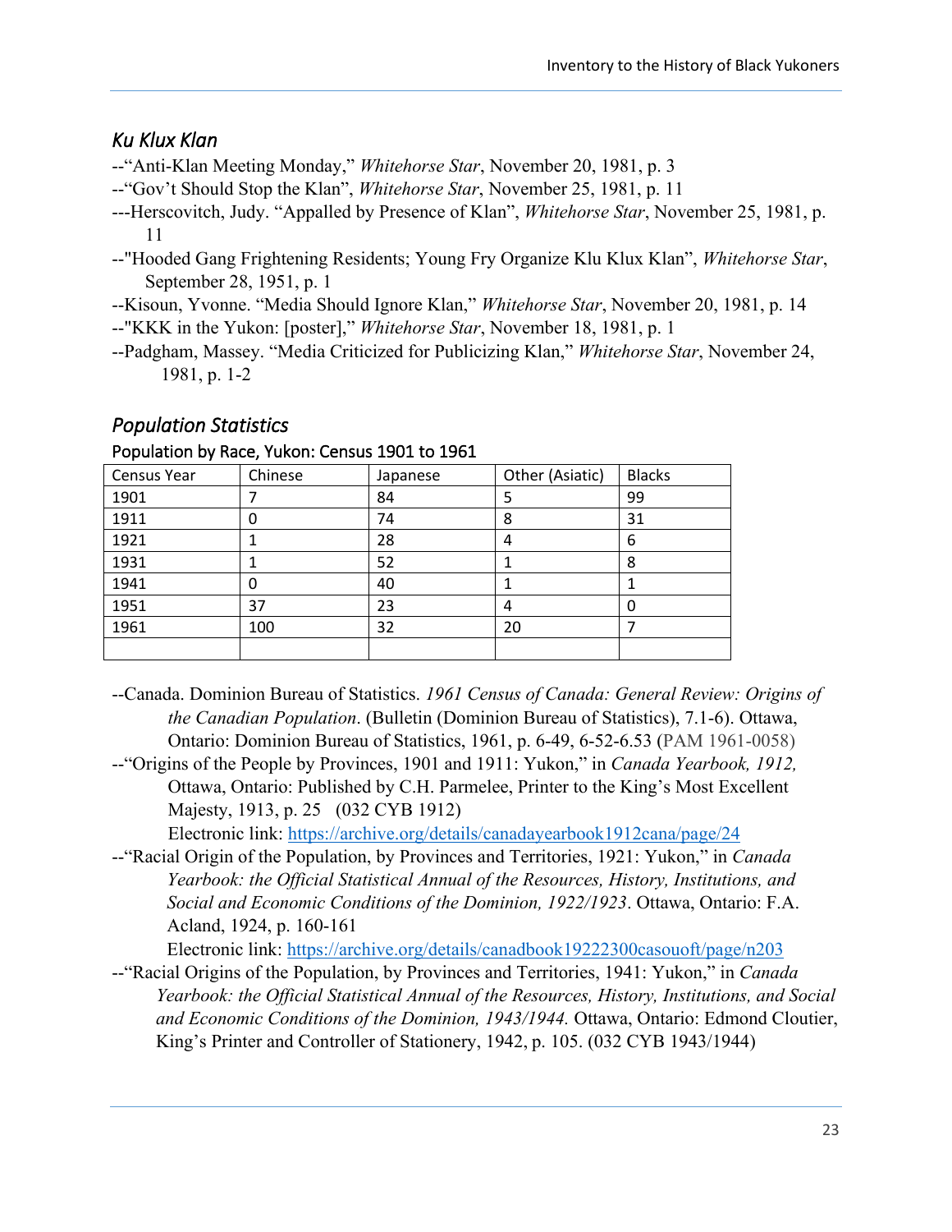## *Ku Klux Klan*

--"Anti-Klan Meeting Monday," *Whitehorse Star*, November 20, 1981, p. 3

--"Gov't Should Stop the Klan", *Whitehorse Star*, November 25, 1981, p. 11

---Herscovitch, Judy. "Appalled by Presence of Klan", *Whitehorse Star*, November 25, 1981, p. 11

--"Hooded Gang Frightening Residents; Young Fry Organize Klu Klux Klan", *Whitehorse Star*, September 28, 1951, p. 1

--Kisoun, Yvonne. "Media Should Ignore Klan," *Whitehorse Star*, November 20, 1981, p. 14

--"KKK in the Yukon: [poster]," *Whitehorse Star*, November 18, 1981, p. 1

--Padgham, Massey. "Media Criticized for Publicizing Klan," *Whitehorse Star*, November 24, 1981, p. 1-2

## *Population Statistics*

### Population by Race, Yukon: Census 1901 to 1961

| Census Year | Chinese | Japanese | Other (Asiatic) | Blacks |
|---|---|---|---|---|
| 1901 | 7 | 84 | 5 | 99 |
| 1911 | 0 | 74 | 8 | 31 |
| 1921 | 1 | 28 | 4 | 6 |
| 1931 | 1 | 52 | 1 | 8 |
| 1941 | 0 | 40 | 1 | 1 |
| 1951 | 37 | 23 | 4 | 0 |
| 1961 | 100 | 32 | 20 | 7 |
| | | | | |

--Canada. Dominion Bureau of Statistics. *1961 Census of Canada: General Review: Origins of the Canadian Population*. (Bulletin (Dominion Bureau of Statistics), 7.1-6). Ottawa, Ontario: Dominion Bureau of Statistics, 1961, p. 6-49, 6-52-6.53 (PAM 1961-0058)

--"Origins of the People by Provinces, 1901 and 1911: Yukon," in *Canada Yearbook, 1912,* Ottawa, Ontario: Published by C.H. Parmelee, Printer to the King's Most Excellent Majesty, 1913, p. 25 (032 CYB 1912)
Electronic link: https://archive.org/details/canadayearbook1912cana/page/24

--"Racial Origin of the Population, by Provinces and Territories, 1921: Yukon," in *Canada Yearbook: the Official Statistical Annual of the Resources, History, Institutions, and Social and Economic Conditions of the Dominion, 1922/1923*. Ottawa, Ontario: F.A. Acland, 1924, p. 160-161
Electronic link: https://archive.org/details/canadbook19222300casouoft/page/n203

--"Racial Origins of the Population, by Provinces and Territories, 1941: Yukon," in *Canada Yearbook: the Official Statistical Annual of the Resources, History, Institutions, and Social and Economic Conditions of the Dominion, 1943/1944.* Ottawa, Ontario: Edmond Cloutier, King's Printer and Controller of Stationery, 1942, p. 105. (032 CYB 1943/1944)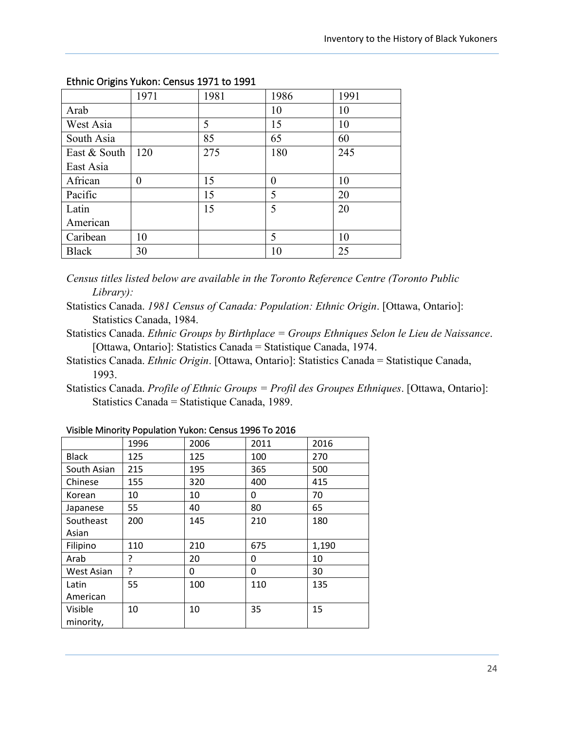### Ethnic Origins Yukon: Census 1971 to 1991

| | 1971 | 1981 | 1986 | 1991 |
|---|---|---|---|---|
| Arab | | | 10 | 10 |
| West Asia | | 5 | 15 | 10 |
| South Asia | | 85 | 65 | 60 |
| East & South East Asia | 120 | 275 | 180 | 245 |
| African | 0 | 15 | 0 | 10 |
| Pacific | | 15 | 5 | 20 |
| Latin American | | 15 | 5 | 20 |
| Caribean | 10 | | 5 | 10 |
| Black | 30 | | 10 | 25 |

*Census titles listed below are available in the Toronto Reference Centre (Toronto Public Library):*

Statistics Canada. *1981 Census of Canada: Population: Ethnic Origin*. [Ottawa, Ontario]: Statistics Canada, 1984.

Statistics Canada. *Ethnic Groups by Birthplace = Groups Ethniques Selon le Lieu de Naissance*. [Ottawa, Ontario]: Statistics Canada = Statistique Canada, 1974.

Statistics Canada. *Ethnic Origin*. [Ottawa, Ontario]: Statistics Canada = Statistique Canada, 1993.

Statistics Canada. *Profile of Ethnic Groups = Profil des Groupes Ethniques*. [Ottawa, Ontario]: Statistics Canada = Statistique Canada, 1989.

### Visible Minority Population Yukon: Census 1996 To 2016

| | 1996 | 2006 | 2011 | 2016 |
|---|---|---|---|---|
| Black | 125 | 125 | 100 | 270 |
| South Asian | 215 | 195 | 365 | 500 |
| Chinese | 155 | 320 | 400 | 415 |
| Korean | 10 | 10 | 0 | 70 |
| Japanese | 55 | 40 | 80 | 65 |
| Southeast Asian | 200 | 145 | 210 | 180 |
| Filipino | 110 | 210 | 675 | 1,190 |
| Arab | ? | 20 | 0 | 10 |
| West Asian | ? | 0 | 0 | 30 |
| Latin American | 55 | 100 | 110 | 135 |
| Visible minority, | 10 | 10 | 35 | 15 |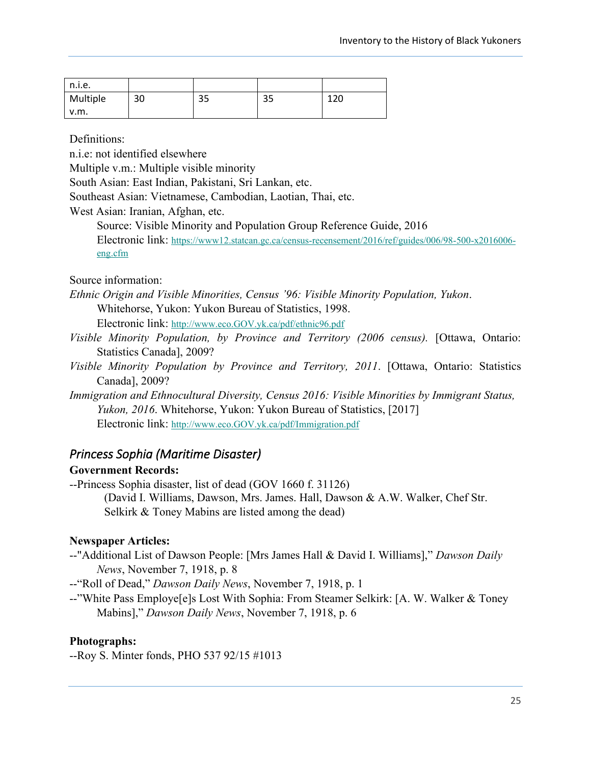| n.i.e. | | | | |
|---|---|---|---|---|
| Multiple v.m. | 30 | 35 | 35 | 120 |

Definitions:
n.i.e: not identified elsewhere
Multiple v.m.: Multiple visible minority
South Asian: East Indian, Pakistani, Sri Lankan, etc.
Southeast Asian: Vietnamese, Cambodian, Laotian, Thai, etc.
West Asian: Iranian, Afghan, etc.

Source: Visible Minority and Population Group Reference Guide, 2016
Electronic link: https://www12.statcan.gc.ca/census-recensement/2016/ref/guides/006/98-500-x2016006-eng.cfm

Source information:

*Ethnic Origin and Visible Minorities, Census '96: Visible Minority Population, Yukon*. Whitehorse, Yukon: Yukon Bureau of Statistics, 1998.
Electronic link: http://www.eco.GOV.yk.ca/pdf/ethnic96.pdf

*Visible Minority Population, by Province and Territory (2006 census).* [Ottawa, Ontario: Statistics Canada], 2009?

*Visible Minority Population by Province and Territory, 2011*. [Ottawa, Ontario: Statistics Canada], 2009?

*Immigration and Ethnocultural Diversity, Census 2016: Visible Minorities by Immigrant Status, Yukon, 2016.* Whitehorse, Yukon: Yukon Bureau of Statistics, [2017]
Electronic link: http://www.eco.GOV.yk.ca/pdf/Immigration.pdf

## *Princess Sophia (Maritime Disaster)*

**Government Records:**

--Princess Sophia disaster, list of dead (GOV 1660 f. 31126)
(David I. Williams, Dawson, Mrs. James. Hall, Dawson & A.W. Walker, Chef Str. Selkirk & Toney Mabins are listed among the dead)

**Newspaper Articles:**

--"Additional List of Dawson People: [Mrs James Hall & David I. Williams]," *Dawson Daily News*, November 7, 1918, p. 8

--"Roll of Dead," *Dawson Daily News*, November 7, 1918, p. 1

--"White Pass Employe[e]s Lost With Sophia: From Steamer Selkirk: [A. W. Walker & Toney Mabins]," *Dawson Daily News*, November 7, 1918, p. 6

**Photographs:**

--Roy S. Minter fonds, PHO 537 92/15 #1013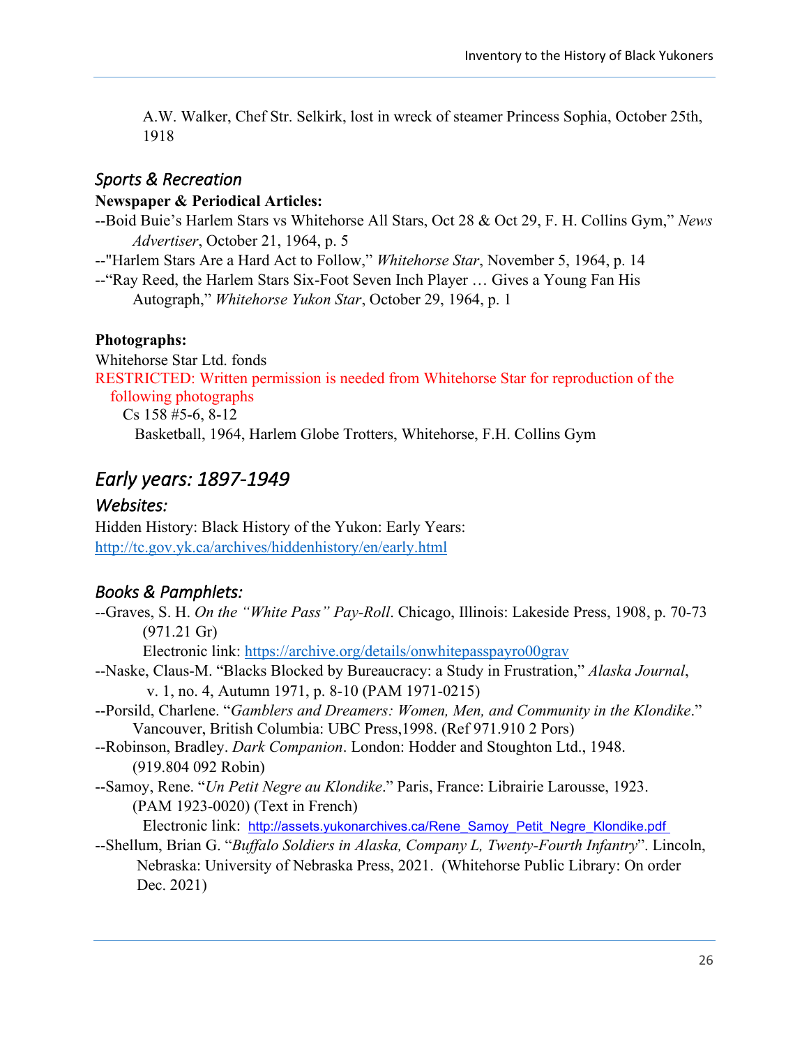A.W. Walker, Chef Str. Selkirk, lost in wreck of steamer Princess Sophia, October 25th, 1918

### *Sports & Recreation*

**Newspaper & Periodical Articles:**

--Boid Buie's Harlem Stars vs Whitehorse All Stars, Oct 28 & Oct 29, F. H. Collins Gym," *News Advertiser*, October 21, 1964, p. 5

--"Harlem Stars Are a Hard Act to Follow," *Whitehorse Star*, November 5, 1964, p. 14

--"Ray Reed, the Harlem Stars Six-Foot Seven Inch Player … Gives a Young Fan His Autograph," *Whitehorse Yukon Star*, October 29, 1964, p. 1

**Photographs:**

Whitehorse Star Ltd. fonds

RESTRICTED: Written permission is needed from Whitehorse Star for reproduction of the following photographs

Cs 158 #5-6, 8-12

Basketball, 1964, Harlem Globe Trotters, Whitehorse, F.H. Collins Gym

## *Early years: 1897-1949*

### *Websites:*

Hidden History: Black History of the Yukon: Early Years:
http://tc.gov.yk.ca/archives/hiddenhistory/en/early.html

### *Books & Pamphlets:*

--Graves, S. H. *On the "White Pass" Pay-Roll*. Chicago, Illinois: Lakeside Press, 1908, p. 70-73 (971.21 Gr)

Electronic link: https://archive.org/details/onwhitepasspayro00grav

--Naske, Claus-M. "Blacks Blocked by Bureaucracy: a Study in Frustration," *Alaska Journal*, v. 1, no. 4, Autumn 1971, p. 8-10 (PAM 1971-0215)

--Porsild, Charlene. "*Gamblers and Dreamers: Women, Men, and Community in the Klondike*." Vancouver, British Columbia: UBC Press,1998. (Ref 971.910 2 Pors)

--Robinson, Bradley. *Dark Companion*. London: Hodder and Stoughton Ltd., 1948. (919.804 092 Robin)

--Samoy, Rene. "*Un Petit Negre au Klondike*." Paris, France: Librairie Larousse, 1923. (PAM 1923-0020) (Text in French)

Electronic link: http://assets.yukonarchives.ca/Rene_Samoy_Petit_Negre_Klondike.pdf

--Shellum, Brian G. "*Buffalo Soldiers in Alaska, Company L, Twenty-Fourth Infantry*". Lincoln, Nebraska: University of Nebraska Press, 2021. (Whitehorse Public Library: On order Dec. 2021)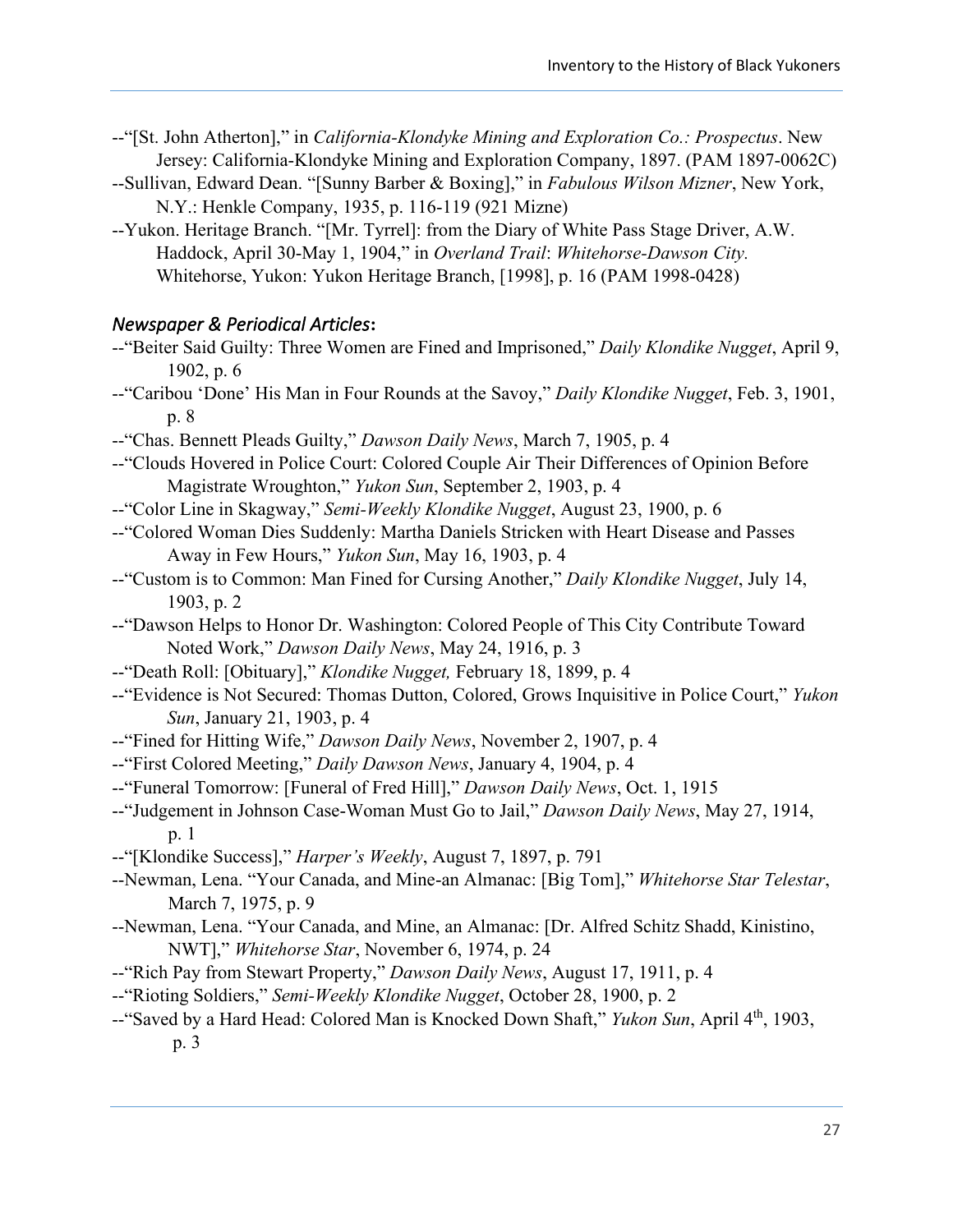--"[St. John Atherton]," in *California-Klondyke Mining and Exploration Co.: Prospectus*. New Jersey: California-Klondyke Mining and Exploration Company, 1897. (PAM 1897-0062C)

--Sullivan, Edward Dean. "[Sunny Barber & Boxing]," in *Fabulous Wilson Mizner*, New York, N.Y.: Henkle Company, 1935, p. 116-119 (921 Mizne)

--Yukon. Heritage Branch. "[Mr. Tyrrel]: from the Diary of White Pass Stage Driver, A.W. Haddock, April 30-May 1, 1904," in *Overland Trail*: *Whitehorse-Dawson City.* Whitehorse, Yukon: Yukon Heritage Branch, [1998], p. 16 (PAM 1998-0428)

### *Newspaper & Periodical Articles*:

--"Beiter Said Guilty: Three Women are Fined and Imprisoned," *Daily Klondike Nugget*, April 9, 1902, p. 6

--"Caribou 'Done' His Man in Four Rounds at the Savoy," *Daily Klondike Nugget*, Feb. 3, 1901, p. 8

--"Chas. Bennett Pleads Guilty," *Dawson Daily News*, March 7, 1905, p. 4

--"Clouds Hovered in Police Court: Colored Couple Air Their Differences of Opinion Before Magistrate Wroughton," *Yukon Sun*, September 2, 1903, p. 4

--"Color Line in Skagway," *Semi-Weekly Klondike Nugget*, August 23, 1900, p. 6

--"Colored Woman Dies Suddenly: Martha Daniels Stricken with Heart Disease and Passes Away in Few Hours," *Yukon Sun*, May 16, 1903, p. 4

--"Custom is to Common: Man Fined for Cursing Another," *Daily Klondike Nugget*, July 14, 1903, p. 2

--"Dawson Helps to Honor Dr. Washington: Colored People of This City Contribute Toward Noted Work," *Dawson Daily News*, May 24, 1916, p. 3

--"Death Roll: [Obituary]," *Klondike Nugget,* February 18, 1899, p. 4

--"Evidence is Not Secured: Thomas Dutton, Colored, Grows Inquisitive in Police Court," *Yukon Sun*, January 21, 1903, p. 4

--"Fined for Hitting Wife," *Dawson Daily News*, November 2, 1907, p. 4

--"First Colored Meeting," *Daily Dawson News*, January 4, 1904, p. 4

--"Funeral Tomorrow: [Funeral of Fred Hill]," *Dawson Daily News*, Oct. 1, 1915

--"Judgement in Johnson Case-Woman Must Go to Jail," *Dawson Daily News*, May 27, 1914, p. 1

--"[Klondike Success]," *Harper's Weekly*, August 7, 1897, p. 791

--Newman, Lena. "Your Canada, and Mine-an Almanac: [Big Tom]," *Whitehorse Star Telestar*, March 7, 1975, p. 9

--Newman, Lena. "Your Canada, and Mine, an Almanac: [Dr. Alfred Schitz Shadd, Kinistino, NWT]," *Whitehorse Star*, November 6, 1974, p. 24

--"Rich Pay from Stewart Property," *Dawson Daily News*, August 17, 1911, p. 4

--"Rioting Soldiers," *Semi-Weekly Klondike Nugget*, October 28, 1900, p. 2

--"Saved by a Hard Head: Colored Man is Knocked Down Shaft," *Yukon Sun*, April 4th, 1903, p. 3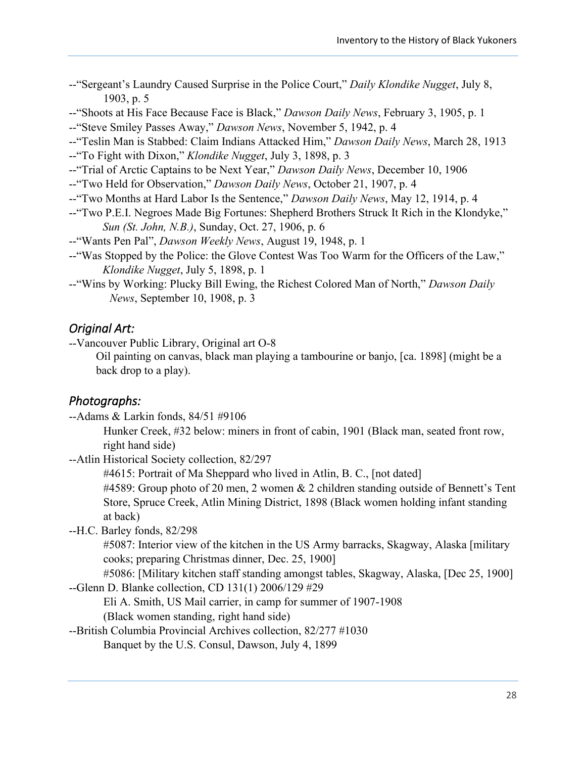--"Sergeant's Laundry Caused Surprise in the Police Court," *Daily Klondike Nugget*, July 8, 1903, p. 5

--"Shoots at His Face Because Face is Black," *Dawson Daily News*, February 3, 1905, p. 1

--"Steve Smiley Passes Away," *Dawson News*, November 5, 1942, p. 4

--"Teslin Man is Stabbed: Claim Indians Attacked Him," *Dawson Daily News*, March 28, 1913

--"To Fight with Dixon," *Klondike Nugget*, July 3, 1898, p. 3

--"Trial of Arctic Captains to be Next Year," *Dawson Daily News*, December 10, 1906

--"Two Held for Observation," *Dawson Daily News*, October 21, 1907, p. 4

--"Two Months at Hard Labor Is the Sentence," *Dawson Daily News*, May 12, 1914, p. 4

--"Two P.E.I. Negroes Made Big Fortunes: Shepherd Brothers Struck It Rich in the Klondyke," *Sun (St. John, N.B.)*, Sunday, Oct. 27, 1906, p. 6

--"Wants Pen Pal", *Dawson Weekly News*, August 19, 1948, p. 1

--"Was Stopped by the Police: the Glove Contest Was Too Warm for the Officers of the Law," *Klondike Nugget*, July 5, 1898, p. 1

--"Wins by Working: Plucky Bill Ewing, the Richest Colored Man of North," *Dawson Daily News*, September 10, 1908, p. 3

## *Original Art:*

--Vancouver Public Library, Original art O-8

Oil painting on canvas, black man playing a tambourine or banjo, [ca. 1898] (might be a back drop to a play).

## *Photographs:*

--Adams & Larkin fonds, 84/51 #9106

Hunker Creek, #32 below: miners in front of cabin, 1901 (Black man, seated front row, right hand side)

--Atlin Historical Society collection, 82/297

#4615: Portrait of Ma Sheppard who lived in Atlin, B. C., [not dated]

#4589: Group photo of 20 men, 2 women & 2 children standing outside of Bennett's Tent Store, Spruce Creek, Atlin Mining District, 1898 (Black women holding infant standing at back)

--H.C. Barley fonds, 82/298

#5087: Interior view of the kitchen in the US Army barracks, Skagway, Alaska [military cooks; preparing Christmas dinner, Dec. 25, 1900]

#5086: [Military kitchen staff standing amongst tables, Skagway, Alaska, [Dec 25, 1900]

--Glenn D. Blanke collection, CD 131(1) 2006/129 #29

Eli A. Smith, US Mail carrier, in camp for summer of 1907-1908
(Black women standing, right hand side)

--British Columbia Provincial Archives collection, 82/277 #1030

Banquet by the U.S. Consul, Dawson, July 4, 1899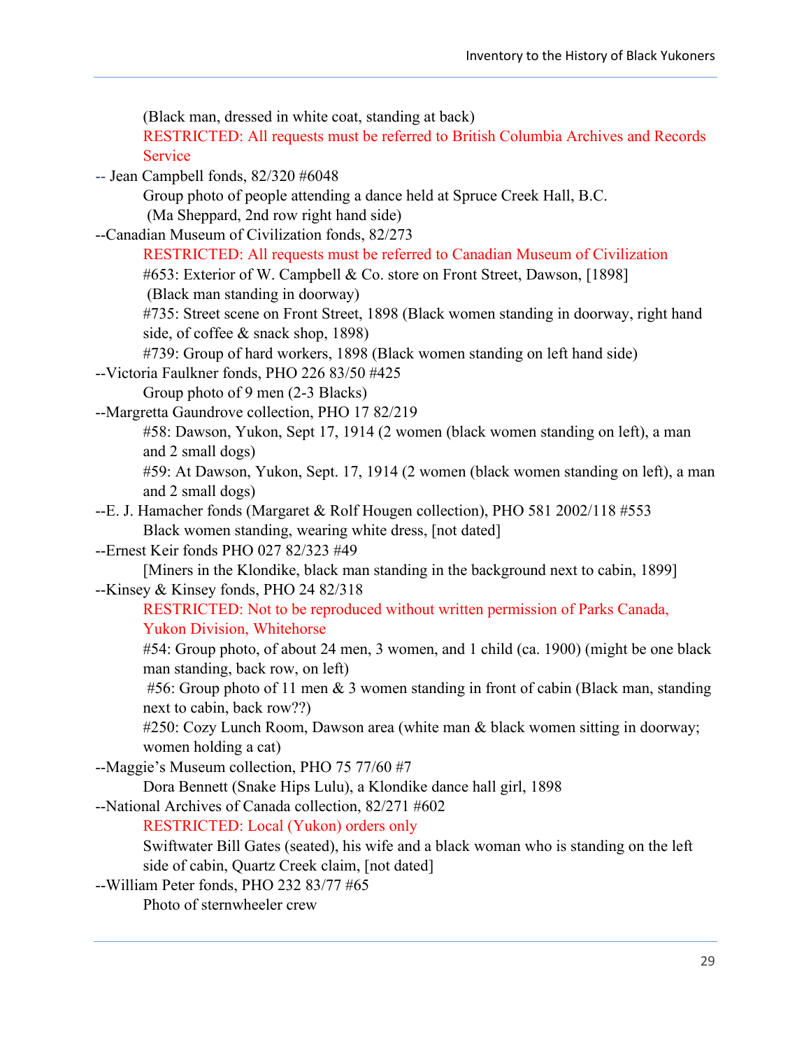(Black man, dressed in white coat, standing at back)

RESTRICTED: All requests must be referred to British Columbia Archives and Records Service

-- Jean Campbell fonds, 82/320 #6048

Group photo of people attending a dance held at Spruce Creek Hall, B.C. (Ma Sheppard, 2nd row right hand side)

--Canadian Museum of Civilization fonds, 82/273

RESTRICTED: All requests must be referred to Canadian Museum of Civilization

#653: Exterior of W. Campbell & Co. store on Front Street, Dawson, [1898] (Black man standing in doorway)

#735: Street scene on Front Street, 1898 (Black women standing in doorway, right hand side, of coffee & snack shop, 1898)

#739: Group of hard workers, 1898 (Black women standing on left hand side)

--Victoria Faulkner fonds, PHO 226 83/50 #425

Group photo of 9 men (2-3 Blacks)

--Margretta Gaundrove collection, PHO 17 82/219

#58: Dawson, Yukon, Sept 17, 1914 (2 women (black women standing on left), a man and 2 small dogs)

#59: At Dawson, Yukon, Sept. 17, 1914 (2 women (black women standing on left), a man and 2 small dogs)

--E. J. Hamacher fonds (Margaret & Rolf Hougen collection), PHO 581 2002/118 #553

Black women standing, wearing white dress, [not dated]

--Ernest Keir fonds PHO 027 82/323 #49

[Miners in the Klondike, black man standing in the background next to cabin, 1899]

--Kinsey & Kinsey fonds, PHO 24 82/318

RESTRICTED: Not to be reproduced without written permission of Parks Canada, Yukon Division, Whitehorse

#54: Group photo, of about 24 men, 3 women, and 1 child (ca. 1900) (might be one black man standing, back row, on left)

#56: Group photo of 11 men & 3 women standing in front of cabin (Black man, standing next to cabin, back row??)

#250: Cozy Lunch Room, Dawson area (white man & black women sitting in doorway; women holding a cat)

--Maggie's Museum collection, PHO 75 77/60 #7

Dora Bennett (Snake Hips Lulu), a Klondike dance hall girl, 1898

--National Archives of Canada collection, 82/271 #602

RESTRICTED: Local (Yukon) orders only

Swiftwater Bill Gates (seated), his wife and a black woman who is standing on the left side of cabin, Quartz Creek claim, [not dated]

--William Peter fonds, PHO 232 83/77 #65

Photo of sternwheeler crew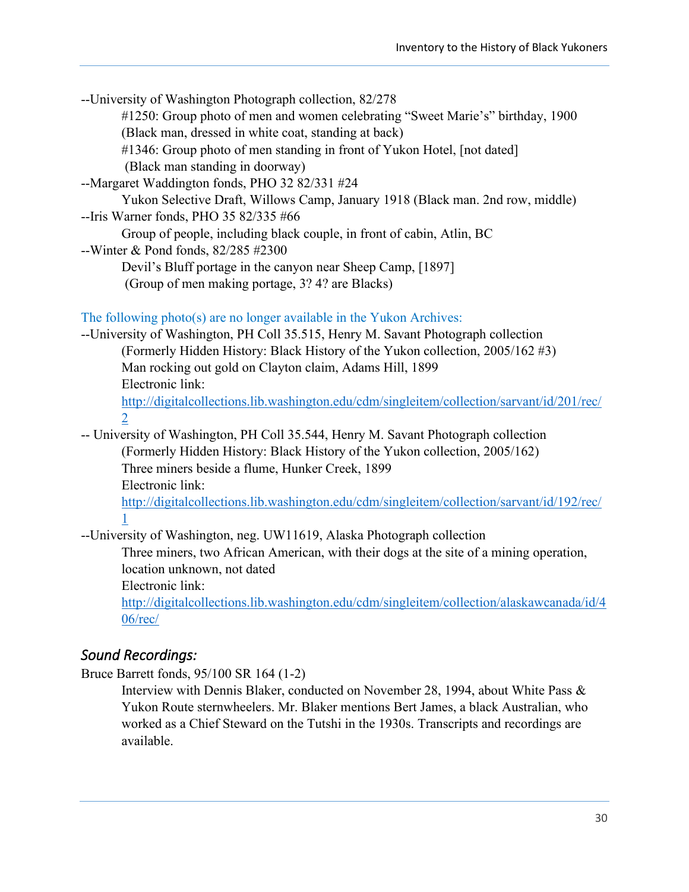--University of Washington Photograph collection, 82/278

#1250: Group photo of men and women celebrating "Sweet Marie's" birthday, 1900 (Black man, dressed in white coat, standing at back)

#1346: Group photo of men standing in front of Yukon Hotel, [not dated] (Black man standing in doorway)

--Margaret Waddington fonds, PHO 32 82/331 #24

Yukon Selective Draft, Willows Camp, January 1918 (Black man. 2nd row, middle)

--Iris Warner fonds, PHO 35 82/335 #66

Group of people, including black couple, in front of cabin, Atlin, BC

--Winter & Pond fonds, 82/285 #2300

Devil's Bluff portage in the canyon near Sheep Camp, [1897] (Group of men making portage, 3? 4? are Blacks)

The following photo(s) are no longer available in the Yukon Archives:

--University of Washington, PH Coll 35.515, Henry M. Savant Photograph collection

(Formerly Hidden History: Black History of the Yukon collection, 2005/162 #3)

Man rocking out gold on Clayton claim, Adams Hill, 1899

Electronic link:

http://digitalcollections.lib.washington.edu/cdm/singleitem/collection/sarvant/id/201/rec/2

-- University of Washington, PH Coll 35.544, Henry M. Savant Photograph collection

(Formerly Hidden History: Black History of the Yukon collection, 2005/162)

Three miners beside a flume, Hunker Creek, 1899

Electronic link:

http://digitalcollections.lib.washington.edu/cdm/singleitem/collection/sarvant/id/192/rec/1

--University of Washington, neg. UW11619, Alaska Photograph collection

Three miners, two African American, with their dogs at the site of a mining operation, location unknown, not dated

Electronic link:

http://digitalcollections.lib.washington.edu/cdm/singleitem/collection/alaskawcanada/id/406/rec/

## *Sound Recordings:*

Bruce Barrett fonds, 95/100 SR 164 (1-2)

Interview with Dennis Blaker, conducted on November 28, 1994, about White Pass & Yukon Route sternwheelers. Mr. Blaker mentions Bert James, a black Australian, who worked as a Chief Steward on the Tutshi in the 1930s. Transcripts and recordings are available.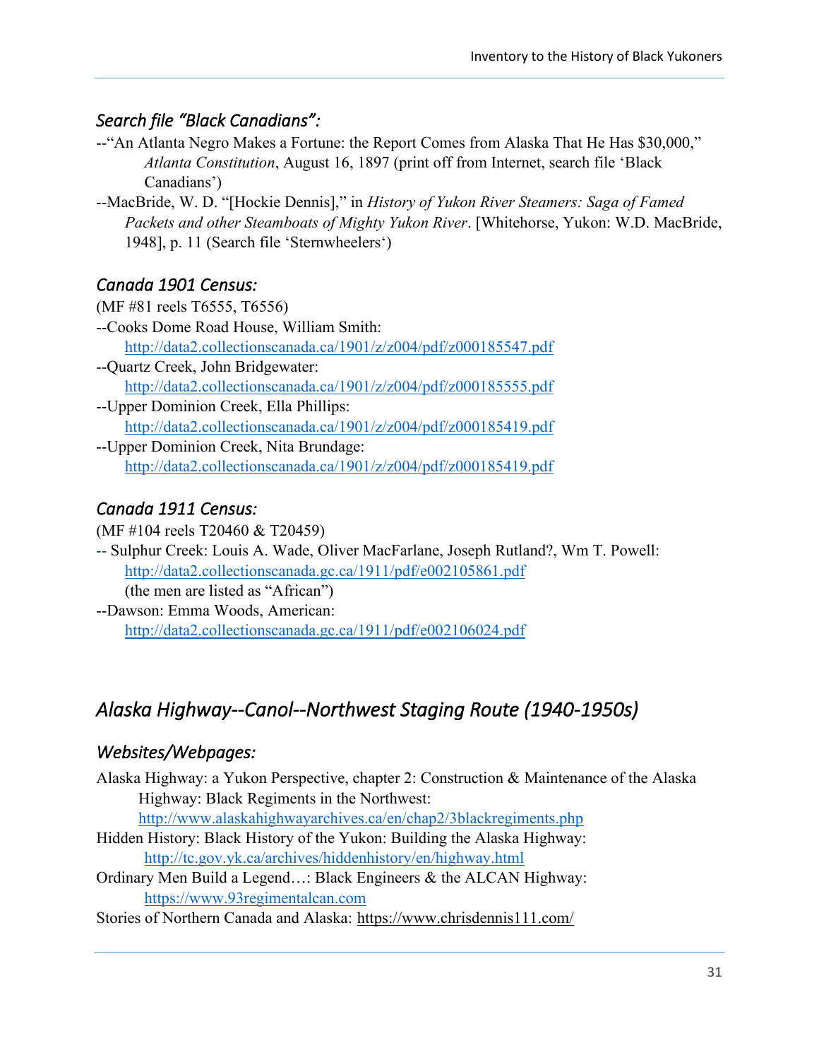### *Search file "Black Canadians":*

--"An Atlanta Negro Makes a Fortune: the Report Comes from Alaska That He Has $30,000," *Atlanta Constitution*, August 16, 1897 (print off from Internet, search file 'Black Canadians')

--MacBride, W. D. "[Hockie Dennis]," in *History of Yukon River Steamers: Saga of Famed Packets and other Steamboats of Mighty Yukon River*. [Whitehorse, Yukon: W.D. MacBride, 1948], p. 11 (Search file 'Sternwheelers')

### *Canada 1901 Census:*

(MF #81 reels T6555, T6556)

--Cooks Dome Road House, William Smith: http://data2.collectionscanada.ca/1901/z/z004/pdf/z000185547.pdf

--Quartz Creek, John Bridgewater: http://data2.collectionscanada.ca/1901/z/z004/pdf/z000185555.pdf

--Upper Dominion Creek, Ella Phillips: http://data2.collectionscanada.ca/1901/z/z004/pdf/z000185419.pdf

--Upper Dominion Creek, Nita Brundage: http://data2.collectionscanada.ca/1901/z/z004/pdf/z000185419.pdf

### *Canada 1911 Census:*

(MF #104 reels T20460 & T20459)

-- Sulphur Creek: Louis A. Wade, Oliver MacFarlane, Joseph Rutland?, Wm T. Powell: http://data2.collectionscanada.gc.ca/1911/pdf/e002105861.pdf
(the men are listed as "African")

--Dawson: Emma Woods, American: http://data2.collectionscanada.gc.ca/1911/pdf/e002106024.pdf

## *Alaska Highway--Canol--Northwest Staging Route (1940-1950s)*

### *Websites/Webpages:*

Alaska Highway: a Yukon Perspective, chapter 2: Construction & Maintenance of the Alaska Highway: Black Regiments in the Northwest: http://www.alaskahighwayarchives.ca/en/chap2/3blackregiments.php

Hidden History: Black History of the Yukon: Building the Alaska Highway: http://tc.gov.yk.ca/archives/hiddenhistory/en/highway.html

Ordinary Men Build a Legend…: Black Engineers & the ALCAN Highway: https://www.93regimentalcan.com

Stories of Northern Canada and Alaska: https://www.chrisdennis111.com/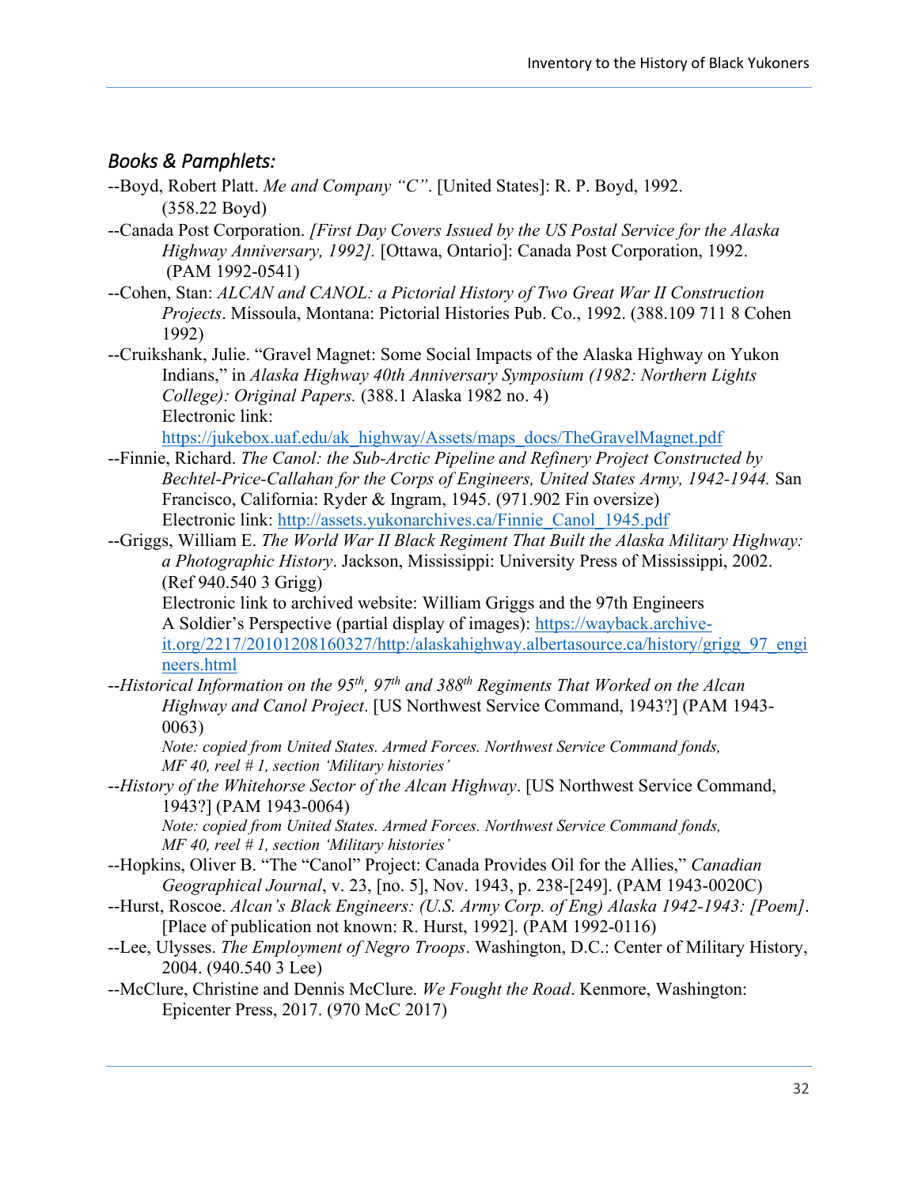### *Books & Pamphlets:*

--Boyd, Robert Platt. *Me and Company "C"*. [United States]: R. P. Boyd, 1992. (358.22 Boyd)

--Canada Post Corporation. *[First Day Covers Issued by the US Postal Service for the Alaska Highway Anniversary, 1992].* [Ottawa, Ontario]: Canada Post Corporation, 1992. (PAM 1992-0541)

--Cohen, Stan: *ALCAN and CANOL: a Pictorial History of Two Great War II Construction Projects*. Missoula, Montana: Pictorial Histories Pub. Co., 1992. (388.109 711 8 Cohen 1992)

--Cruikshank, Julie. "Gravel Magnet: Some Social Impacts of the Alaska Highway on Yukon Indians," in *Alaska Highway 40th Anniversary Symposium (1982: Northern Lights College): Original Papers.* (388.1 Alaska 1982 no. 4)
Electronic link:
https://jukebox.uaf.edu/ak_highway/Assets/maps_docs/TheGravelMagnet.pdf

--Finnie, Richard. *The Canol: the Sub-Arctic Pipeline and Refinery Project Constructed by Bechtel-Price-Callahan for the Corps of Engineers, United States Army, 1942-1944.* San Francisco, California: Ryder & Ingram, 1945. (971.902 Fin oversize)
Electronic link: http://assets.yukonarchives.ca/Finnie_Canol_1945.pdf

--Griggs, William E. *The World War II Black Regiment That Built the Alaska Military Highway: a Photographic History*. Jackson, Mississippi: University Press of Mississippi, 2002. (Ref 940.540 3 Grigg)
Electronic link to archived website: William Griggs and the 97th Engineers
A Soldier's Perspective (partial display of images): https://wayback.archive-it.org/2217/20101208160327/http:/alaskahighway.albertasource.ca/history/grigg_97_engineers.html

--*Historical Information on the 95th, 97th and 388th Regiments That Worked on the Alcan Highway and Canol Project*. [US Northwest Service Command, 1943?] (PAM 1943-0063)
*Note: copied from United States. Armed Forces. Northwest Service Command fonds, MF 40, reel # 1, section 'Military histories'*

--*History of the Whitehorse Sector of the Alcan Highway*. [US Northwest Service Command, 1943?] (PAM 1943-0064)
*Note: copied from United States. Armed Forces. Northwest Service Command fonds, MF 40, reel # 1, section 'Military histories'*

--Hopkins, Oliver B. "The "Canol" Project: Canada Provides Oil for the Allies," *Canadian Geographical Journal*, v. 23, [no. 5], Nov. 1943, p. 238-[249]. (PAM 1943-0020C)

--Hurst, Roscoe. *Alcan's Black Engineers: (U.S. Army Corp. of Eng) Alaska 1942-1943: [Poem]*. [Place of publication not known: R. Hurst, 1992]. (PAM 1992-0116)

--Lee, Ulysses. *The Employment of Negro Troops*. Washington, D.C.: Center of Military History, 2004. (940.540 3 Lee)

--McClure, Christine and Dennis McClure. *We Fought the Road*. Kenmore, Washington: Epicenter Press, 2017. (970 McC 2017)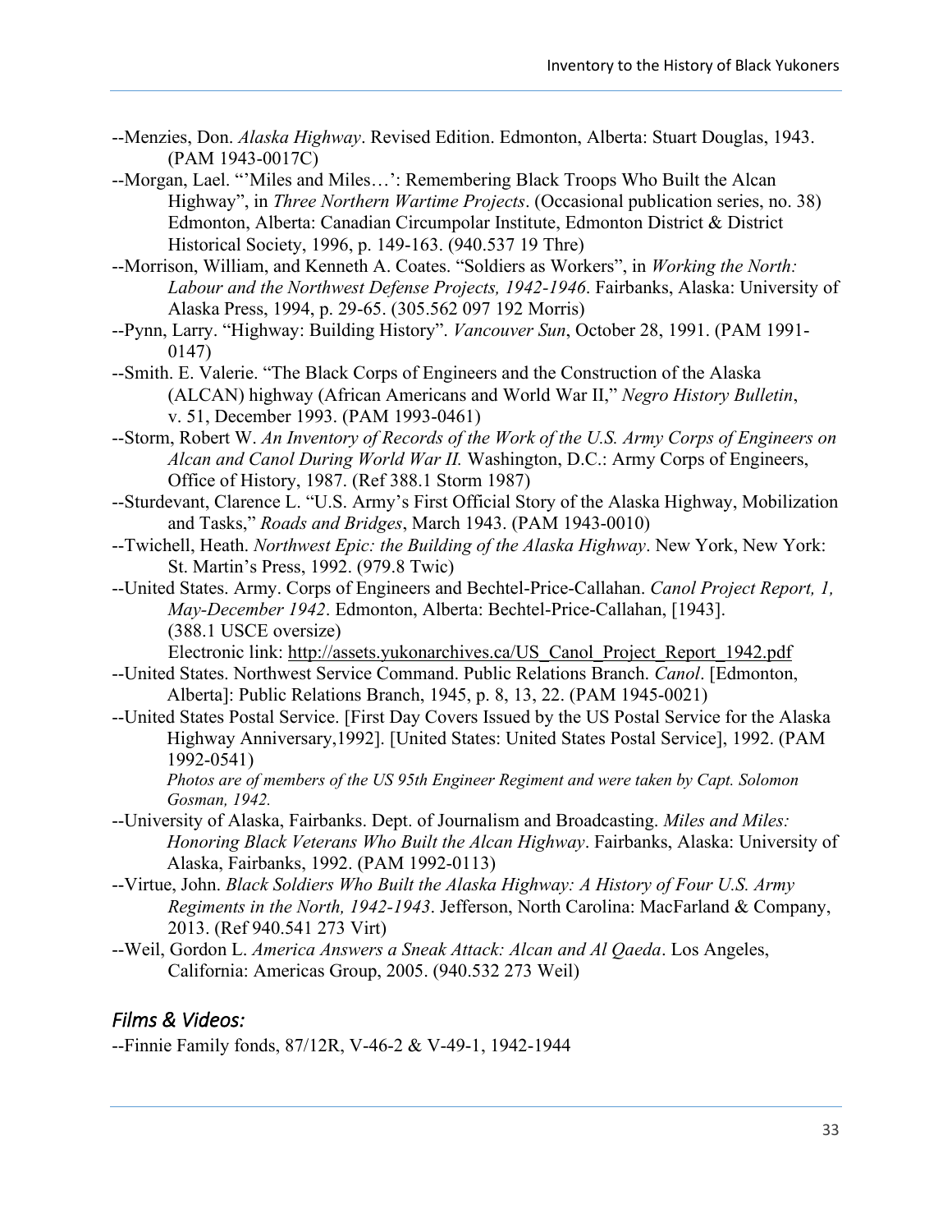--Menzies, Don. *Alaska Highway*. Revised Edition. Edmonton, Alberta: Stuart Douglas, 1943. (PAM 1943-0017C)

--Morgan, Lael. "'Miles and Miles…': Remembering Black Troops Who Built the Alcan Highway", in *Three Northern Wartime Projects*. (Occasional publication series, no. 38) Edmonton, Alberta: Canadian Circumpolar Institute, Edmonton District & District Historical Society, 1996, p. 149-163. (940.537 19 Thre)

--Morrison, William, and Kenneth A. Coates. "Soldiers as Workers", in *Working the North: Labour and the Northwest Defense Projects, 1942-1946*. Fairbanks, Alaska: University of Alaska Press, 1994, p. 29-65. (305.562 097 192 Morris)

--Pynn, Larry. "Highway: Building History". *Vancouver Sun*, October 28, 1991. (PAM 1991-0147)

--Smith. E. Valerie. "The Black Corps of Engineers and the Construction of the Alaska (ALCAN) highway (African Americans and World War II," *Negro History Bulletin*, v. 51, December 1993. (PAM 1993-0461)

--Storm, Robert W. *An Inventory of Records of the Work of the U.S. Army Corps of Engineers on Alcan and Canol During World War II.* Washington, D.C.: Army Corps of Engineers, Office of History, 1987. (Ref 388.1 Storm 1987)

--Sturdevant, Clarence L. "U.S. Army's First Official Story of the Alaska Highway, Mobilization and Tasks," *Roads and Bridges*, March 1943. (PAM 1943-0010)

--Twichell, Heath. *Northwest Epic: the Building of the Alaska Highway*. New York, New York: St. Martin's Press, 1992. (979.8 Twic)

--United States. Army. Corps of Engineers and Bechtel-Price-Callahan. *Canol Project Report, 1, May-December 1942*. Edmonton, Alberta: Bechtel-Price-Callahan, [1943]. (388.1 USCE oversize)
Electronic link: http://assets.yukonarchives.ca/US_Canol_Project_Report_1942.pdf

--United States. Northwest Service Command. Public Relations Branch. *Canol*. [Edmonton, Alberta]: Public Relations Branch, 1945, p. 8, 13, 22. (PAM 1945-0021)

--United States Postal Service. [First Day Covers Issued by the US Postal Service for the Alaska Highway Anniversary,1992]. [United States: United States Postal Service], 1992. (PAM 1992-0541)
*Photos are of members of the US 95th Engineer Regiment and were taken by Capt. Solomon Gosman, 1942.*

--University of Alaska, Fairbanks. Dept. of Journalism and Broadcasting. *Miles and Miles: Honoring Black Veterans Who Built the Alcan Highway*. Fairbanks, Alaska: University of Alaska, Fairbanks, 1992. (PAM 1992-0113)

--Virtue, John. *Black Soldiers Who Built the Alaska Highway: A History of Four U.S. Army Regiments in the North, 1942-1943*. Jefferson, North Carolina: MacFarland & Company, 2013. (Ref 940.541 273 Virt)

--Weil, Gordon L. *America Answers a Sneak Attack: Alcan and Al Qaeda*. Los Angeles, California: Americas Group, 2005. (940.532 273 Weil)

## *Films & Videos:*

--Finnie Family fonds, 87/12R, V-46-2 & V-49-1, 1942-1944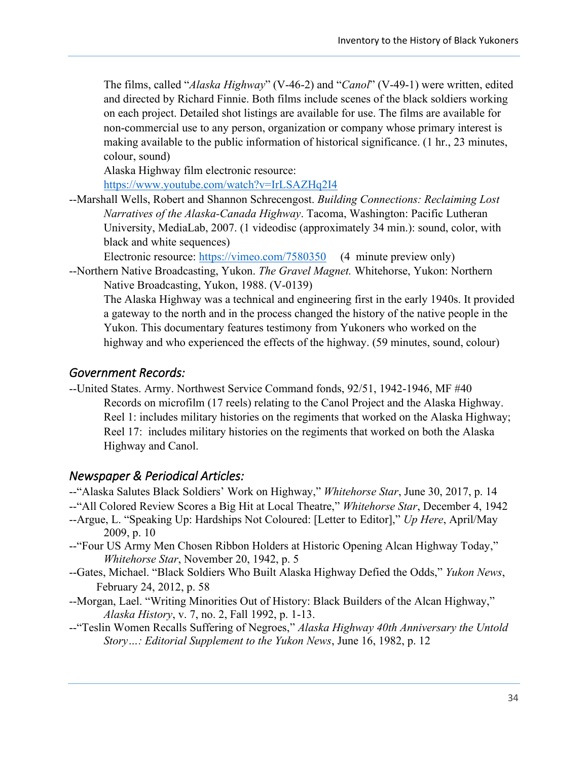The films, called "*Alaska Highway*" (V-46-2) and "*Canol*" (V-49-1) were written, edited and directed by Richard Finnie. Both films include scenes of the black soldiers working on each project. Detailed shot listings are available for use. The films are available for non-commercial use to any person, organization or company whose primary interest is making available to the public information of historical significance. (1 hr., 23 minutes, colour, sound)
Alaska Highway film electronic resource:
https://www.youtube.com/watch?v=IrLSAZHq2I4

--Marshall Wells, Robert and Shannon Schrecengost. *Building Connections: Reclaiming Lost Narratives of the Alaska-Canada Highway*. Tacoma, Washington: Pacific Lutheran University, MediaLab, 2007. (1 videodisc (approximately 34 min.): sound, color, with black and white sequences)
Electronic resource: https://vimeo.com/7580350 (4 minute preview only)

--Northern Native Broadcasting, Yukon. *The Gravel Magnet.* Whitehorse, Yukon: Northern Native Broadcasting, Yukon, 1988. (V-0139)
The Alaska Highway was a technical and engineering first in the early 1940s. It provided a gateway to the north and in the process changed the history of the native people in the Yukon. This documentary features testimony from Yukoners who worked on the highway and who experienced the effects of the highway. (59 minutes, sound, colour)

### *Government Records:*

--United States. Army. Northwest Service Command fonds, 92/51, 1942-1946, MF #40
Records on microfilm (17 reels) relating to the Canol Project and the Alaska Highway. Reel 1: includes military histories on the regiments that worked on the Alaska Highway; Reel 17: includes military histories on the regiments that worked on both the Alaska Highway and Canol.

### *Newspaper & Periodical Articles:*

--"Alaska Salutes Black Soldiers' Work on Highway," *Whitehorse Star*, June 30, 2017, p. 14
--"All Colored Review Scores a Big Hit at Local Theatre," *Whitehorse Star*, December 4, 1942
--Argue, L. "Speaking Up: Hardships Not Coloured: [Letter to Editor]," *Up Here*, April/May 2009, p. 10
--"Four US Army Men Chosen Ribbon Holders at Historic Opening Alcan Highway Today," *Whitehorse Star*, November 20, 1942, p. 5
--Gates, Michael. "Black Soldiers Who Built Alaska Highway Defied the Odds," *Yukon News*, February 24, 2012, p. 58
--Morgan, Lael. "Writing Minorities Out of History: Black Builders of the Alcan Highway," *Alaska History*, v. 7, no. 2, Fall 1992, p. 1-13.
--"Teslin Women Recalls Suffering of Negroes," *Alaska Highway 40th Anniversary the Untold Story…: Editorial Supplement to the Yukon News*, June 16, 1982, p. 12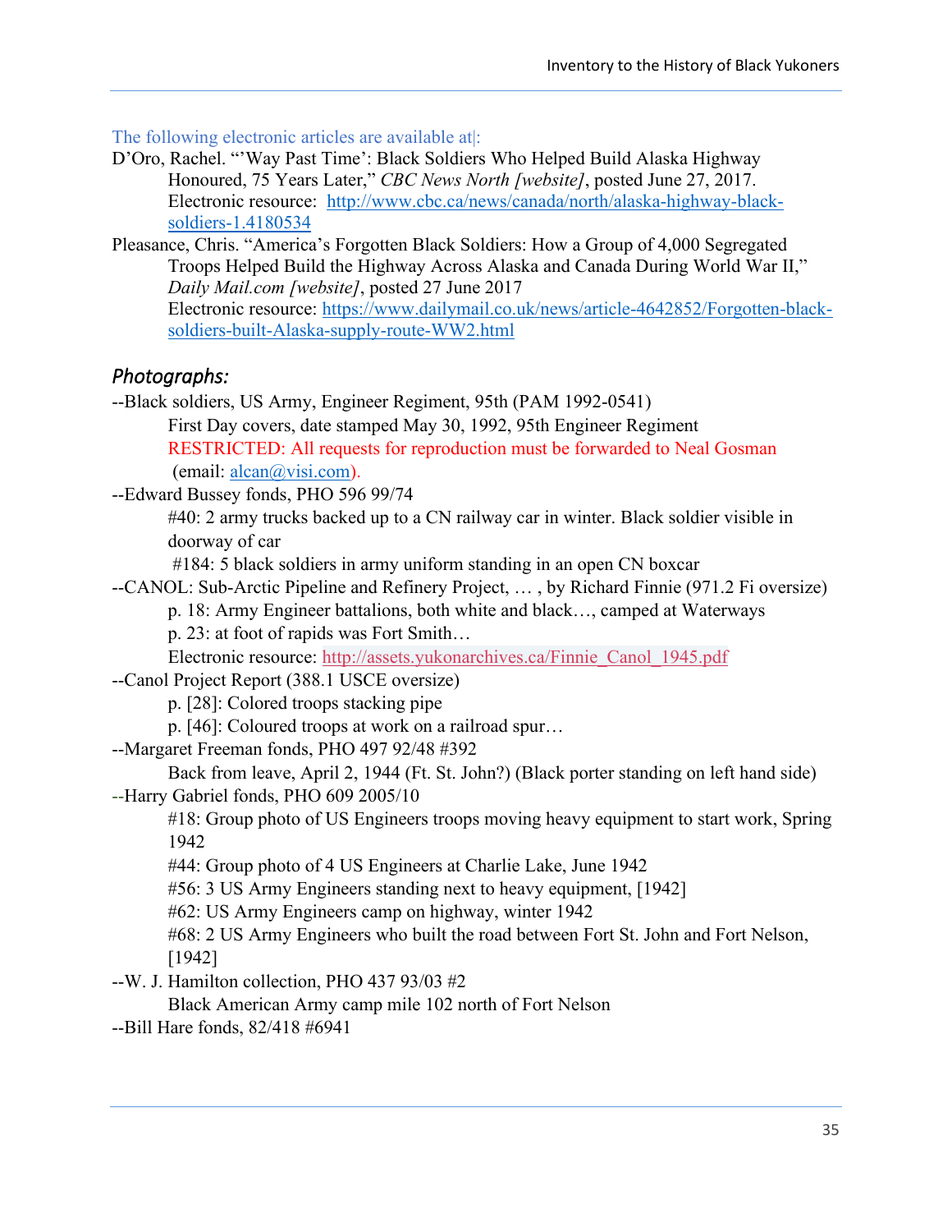The following electronic articles are available at|:

D'Oro, Rachel. "'Way Past Time': Black Soldiers Who Helped Build Alaska Highway Honoured, 75 Years Later," *CBC News North [website]*, posted June 27, 2017. Electronic resource: [http://www.cbc.ca/news/canada/north/alaska-highway-black-soldiers-1.4180534](http://www.cbc.ca/news/canada/north/alaska-highway-black-soldiers-1.4180534)

Pleasance, Chris. "America's Forgotten Black Soldiers: How a Group of 4,000 Segregated Troops Helped Build the Highway Across Alaska and Canada During World War II," *Daily Mail.com [website]*, posted 27 June 2017
Electronic resource: [https://www.dailymail.co.uk/news/article-4642852/Forgotten-black-soldiers-built-Alaska-supply-route-WW2.html](https://www.dailymail.co.uk/news/article-4642852/Forgotten-black-soldiers-built-Alaska-supply-route-WW2.html)

## *Photographs:*

--Black soldiers, US Army, Engineer Regiment, 95th (PAM 1992-0541)
First Day covers, date stamped May 30, 1992, 95th Engineer Regiment
RESTRICTED: All requests for reproduction must be forwarded to Neal Gosman (email: [alcan@visi.com](mailto:alcan@visi.com)).

--Edward Bussey fonds, PHO 596 99/74
#40: 2 army trucks backed up to a CN railway car in winter. Black soldier visible in doorway of car
#184: 5 black soldiers in army uniform standing in an open CN boxcar

--CANOL: Sub-Arctic Pipeline and Refinery Project, … , by Richard Finnie (971.2 Fi oversize)
p. 18: Army Engineer battalions, both white and black…, camped at Waterways
p. 23: at foot of rapids was Fort Smith…
Electronic resource: [http://assets.yukonarchives.ca/Finnie_Canol_1945.pdf](http://assets.yukonarchives.ca/Finnie_Canol_1945.pdf)

--Canol Project Report (388.1 USCE oversize)
p. [28]: Colored troops stacking pipe
p. [46]: Coloured troops at work on a railroad spur…

--Margaret Freeman fonds, PHO 497 92/48 #392
Back from leave, April 2, 1944 (Ft. St. John?) (Black porter standing on left hand side)

--Harry Gabriel fonds, PHO 609 2005/10
#18: Group photo of US Engineers troops moving heavy equipment to start work, Spring 1942
#44: Group photo of 4 US Engineers at Charlie Lake, June 1942
#56: 3 US Army Engineers standing next to heavy equipment, [1942]
#62: US Army Engineers camp on highway, winter 1942
#68: 2 US Army Engineers who built the road between Fort St. John and Fort Nelson, [1942]

--W. J. Hamilton collection, PHO 437 93/03 #2
Black American Army camp mile 102 north of Fort Nelson

--Bill Hare fonds, 82/418 #6941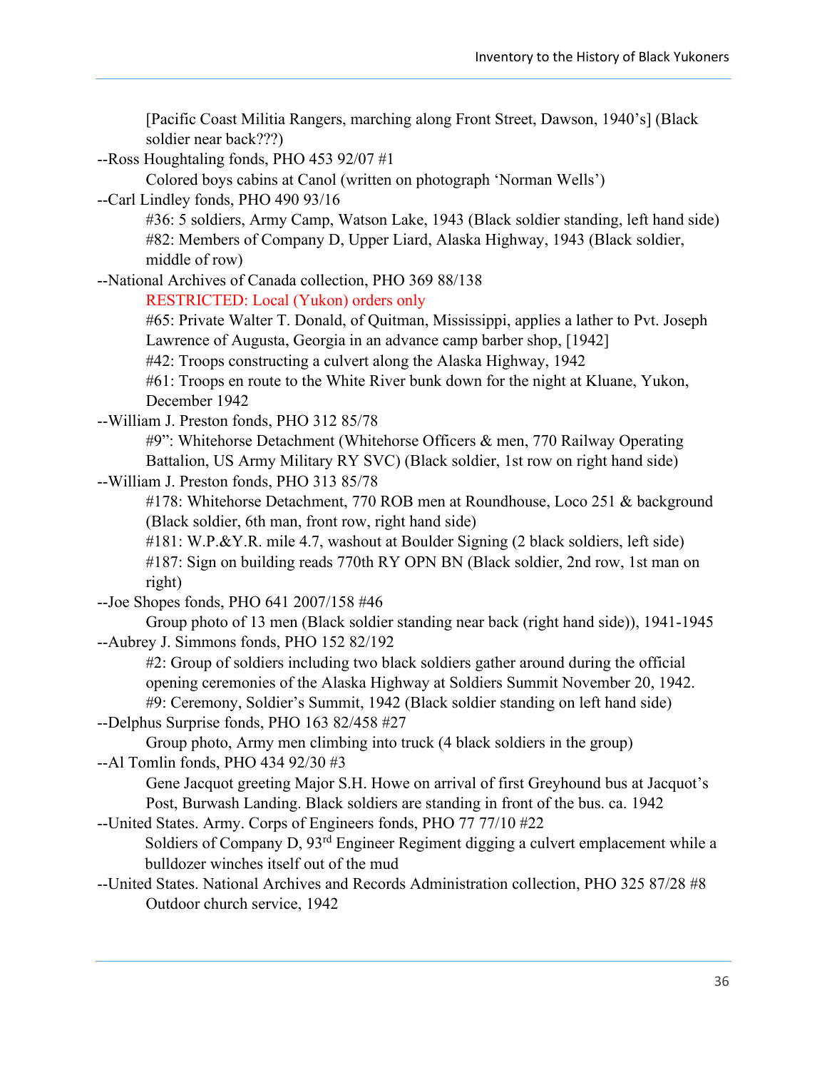[Pacific Coast Militia Rangers, marching along Front Street, Dawson, 1940's] (Black soldier near back???)

--Ross Houghtaling fonds, PHO 453 92/07 #1

Colored boys cabins at Canol (written on photograph 'Norman Wells')

--Carl Lindley fonds, PHO 490 93/16

#36: 5 soldiers, Army Camp, Watson Lake, 1943 (Black soldier standing, left hand side)

#82: Members of Company D, Upper Liard, Alaska Highway, 1943 (Black soldier, middle of row)

--National Archives of Canada collection, PHO 369 88/138

RESTRICTED: Local (Yukon) orders only

#65: Private Walter T. Donald, of Quitman, Mississippi, applies a lather to Pvt. Joseph Lawrence of Augusta, Georgia in an advance camp barber shop, [1942]

#42: Troops constructing a culvert along the Alaska Highway, 1942

#61: Troops en route to the White River bunk down for the night at Kluane, Yukon, December 1942

--William J. Preston fonds, PHO 312 85/78

#9": Whitehorse Detachment (Whitehorse Officers & men, 770 Railway Operating Battalion, US Army Military RY SVC) (Black soldier, 1st row on right hand side)

--William J. Preston fonds, PHO 313 85/78

#178: Whitehorse Detachment, 770 ROB men at Roundhouse, Loco 251 & background (Black soldier, 6th man, front row, right hand side)

#181: W.P.&Y.R. mile 4.7, washout at Boulder Signing (2 black soldiers, left side)

#187: Sign on building reads 770th RY OPN BN (Black soldier, 2nd row, 1st man on right)

--Joe Shopes fonds, PHO 641 2007/158 #46

Group photo of 13 men (Black soldier standing near back (right hand side)), 1941-1945

--Aubrey J. Simmons fonds, PHO 152 82/192

#2: Group of soldiers including two black soldiers gather around during the official opening ceremonies of the Alaska Highway at Soldiers Summit November 20, 1942.

#9: Ceremony, Soldier's Summit, 1942 (Black soldier standing on left hand side)

--Delphus Surprise fonds, PHO 163 82/458 #27

Group photo, Army men climbing into truck (4 black soldiers in the group)

--Al Tomlin fonds, PHO 434 92/30 #3

Gene Jacquot greeting Major S.H. Howe on arrival of first Greyhound bus at Jacquot's Post, Burwash Landing. Black soldiers are standing in front of the bus. ca. 1942

--United States. Army. Corps of Engineers fonds, PHO 77 77/10 #22

Soldiers of Company D, 93rd Engineer Regiment digging a culvert emplacement while a bulldozer winches itself out of the mud

--United States. National Archives and Records Administration collection, PHO 325 87/28 #8

Outdoor church service, 1942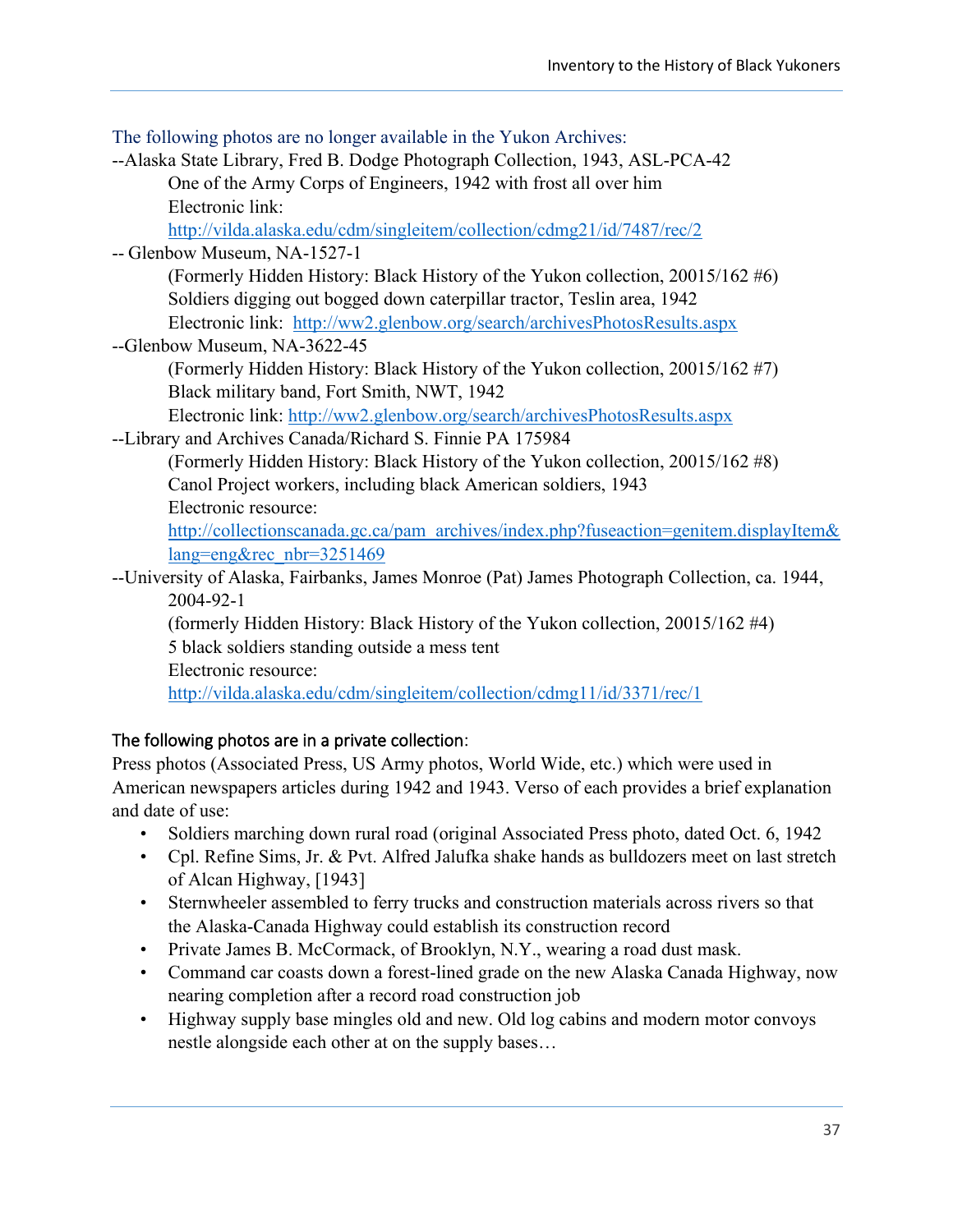The following photos are no longer available in the Yukon Archives:

--Alaska State Library, Fred B. Dodge Photograph Collection, 1943, ASL-PCA-42

> One of the Army Corps of Engineers, 1942 with frost all over him
> Electronic link:
> http://vilda.alaska.edu/cdm/singleitem/collection/cdmg21/id/7487/rec/2

-- Glenbow Museum, NA-1527-1

> (Formerly Hidden History: Black History of the Yukon collection, 20015/162 #6)
> Soldiers digging out bogged down caterpillar tractor, Teslin area, 1942
> Electronic link: http://ww2.glenbow.org/search/archivesPhotosResults.aspx

--Glenbow Museum, NA-3622-45

> (Formerly Hidden History: Black History of the Yukon collection, 20015/162 #7)
> Black military band, Fort Smith, NWT, 1942
> Electronic link: http://ww2.glenbow.org/search/archivesPhotosResults.aspx

--Library and Archives Canada/Richard S. Finnie PA 175984

> (Formerly Hidden History: Black History of the Yukon collection, 20015/162 #8)
> Canol Project workers, including black American soldiers, 1943
> Electronic resource:
> http://collectionscanada.gc.ca/pam_archives/index.php?fuseaction=genitem.displayItem&lang=eng&rec_nbr=3251469

--University of Alaska, Fairbanks, James Monroe (Pat) James Photograph Collection, ca. 1944, 2004-92-1

> (formerly Hidden History: Black History of the Yukon collection, 20015/162 #4)
> 5 black soldiers standing outside a mess tent
> Electronic resource:
> http://vilda.alaska.edu/cdm/singleitem/collection/cdmg11/id/3371/rec/1

The following photos are in a private collection:

Press photos (Associated Press, US Army photos, World Wide, etc.) which were used in American newspapers articles during 1942 and 1943. Verso of each provides a brief explanation and date of use:

- Soldiers marching down rural road (original Associated Press photo, dated Oct. 6, 1942
- Cpl. Refine Sims, Jr. & Pvt. Alfred Jalufka shake hands as bulldozers meet on last stretch of Alcan Highway, [1943]
- Sternwheeler assembled to ferry trucks and construction materials across rivers so that the Alaska-Canada Highway could establish its construction record
- Private James B. McCormack, of Brooklyn, N.Y., wearing a road dust mask.
- Command car coasts down a forest-lined grade on the new Alaska Canada Highway, now nearing completion after a record road construction job
- Highway supply base mingles old and new. Old log cabins and modern motor convoys nestle alongside each other at on the supply bases…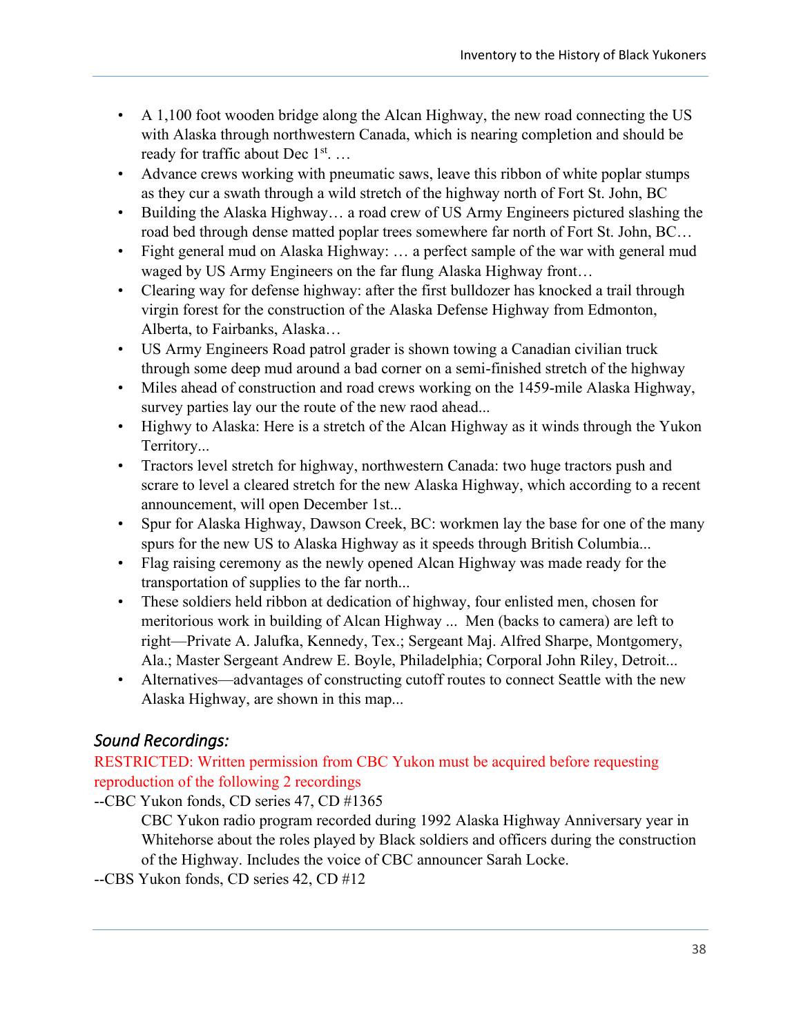- A 1,100 foot wooden bridge along the Alcan Highway, the new road connecting the US with Alaska through northwestern Canada, which is nearing completion and should be ready for traffic about Dec 1st. …
- Advance crews working with pneumatic saws, leave this ribbon of white poplar stumps as they cur a swath through a wild stretch of the highway north of Fort St. John, BC
- Building the Alaska Highway… a road crew of US Army Engineers pictured slashing the road bed through dense matted poplar trees somewhere far north of Fort St. John, BC…
- Fight general mud on Alaska Highway: … a perfect sample of the war with general mud waged by US Army Engineers on the far flung Alaska Highway front…
- Clearing way for defense highway: after the first bulldozer has knocked a trail through virgin forest for the construction of the Alaska Defense Highway from Edmonton, Alberta, to Fairbanks, Alaska…
- US Army Engineers Road patrol grader is shown towing a Canadian civilian truck through some deep mud around a bad corner on a semi-finished stretch of the highway
- Miles ahead of construction and road crews working on the 1459-mile Alaska Highway, survey parties lay our the route of the new raod ahead...
- Highwy to Alaska: Here is a stretch of the Alcan Highway as it winds through the Yukon Territory...
- Tractors level stretch for highway, northwestern Canada: two huge tractors push and scrare to level a cleared stretch for the new Alaska Highway, which according to a recent announcement, will open December 1st...
- Spur for Alaska Highway, Dawson Creek, BC: workmen lay the base for one of the many spurs for the new US to Alaska Highway as it speeds through British Columbia...
- Flag raising ceremony as the newly opened Alcan Highway was made ready for the transportation of supplies to the far north...
- These soldiers held ribbon at dedication of highway, four enlisted men, chosen for meritorious work in building of Alcan Highway ... Men (backs to camera) are left to right—Private A. Jalufka, Kennedy, Tex.; Sergeant Maj. Alfred Sharpe, Montgomery, Ala.; Master Sergeant Andrew E. Boyle, Philadelphia; Corporal John Riley, Detroit...
- Alternatives—advantages of constructing cutoff routes to connect Seattle with the new Alaska Highway, are shown in this map...

### *Sound Recordings:*

RESTRICTED: Written permission from CBC Yukon must be acquired before requesting reproduction of the following 2 recordings

--CBC Yukon fonds, CD series 47, CD #1365

CBC Yukon radio program recorded during 1992 Alaska Highway Anniversary year in Whitehorse about the roles played by Black soldiers and officers during the construction of the Highway. Includes the voice of CBC announcer Sarah Locke.

--CBS Yukon fonds, CD series 42, CD #12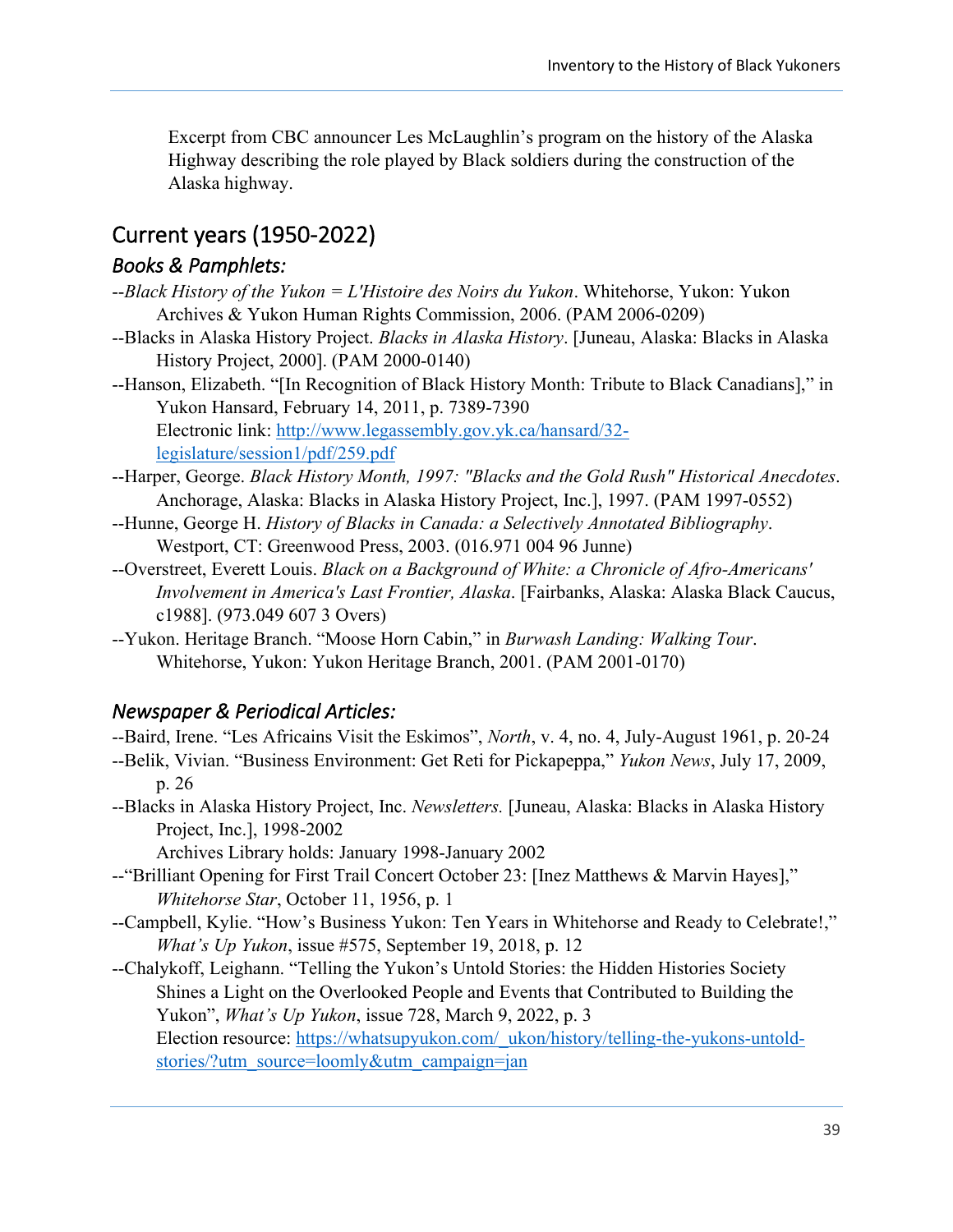Excerpt from CBC announcer Les McLaughlin's program on the history of the Alaska Highway describing the role played by Black soldiers during the construction of the Alaska highway.

## Current years (1950-2022)

### *Books & Pamphlets:*

--*Black History of the Yukon = L'Histoire des Noirs du Yukon*. Whitehorse, Yukon: Yukon Archives & Yukon Human Rights Commission, 2006. (PAM 2006-0209)

--Blacks in Alaska History Project. *Blacks in Alaska History*. [Juneau, Alaska: Blacks in Alaska History Project, 2000]. (PAM 2000-0140)

--Hanson, Elizabeth. "[In Recognition of Black History Month: Tribute to Black Canadians]," in Yukon Hansard, February 14, 2011, p. 7389-7390
Electronic link: http://www.legassembly.gov.yk.ca/hansard/32-legislature/session1/pdf/259.pdf

--Harper, George. *Black History Month, 1997: "Blacks and the Gold Rush" Historical Anecdotes*. Anchorage, Alaska: Blacks in Alaska History Project, Inc.], 1997. (PAM 1997-0552)

--Hunne, George H. *History of Blacks in Canada: a Selectively Annotated Bibliography*. Westport, CT: Greenwood Press, 2003. (016.971 004 96 Junne)

--Overstreet, Everett Louis. *Black on a Background of White: a Chronicle of Afro-Americans' Involvement in America's Last Frontier, Alaska*. [Fairbanks, Alaska: Alaska Black Caucus, c1988]. (973.049 607 3 Overs)

--Yukon. Heritage Branch. "Moose Horn Cabin," in *Burwash Landing: Walking Tour*. Whitehorse, Yukon: Yukon Heritage Branch, 2001. (PAM 2001-0170)

### *Newspaper & Periodical Articles:*

--Baird, Irene. "Les Africains Visit the Eskimos", *North*, v. 4, no. 4, July-August 1961, p. 20-24

--Belik, Vivian. "Business Environment: Get Reti for Pickapeppa," *Yukon News*, July 17, 2009, p. 26

--Blacks in Alaska History Project, Inc. *Newsletters.* [Juneau, Alaska: Blacks in Alaska History Project, Inc.], 1998-2002
Archives Library holds: January 1998-January 2002

--"Brilliant Opening for First Trail Concert October 23: [Inez Matthews & Marvin Hayes]," *Whitehorse Star*, October 11, 1956, p. 1

--Campbell, Kylie. "How's Business Yukon: Ten Years in Whitehorse and Ready to Celebrate!," *What's Up Yukon*, issue #575, September 19, 2018, p. 12

--Chalykoff, Leighann. "Telling the Yukon's Untold Stories: the Hidden Histories Society Shines a Light on the Overlooked People and Events that Contributed to Building the Yukon", *What's Up Yukon*, issue 728, March 9, 2022, p. 3
Election resource: https://whatsupyukon.com/_ukon/history/telling-the-yukons-untold-stories/?utm_source=loomly&utm_campaign=jan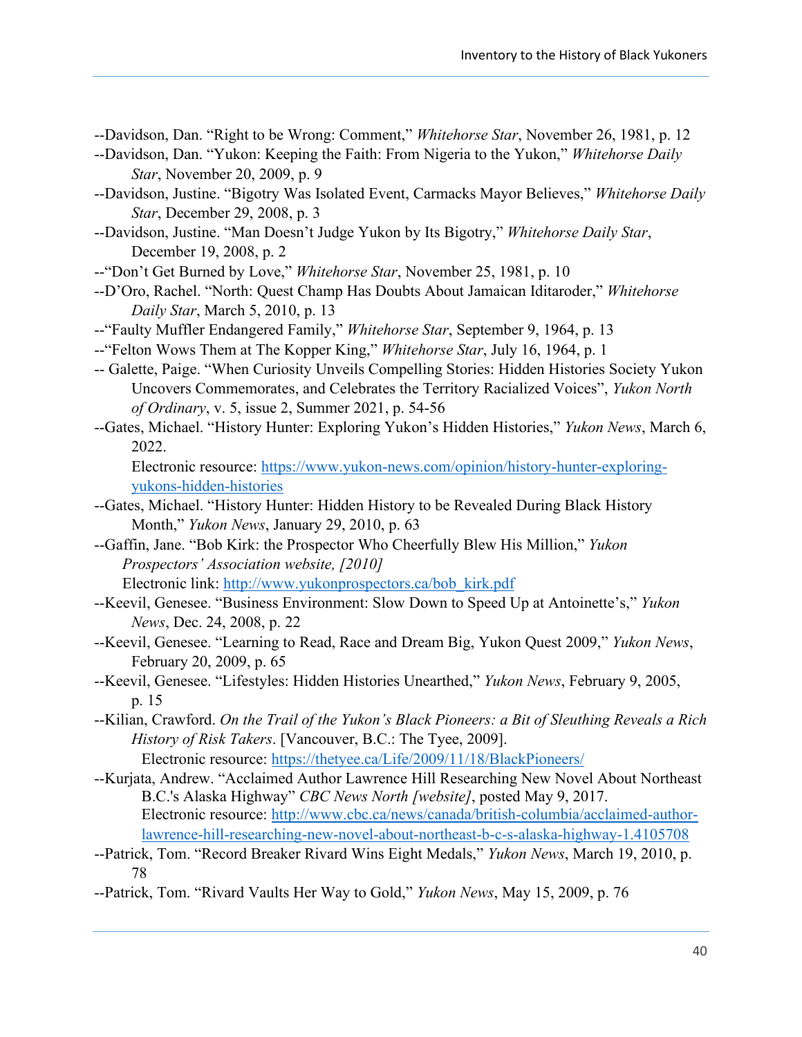--Davidson, Dan. "Right to be Wrong: Comment," *Whitehorse Star*, November 26, 1981, p. 12

--Davidson, Dan. "Yukon: Keeping the Faith: From Nigeria to the Yukon," *Whitehorse Daily Star*, November 20, 2009, p. 9

--Davidson, Justine. "Bigotry Was Isolated Event, Carmacks Mayor Believes," *Whitehorse Daily Star*, December 29, 2008, p. 3

--Davidson, Justine. "Man Doesn't Judge Yukon by Its Bigotry," *Whitehorse Daily Star*, December 19, 2008, p. 2

--"Don't Get Burned by Love," *Whitehorse Star*, November 25, 1981, p. 10

--D'Oro, Rachel. "North: Quest Champ Has Doubts About Jamaican Iditaroder," *Whitehorse Daily Star*, March 5, 2010, p. 13

--"Faulty Muffler Endangered Family," *Whitehorse Star*, September 9, 1964, p. 13

--"Felton Wows Them at The Kopper King," *Whitehorse Star*, July 16, 1964, p. 1

-- Galette, Paige. "When Curiosity Unveils Compelling Stories: Hidden Histories Society Yukon Uncovers Commemorates, and Celebrates the Territory Racialized Voices", *Yukon North of Ordinary*, v. 5, issue 2, Summer 2021, p. 54-56

--Gates, Michael. "History Hunter: Exploring Yukon's Hidden Histories," *Yukon News*, March 6, 2022.
Electronic resource: https://www.yukon-news.com/opinion/history-hunter-exploring-yukons-hidden-histories

--Gates, Michael. "History Hunter: Hidden History to be Revealed During Black History Month," *Yukon News*, January 29, 2010, p. 63

--Gaffin, Jane. "Bob Kirk: the Prospector Who Cheerfully Blew His Million," *Yukon Prospectors' Association website, [2010]*
Electronic link: http://www.yukonprospectors.ca/bob_kirk.pdf

--Keevil, Genesee. "Business Environment: Slow Down to Speed Up at Antoinette's," *Yukon News*, Dec. 24, 2008, p. 22

--Keevil, Genesee. "Learning to Read, Race and Dream Big, Yukon Quest 2009," *Yukon News*, February 20, 2009, p. 65

--Keevil, Genesee. "Lifestyles: Hidden Histories Unearthed," *Yukon News*, February 9, 2005, p. 15

--Kilian, Crawford. *On the Trail of the Yukon's Black Pioneers: a Bit of Sleuthing Reveals a Rich History of Risk Takers*. [Vancouver, B.C.: The Tyee, 2009].
Electronic resource: https://thetyee.ca/Life/2009/11/18/BlackPioneers/

--Kurjata, Andrew. "Acclaimed Author Lawrence Hill Researching New Novel About Northeast B.C.'s Alaska Highway" *CBC News North [website]*, posted May 9, 2017.
Electronic resource: http://www.cbc.ca/news/canada/british-columbia/acclaimed-author-lawrence-hill-researching-new-novel-about-northeast-b-c-s-alaska-highway-1.4105708

--Patrick, Tom. "Record Breaker Rivard Wins Eight Medals," *Yukon News*, March 19, 2010, p. 78

--Patrick, Tom. "Rivard Vaults Her Way to Gold," *Yukon News*, May 15, 2009, p. 76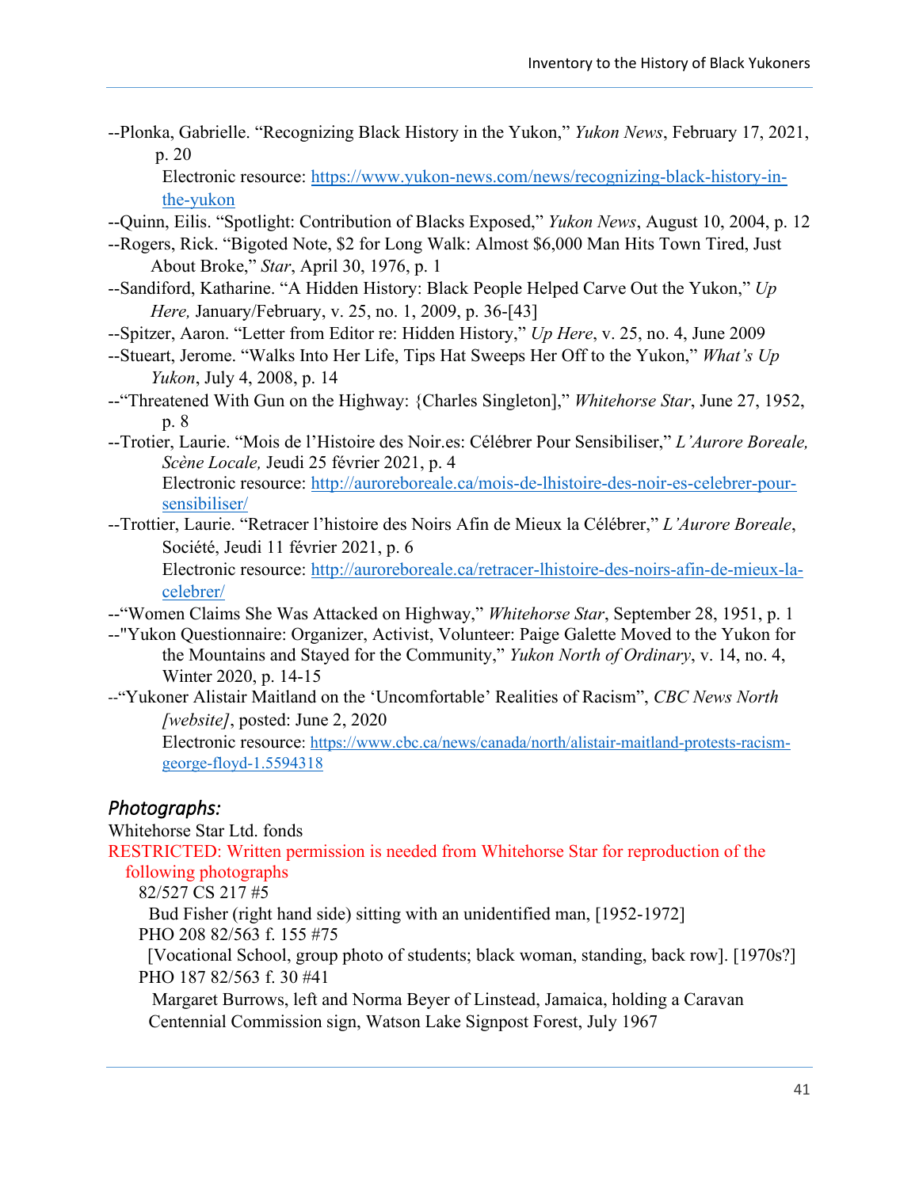--Plonka, Gabrielle. "Recognizing Black History in the Yukon," *Yukon News*, February 17, 2021, p. 20

Electronic resource: https://www.yukon-news.com/news/recognizing-black-history-in-the-yukon

--Quinn, Eilis. "Spotlight: Contribution of Blacks Exposed," *Yukon News*, August 10, 2004, p. 12

--Rogers, Rick. "Bigoted Note, $2 for Long Walk: Almost $6,000 Man Hits Town Tired, Just About Broke," *Star*, April 30, 1976, p. 1

--Sandiford, Katharine. "A Hidden History: Black People Helped Carve Out the Yukon," *Up Here,* January/February, v. 25, no. 1, 2009, p. 36-[43]

--Spitzer, Aaron. "Letter from Editor re: Hidden History," *Up Here*, v. 25, no. 4, June 2009

--Stueart, Jerome. "Walks Into Her Life, Tips Hat Sweeps Her Off to the Yukon," *What's Up Yukon*, July 4, 2008, p. 14

--"Threatened With Gun on the Highway: {Charles Singleton]," *Whitehorse Star*, June 27, 1952, p. 8

--Trotier, Laurie. "Mois de l'Histoire des Noir.es: Célébrer Pour Sensibiliser," *L'Aurore Boreale, Scène Locale,* Jeudi 25 février 2021, p. 4

Electronic resource: http://auroreboreale.ca/mois-de-lhistoire-des-noir-es-celebrer-pour-sensibiliser/

--Trottier, Laurie. "Retracer l'histoire des Noirs Afin de Mieux la Célébrer," *L'Aurore Boreale*, Société, Jeudi 11 février 2021, p. 6

Electronic resource: http://auroreboreale.ca/retracer-lhistoire-des-noirs-afin-de-mieux-la-celebrer/

--"Women Claims She Was Attacked on Highway," *Whitehorse Star*, September 28, 1951, p. 1

--"Yukon Questionnaire: Organizer, Activist, Volunteer: Paige Galette Moved to the Yukon for the Mountains and Stayed for the Community," *Yukon North of Ordinary*, v. 14, no. 4, Winter 2020, p. 14-15

--"Yukoner Alistair Maitland on the 'Uncomfortable' Realities of Racism", *CBC News North [website]*, posted: June 2, 2020

Electronic resource: https://www.cbc.ca/news/canada/north/alistair-maitland-protests-racism-george-floyd-1.5594318

## *Photographs:*

Whitehorse Star Ltd. fonds

RESTRICTED: Written permission is needed from Whitehorse Star for reproduction of the following photographs

82/527 CS 217 #5

Bud Fisher (right hand side) sitting with an unidentified man, [1952-1972]

PHO 208 82/563 f. 155 #75

[Vocational School, group photo of students; black woman, standing, back row]. [1970s?]

PHO 187 82/563 f. 30 #41

Margaret Burrows, left and Norma Beyer of Linstead, Jamaica, holding a Caravan Centennial Commission sign, Watson Lake Signpost Forest, July 1967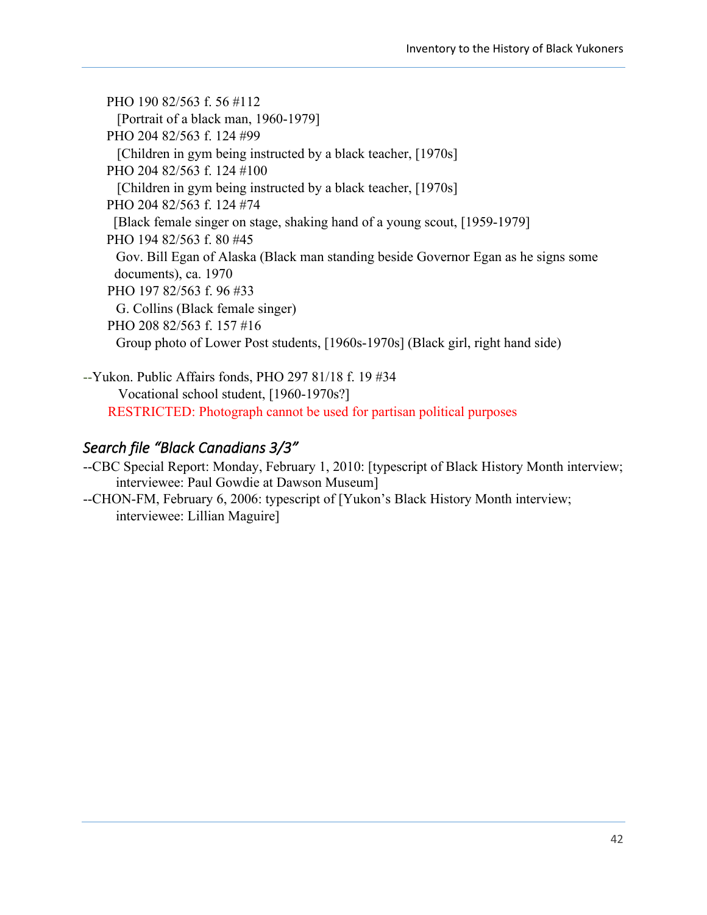PHO 190 82/563 f. 56 #112
[Portrait of a black man, 1960-1979]
PHO 204 82/563 f. 124 #99
[Children in gym being instructed by a black teacher, [1970s]
PHO 204 82/563 f. 124 #100
[Children in gym being instructed by a black teacher, [1970s]
PHO 204 82/563 f. 124 #74
[Black female singer on stage, shaking hand of a young scout, [1959-1979]
PHO 194 82/563 f. 80 #45
Gov. Bill Egan of Alaska (Black man standing beside Governor Egan as he signs some documents), ca. 1970
PHO 197 82/563 f. 96 #33
G. Collins (Black female singer)
PHO 208 82/563 f. 157 #16
Group photo of Lower Post students, [1960s-1970s] (Black girl, right hand side)

--Yukon. Public Affairs fonds, PHO 297 81/18 f. 19 #34
Vocational school student, [1960-1970s?]
RESTRICTED: Photograph cannot be used for partisan political purposes

### *Search file "Black Canadians 3/3"*

--CBC Special Report: Monday, February 1, 2010: [typescript of Black History Month interview; interviewee: Paul Gowdie at Dawson Museum]
--CHON-FM, February 6, 2006: typescript of [Yukon's Black History Month interview; interviewee: Lillian Maguire]